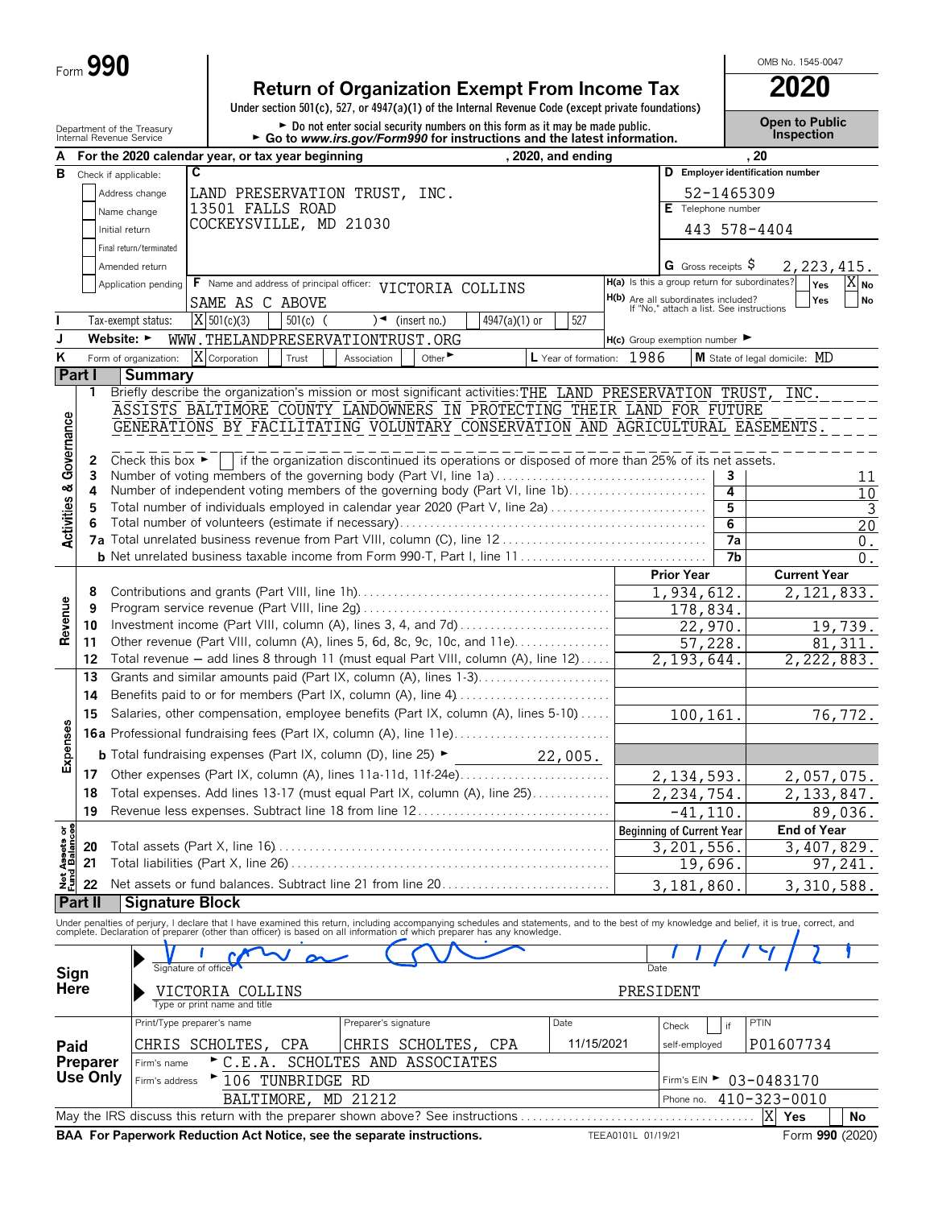Form **990**

# Return of Organization Exempt From Income Tax

Under section 501(c), 527, or 4947(a)(1) of the Internal Revenue Code (except private foundations)

► Do not enter social security numbers on this form as it may be made public.
► Go to *www.irs.gov/Form990* for instructions and the latest information.

OMB No. 1545-0047

**2020**

**Open to Public Inspection**

Department of the Treasury
Internal Revenue Service

**A** For the 2020 calendar year, or tax year beginning , 2020, and ending , 20

**B** Check if applicable:
- [ ] Address change
- [ ] Name change
- [ ] Initial return
- [ ] Final return/terminated
- [ ] Amended return
- [ ] Application pending

**C**
LAND PRESERVATION TRUST, INC.
13501 FALLS ROAD
COCKEYSVILLE, MD 21030

**D** Employer identification number: 52-1465309

**E** Telephone number: 443 578-4404

**G** Gross receipts $ 2,223,415.

**F** Name and address of principal officer: VICTORIA COLLINS
SAME AS C ABOVE

**H(a)** Is this a group return for subordinates? [ ] Yes [X] No

**H(b)** Are all subordinates included? [ ] Yes [ ] No
If "No," attach a list. See instructions

**I** Tax-exempt status: [X] 501(c)(3) [ ] 501(c) ( ) ◄ (insert no.) [ ] 4947(a)(1) or [ ] 527

**J** Website: ► WWW.THELANDPRESERVATIONTRUST.ORG

**H(c)** Group exemption number ►

**K** Form of organization: [X] Corporation [ ] Trust [ ] Association [ ] Other ►

**L** Year of formation: 1986

**M** State of legal domicile: MD

## Part I Summary

**Activities & Governance**

1 Briefly describe the organization's mission or most significant activities: THE LAND PRESERVATION TRUST, INC. ASSISTS BALTIMORE COUNTY LANDOWNERS IN PROTECTING THEIR LAND FOR FUTURE GENERATIONS BY FACILITATING VOLUNTARY CONSERVATION AND AGRICULTURAL EASEMENTS.

2 Check this box ► [ ] if the organization discontinued its operations or disposed of more than 25% of its net assets.

| | | Line | |
|---|---|---|---|
| 3 | Number of voting members of the governing body (Part VI, line 1a) | 3 | 11 |
| 4 | Number of independent voting members of the governing body (Part VI, line 1b) | 4 | 10 |
| 5 | Total number of individuals employed in calendar year 2020 (Part V, line 2a) | 5 | 3 |
| 6 | Total number of volunteers (estimate if necessary) | 6 | 20 |
| 7a | Total unrelated business revenue from Part VIII, column (C), line 12 | 7a | 0. |
| b | Net unrelated business taxable income from Form 990-T, Part I, line 11 | 7b | 0. |

**Revenue**

| | | Prior Year | Current Year |
|---|---|---|---|
| 8 | Contributions and grants (Part VIII, line 1h) | 1,934,612. | 2,121,833. |
| 9 | Program service revenue (Part VIII, line 2g) | 178,834. | |
| 10 | Investment income (Part VIII, column (A), lines 3, 4, and 7d) | 22,970. | 19,739. |
| 11 | Other revenue (Part VIII, column (A), lines 5, 6d, 8c, 9c, 10c, and 11e) | 57,228. | 81,311. |
| 12 | Total revenue – add lines 8 through 11 (must equal Part VIII, column (A), line 12) | 2,193,644. | 2,222,883. |

**Expenses**

| | | Prior Year | Current Year |
|---|---|---|---|
| 13 | Grants and similar amounts paid (Part IX, column (A), lines 1-3) | | |
| 14 | Benefits paid to or for members (Part IX, column (A), line 4) | | |
| 15 | Salaries, other compensation, employee benefits (Part IX, column (A), lines 5-10) | 100,161. | 76,772. |
| 16a | Professional fundraising fees (Part IX, column (A), line 11e) | | |
| b | Total fundraising expenses (Part IX, column (D), line 25) ► 22,005. | | |
| 17 | Other expenses (Part IX, column (A), lines 11a-11d, 11f-24e) | 2,134,593. | 2,057,075. |
| 18 | Total expenses. Add lines 13-17 (must equal Part IX, column (A), line 25) | 2,234,754. | 2,133,847. |
| 19 | Revenue less expenses. Subtract line 18 from line 12 | -41,110. | 89,036. |

**Net Assets or Fund Balances**

| | | Beginning of Current Year | End of Year |
|---|---|---|---|
| 20 | Total assets (Part X, line 16) | 3,201,556. | 3,407,829. |
| 21 | Total liabilities (Part X, line 26) | 19,696. | 97,241. |
| 22 | Net assets or fund balances. Subtract line 21 from line 20 | 3,181,860. | 3,310,588. |

## Part II Signature Block

Under penalties of perjury, I declare that I have examined this return, including accompanying schedules and statements, and to the best of my knowledge and belief, it is true, correct, and complete. Declaration of preparer (other than officer) is based on all information of which preparer has any knowledge.

**Sign Here**

Signature of officer: [signature] Date: 11/14/21

VICTORIA COLLINS PRESIDENT
Type or print name and title

**Paid Preparer Use Only**

| Print/Type preparer's name | Preparer's signature | Date | Check [ ] if self-employed | PTIN |
|---|---|---|---|---|
| CHRIS SCHOLTES, CPA | CHRIS SCHOLTES, CPA | 11/15/2021 | | P01607734 |

Firm's name ► C.E.A. SCHOLTES AND ASSOCIATES
Firm's address ► 106 TUNBRIDGE RD
BALTIMORE, MD 21212
Firm's EIN ► 03-0483170
Phone no. 410-323-0010

May the IRS discuss this return with the preparer shown above? See instructions [X] Yes [ ] No

BAA For Paperwork Reduction Act Notice, see the separate instructions. TEEA0101L 01/19/21 Form **990** (2020)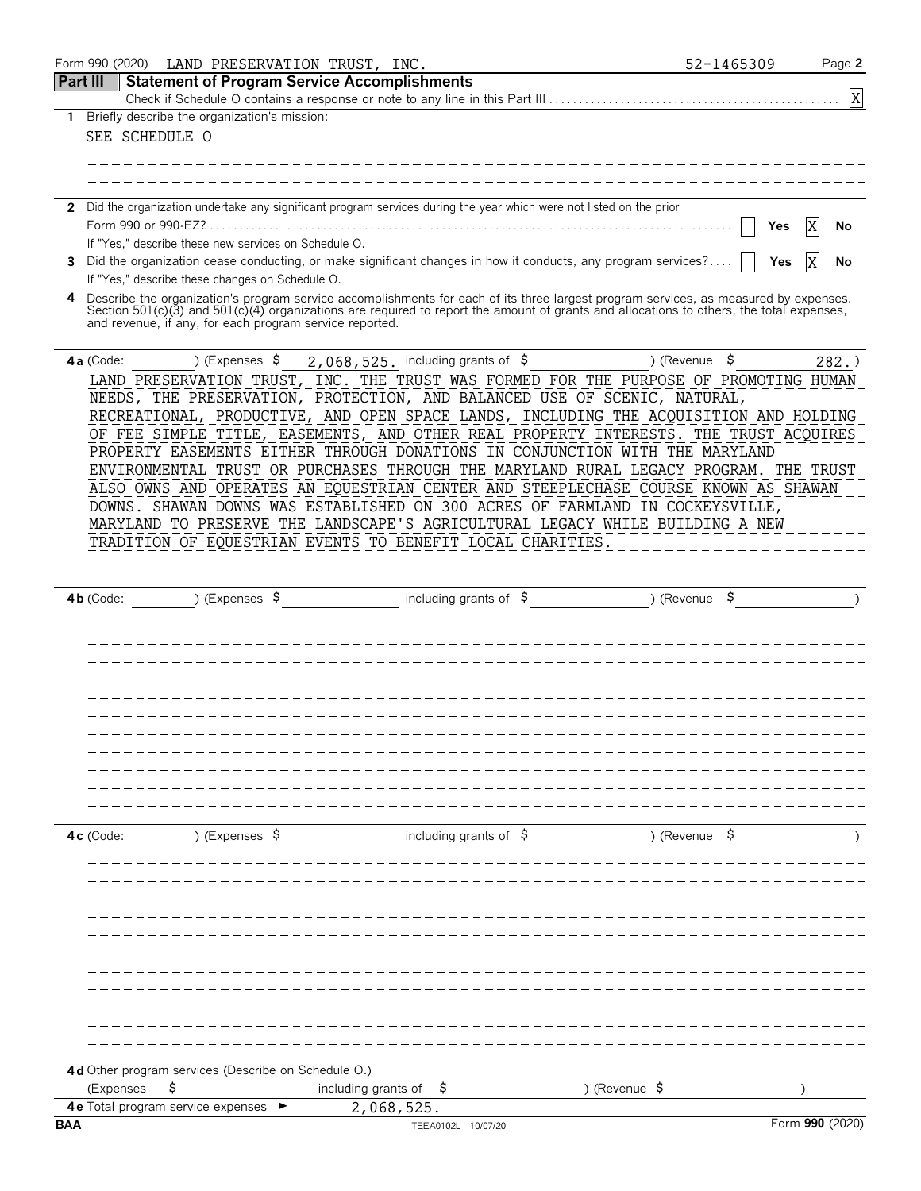Form 990 (2020) LAND PRESERVATION TRUST, INC. 52-1465309 Page **2**

## Part III Statement of Program Service Accomplishments

Check if Schedule O contains a response or note to any line in this Part III ............ [X]

**1** Briefly describe the organization's mission:

SEE SCHEDULE O

**2** Did the organization undertake any significant program services during the year which were not listed on the prior Form 990 or 990-EZ? ............ [ ] Yes [X] No

If "Yes," describe these new services on Schedule O.

**3** Did the organization cease conducting, or make significant changes in how it conducts, any program services? .... [ ] Yes [X] No

If "Yes," describe these changes on Schedule O.

**4** Describe the organization's program service accomplishments for each of its three largest program services, as measured by expenses. Section 501(c)(3) and 501(c)(4) organizations are required to report the amount of grants and allocations to others, the total expenses, and revenue, if any, for each program service reported.

**4a** (Code: ) (Expenses $ 2,068,525. including grants of $ ) (Revenue $ 282.)

LAND PRESERVATION TRUST, INC. THE TRUST WAS FORMED FOR THE PURPOSE OF PROMOTING HUMAN NEEDS, THE PRESERVATION, PROTECTION, AND BALANCED USE OF SCENIC, NATURAL, RECREATIONAL, PRODUCTIVE, AND OPEN SPACE LANDS, INCLUDING THE ACQUISITION AND HOLDING OF FEE SIMPLE TITLE, EASEMENTS, AND OTHER REAL PROPERTY INTERESTS. THE TRUST ACQUIRES PROPERTY EASEMENTS EITHER THROUGH DONATIONS IN CONJUNCTION WITH THE MARYLAND ENVIRONMENTAL TRUST OR PURCHASES THROUGH THE MARYLAND RURAL LEGACY PROGRAM. THE TRUST ALSO OWNS AND OPERATES AN EQUESTRIAN CENTER AND STEEPLECHASE COURSE KNOWN AS SHAWAN DOWNS. SHAWAN DOWNS WAS ESTABLISHED ON 300 ACRES OF FARMLAND IN COCKEYSVILLE, MARYLAND TO PRESERVE THE LANDSCAPE'S AGRICULTURAL LEGACY WHILE BUILDING A NEW TRADITION OF EQUESTRIAN EVENTS TO BENEFIT LOCAL CHARITIES.

**4b** (Code: ) (Expenses $ including grants of $ ) (Revenue $ )

**4c** (Code: ) (Expenses $ including grants of $ ) (Revenue $ )

**4d** Other program services (Describe on Schedule O.)

(Expenses $ including grants of $ ) (Revenue $ )

**4e** Total program service expenses ► 2,068,525.

BAA TEEA0102L 10/07/20 Form **990** (2020)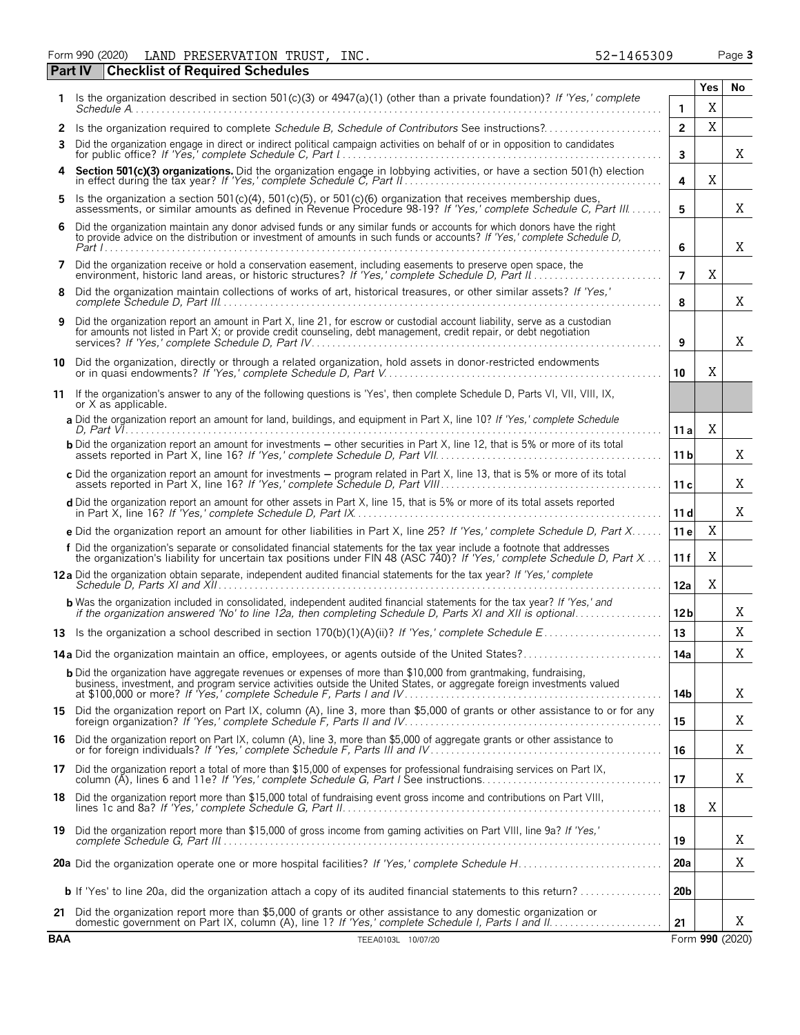Form 990 (2020) LAND PRESERVATION TRUST, INC. 52-1465309 Page 3

**Part IV Checklist of Required Schedules**

| | | | Yes | No |
|---|---|---|---|---|
| 1 | Is the organization described in section 501(c)(3) or 4947(a)(1) (other than a private foundation)? *If 'Yes,' complete Schedule A* | 1 | X | |
| 2 | Is the organization required to complete *Schedule B, Schedule of Contributors* See instructions? | 2 | X | |
| 3 | Did the organization engage in direct or indirect political campaign activities on behalf of or in opposition to candidates for public office? *If 'Yes,' complete Schedule C, Part I* | 3 | | X |
| 4 | **Section 501(c)(3) organizations.** Did the organization engage in lobbying activities, or have a section 501(h) election in effect during the tax year? *If 'Yes,' complete Schedule C, Part II* | 4 | X | |
| 5 | Is the organization a section 501(c)(4), 501(c)(5), or 501(c)(6) organization that receives membership dues, assessments, or similar amounts as defined in Revenue Procedure 98-19? *If 'Yes,' complete Schedule C, Part III* | 5 | | X |
| 6 | Did the organization maintain any donor advised funds or any similar funds or accounts for which donors have the right to provide advice on the distribution or investment of amounts in such funds or accounts? *If 'Yes,' complete Schedule D, Part I* | 6 | | X |
| 7 | Did the organization receive or hold a conservation easement, including easements to preserve open space, the environment, historic land areas, or historic structures? *If 'Yes,' complete Schedule D, Part II* | 7 | X | |
| 8 | Did the organization maintain collections of works of art, historical treasures, or other similar assets? *If 'Yes,' complete Schedule D, Part III* | 8 | | X |
| 9 | Did the organization report an amount in Part X, line 21, for escrow or custodial account liability, serve as a custodian for amounts not listed in Part X; or provide credit counseling, debt management, credit repair, or debt negotiation services? *If 'Yes,' complete Schedule D, Part IV* | 9 | | X |
| 10 | Did the organization, directly or through a related organization, hold assets in donor-restricted endowments or in quasi endowments? *If 'Yes,' complete Schedule D, Part V* | 10 | X | |
| 11 | If the organization's answer to any of the following questions is 'Yes', then complete Schedule D, Parts VI, VII, VIII, IX, or X as applicable. | | | |
| | **a** Did the organization report an amount for land, buildings, and equipment in Part X, line 10? *If 'Yes,' complete Schedule D, Part VI* | 11a | X | |
| | **b** Did the organization report an amount for investments – other securities in Part X, line 12, that is 5% or more of its total assets reported in Part X, line 16? *If 'Yes,' complete Schedule D, Part VII* | 11b | | X |
| | **c** Did the organization report an amount for investments – program related in Part X, line 13, that is 5% or more of its total assets reported in Part X, line 16? *If 'Yes,' complete Schedule D, Part VIII* | 11c | | X |
| | **d** Did the organization report an amount for other assets in Part X, line 15, that is 5% or more of its total assets reported in Part X, line 16? *If 'Yes,' complete Schedule D, Part IX* | 11d | | X |
| | **e** Did the organization report an amount for other liabilities in Part X, line 25? *If 'Yes,' complete Schedule D, Part X* | 11e | X | |
| | **f** Did the organization's separate or consolidated financial statements for the tax year include a footnote that addresses the organization's liability for uncertain tax positions under FIN 48 (ASC 740)? *If 'Yes,' complete Schedule D, Part X* | 11f | X | |
| 12a | Did the organization obtain separate, independent audited financial statements for the tax year? *If 'Yes,' complete Schedule D, Parts XI and XII* | 12a | X | |
| | **b** Was the organization included in consolidated, independent audited financial statements for the tax year? *If 'Yes,' and if the organization answered 'No' to line 12a, then completing Schedule D, Parts XI and XII is optional* | 12b | | X |
| 13 | Is the organization a school described in section 170(b)(1)(A)(ii)? *If 'Yes,' complete Schedule E* | 13 | | X |
| 14a | Did the organization maintain an office, employees, or agents outside of the United States? | 14a | | X |
| | **b** Did the organization have aggregate revenues or expenses of more than $10,000 from grantmaking, fundraising, business, investment, and program service activities outside the United States, or aggregate foreign investments valued at $100,000 or more? *If 'Yes,' complete Schedule F, Parts I and IV* | 14b | | X |
| 15 | Did the organization report on Part IX, column (A), line 3, more than $5,000 of grants or other assistance to or for any foreign organization? *If 'Yes,' complete Schedule F, Parts II and IV* | 15 | | X |
| 16 | Did the organization report on Part IX, column (A), line 3, more than $5,000 of aggregate grants or other assistance to or for foreign individuals? *If 'Yes,' complete Schedule F, Parts III and IV* | 16 | | X |
| 17 | Did the organization report a total of more than $15,000 of expenses for professional fundraising services on Part IX, column (A), lines 6 and 11e? *If 'Yes,' complete Schedule G, Part I* See instructions | 17 | | X |
| 18 | Did the organization report more than $15,000 total of fundraising event gross income and contributions on Part VIII, lines 1c and 8a? *If 'Yes,' complete Schedule G, Part II* | 18 | X | |
| 19 | Did the organization report more than $15,000 of gross income from gaming activities on Part VIII, line 9a? *If 'Yes,' complete Schedule G, Part III* | 19 | | X |
| 20a | Did the organization operate one or more hospital facilities? *If 'Yes,' complete Schedule H* | 20a | | X |
| | **b** If 'Yes' to line 20a, did the organization attach a copy of its audited financial statements to this return? | 20b | | |
| 21 | Did the organization report more than $5,000 of grants or other assistance to any domestic organization or domestic government on Part IX, column (A), line 1? *If 'Yes,' complete Schedule I, Parts I and II* | 21 | | X |

BAA TEEA0103L 10/07/20 Form **990** (2020)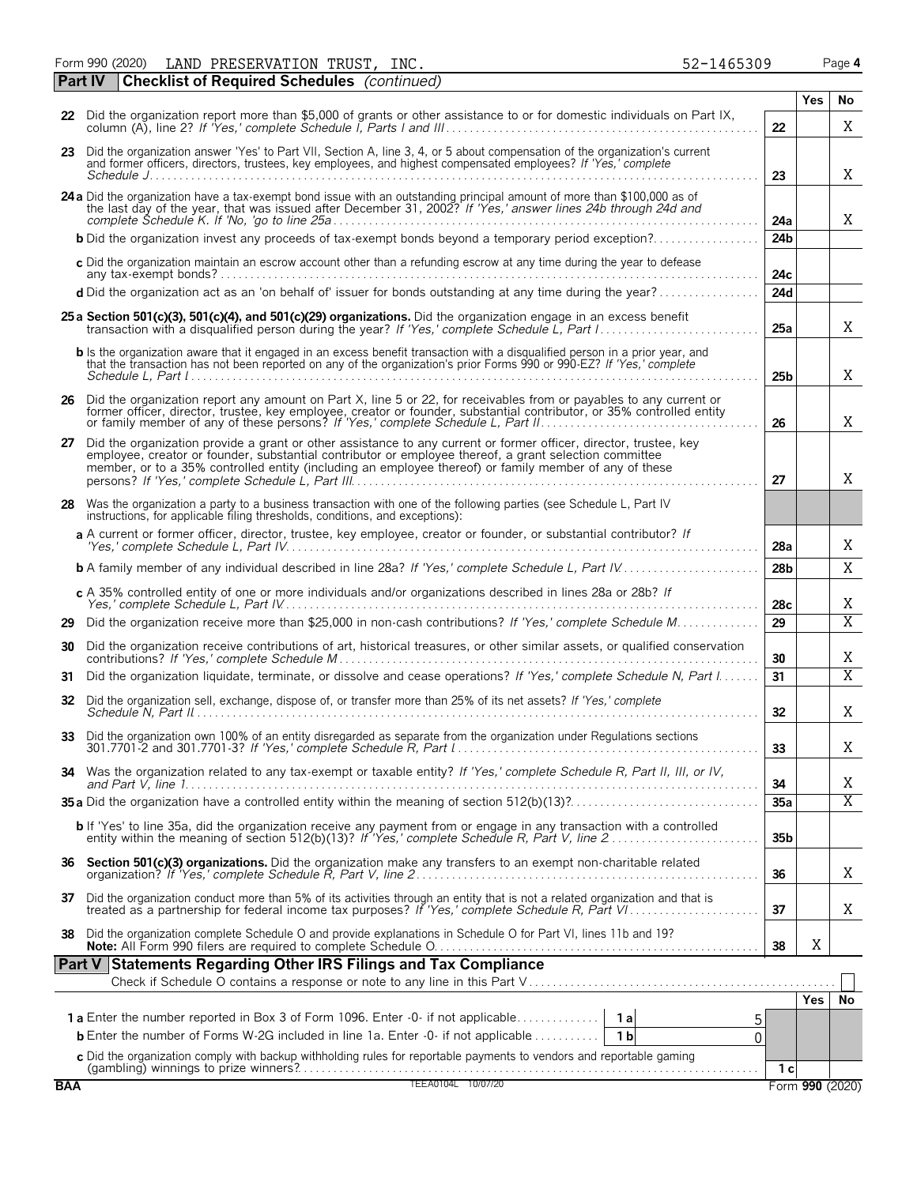Form 990 (2020) LAND PRESERVATION TRUST, INC. 52-1465309

## Part IV Checklist of Required Schedules *(continued)*

| | | | Yes | No |
|---|---|---|---|---|
| 22 | Did the organization report more than $5,000 of grants or other assistance to or for domestic individuals on Part IX, column (A), line 2? *If 'Yes,' complete Schedule I, Parts I and III* | 22 | | X |
| 23 | Did the organization answer 'Yes' to Part VII, Section A, line 3, 4, or 5 about compensation of the organization's current and former officers, directors, trustees, key employees, and highest compensated employees? *If 'Yes,' complete Schedule J* | 23 | | X |
| 24a | Did the organization have a tax-exempt bond issue with an outstanding principal amount of more than $100,000 as of the last day of the year, that was issued after December 31, 2002? *If 'Yes,' answer lines 24b through 24d and complete Schedule K. If 'No,' go to line 25a* | 24a | | X |
| b | Did the organization invest any proceeds of tax-exempt bonds beyond a temporary period exception? | 24b | | |
| c | Did the organization maintain an escrow account other than a refunding escrow at any time during the year to defease any tax-exempt bonds? | 24c | | |
| d | Did the organization act as an 'on behalf of' issuer for bonds outstanding at any time during the year? | 24d | | |
| 25a | **Section 501(c)(3), 501(c)(4), and 501(c)(29) organizations.** Did the organization engage in an excess benefit transaction with a disqualified person during the year? *If 'Yes,' complete Schedule L, Part I* | 25a | | X |
| b | Is the organization aware that it engaged in an excess benefit transaction with a disqualified person in a prior year, and that the transaction has not been reported on any of the organization's prior Forms 990 or 990-EZ? *If 'Yes,' complete Schedule L, Part I* | 25b | | X |
| 26 | Did the organization report any amount on Part X, line 5 or 22, for receivables from or payables to any current or former officer, director, trustee, key employee, creator or founder, substantial contributor, or 35% controlled entity or family member of any of these persons? *If 'Yes,' complete Schedule L, Part II* | 26 | | X |
| 27 | Did the organization provide a grant or other assistance to any current or former officer, director, trustee, key employee, creator or founder, substantial contributor or employee thereof, a grant selection committee member, or to a 35% controlled entity (including an employee thereof) or family member of any of these persons? *If 'Yes,' complete Schedule L, Part III* | 27 | | X |
| 28 | Was the organization a party to a business transaction with one of the following parties (see Schedule L, Part IV instructions, for applicable filing thresholds, conditions, and exceptions): | | | |
| a | A current or former officer, director, trustee, key employee, creator or founder, or substantial contributor? *If 'Yes,' complete Schedule L, Part IV* | 28a | | X |
| b | A family member of any individual described in line 28a? *If 'Yes,' complete Schedule L, Part IV* | 28b | | X |
| c | A 35% controlled entity of one or more individuals and/or organizations described in lines 28a or 28b? *If Yes,' complete Schedule L, Part IV* | 28c | | X |
| 29 | Did the organization receive more than $25,000 in non-cash contributions? *If 'Yes,' complete Schedule M* | 29 | | X |
| 30 | Did the organization receive contributions of art, historical treasures, or other similar assets, or qualified conservation contributions? *If 'Yes,' complete Schedule M* | 30 | | X |
| 31 | Did the organization liquidate, terminate, or dissolve and cease operations? *If 'Yes,' complete Schedule N, Part I* | 31 | | X |
| 32 | Did the organization sell, exchange, dispose of, or transfer more than 25% of its net assets? *If 'Yes,' complete Schedule N, Part II* | 32 | | X |
| 33 | Did the organization own 100% of an entity disregarded as separate from the organization under Regulations sections 301.7701-2 and 301.7701-3? *If 'Yes,' complete Schedule R, Part I* | 33 | | X |
| 34 | Was the organization related to any tax-exempt or taxable entity? *If 'Yes,' complete Schedule R, Part II, III, or IV, and Part V, line 1* | 34 | | X |
| 35a | Did the organization have a controlled entity within the meaning of section 512(b)(13)? | 35a | | X |
| b | If 'Yes' to line 35a, did the organization receive any payment from or engage in any transaction with a controlled entity within the meaning of section 512(b)(13)? *If 'Yes,' complete Schedule R, Part V, line 2* | 35b | | |
| 36 | **Section 501(c)(3) organizations.** Did the organization make any transfers to an exempt non-charitable related organization? *If 'Yes,' complete Schedule R, Part V, line 2* | 36 | | X |
| 37 | Did the organization conduct more than 5% of its activities through an entity that is not a related organization and that is treated as a partnership for federal income tax purposes? *If 'Yes,' complete Schedule R, Part VI* | 37 | | X |
| 38 | Did the organization complete Schedule O and provide explanations in Schedule O for Part VI, lines 11b and 19? **Note:** All Form 990 filers are required to complete Schedule O. | 38 | X | |

## Part V Statements Regarding Other IRS Filings and Tax Compliance

Check if Schedule O contains a response or note to any line in this Part V ☐

| | | | | | Yes | No |
|---|---|---|---|---|---|---|
| 1a | Enter the number reported in Box 3 of Form 1096. Enter -0- if not applicable | 1a | 5 | | | |
| b | Enter the number of Forms W-2G included in line 1a. Enter -0- if not applicable | 1b | 0 | | | |
| c | Did the organization comply with backup withholding rules for reportable payments to vendors and reportable gaming (gambling) winnings to prize winners? | | | 1c | | |

BAA TEEA0104L 10/07/20 Form **990** (2020)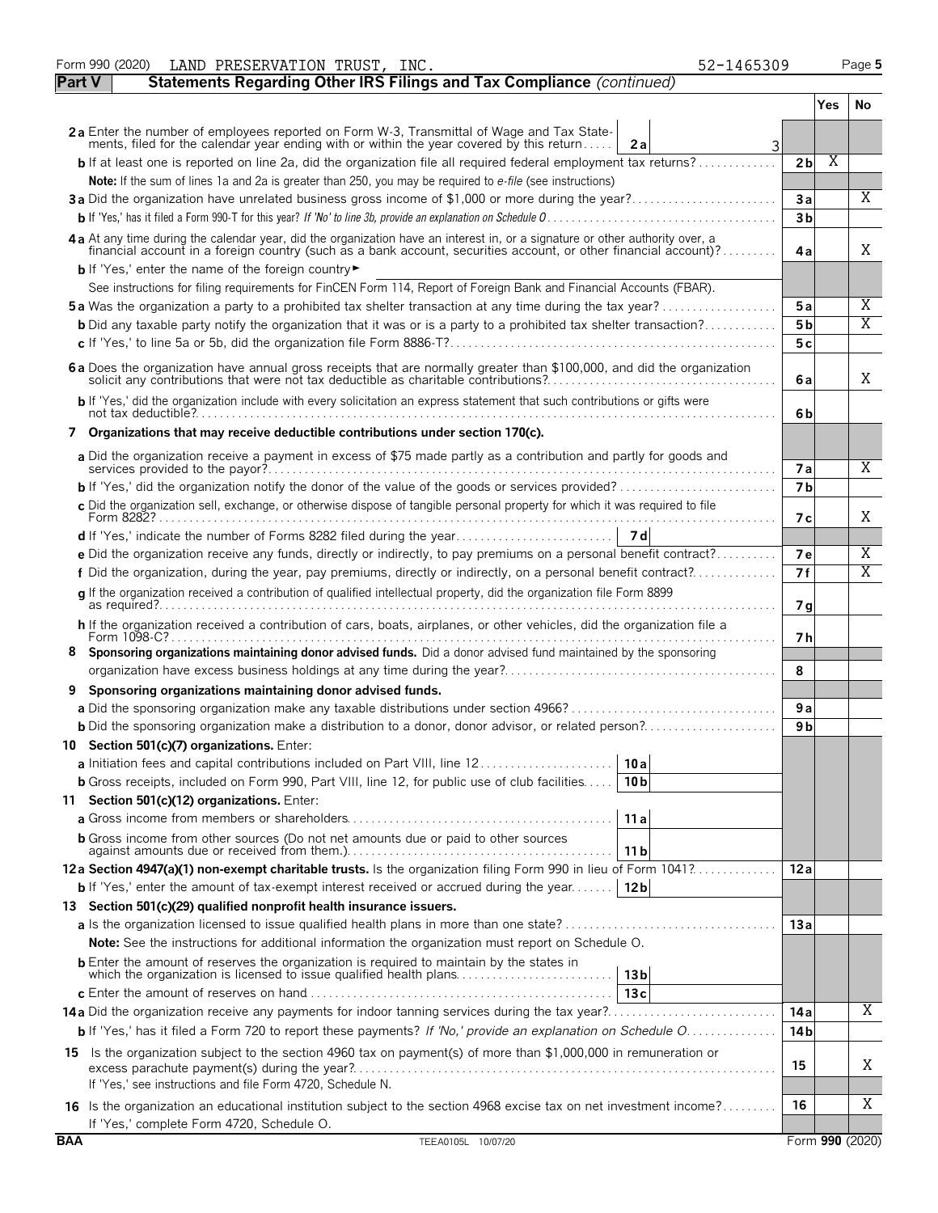Form 990 (2020) LAND PRESERVATION TRUST, INC. 52-1465309 Page 5

**Part V — Statements Regarding Other IRS Filings and Tax Compliance** *(continued)*

| | | | Yes | No |
|---|---|---|---|---|
| **2a** | Enter the number of employees reported on Form W-3, Transmittal of Wage and Tax Statements, filed for the calendar year ending with or within the year covered by this return — **2a** 3 | | | |
| **b** | If at least one is reported on line 2a, did the organization file all required federal employment tax returns? | 2b | X | |
| | **Note:** If the sum of lines 1a and 2a is greater than 250, you may be required to *e-file* (see instructions) | | | |
| **3a** | Did the organization have unrelated business gross income of $1,000 or more during the year? | 3a | | X |
| **b** | If 'Yes,' has it filed a Form 990-T for this year? *If 'No' to line 3b, provide an explanation on Schedule O* | 3b | | |
| **4a** | At any time during the calendar year, did the organization have an interest in, or a signature or other authority over, a financial account in a foreign country (such as a bank account, securities account, or other financial account)? | 4a | | X |
| **b** | If 'Yes,' enter the name of the foreign country ► | | | |
| | See instructions for filing requirements for FinCEN Form 114, Report of Foreign Bank and Financial Accounts (FBAR). | | | |
| **5a** | Was the organization a party to a prohibited tax shelter transaction at any time during the tax year? | 5a | | X |
| **b** | Did any taxable party notify the organization that it was or is a party to a prohibited tax shelter transaction? | 5b | | X |
| **c** | If 'Yes,' to line 5a or 5b, did the organization file Form 8886-T? | 5c | | |
| **6a** | Does the organization have annual gross receipts that are normally greater than $100,000, and did the organization solicit any contributions that were not tax deductible as charitable contributions? | 6a | | X |
| **b** | If 'Yes,' did the organization include with every solicitation an express statement that such contributions or gifts were not tax deductible? | 6b | | |
| **7** | **Organizations that may receive deductible contributions under section 170(c).** | | | |
| **a** | Did the organization receive a payment in excess of $75 made partly as a contribution and partly for goods and services provided to the payor? | 7a | | X |
| **b** | If 'Yes,' did the organization notify the donor of the value of the goods or services provided? | 7b | | |
| **c** | Did the organization sell, exchange, or otherwise dispose of tangible personal property for which it was required to file Form 8282? | 7c | | X |
| **d** | If 'Yes,' indicate the number of Forms 8282 filed during the year — **7d** | | | |
| **e** | Did the organization receive any funds, directly or indirectly, to pay premiums on a personal benefit contract? | 7e | | X |
| **f** | Did the organization, during the year, pay premiums, directly or indirectly, on a personal benefit contract? | 7f | | X |
| **g** | If the organization received a contribution of qualified intellectual property, did the organization file Form 8899 as required? | 7g | | |
| **h** | If the organization received a contribution of cars, boats, airplanes, or other vehicles, did the organization file a Form 1098-C? | 7h | | |
| **8** | **Sponsoring organizations maintaining donor advised funds.** Did a donor advised fund maintained by the sponsoring organization have excess business holdings at any time during the year? | 8 | | |
| **9** | **Sponsoring organizations maintaining donor advised funds.** | | | |
| **a** | Did the sponsoring organization make any taxable distributions under section 4966? | 9a | | |
| **b** | Did the sponsoring organization make a distribution to a donor, donor advisor, or related person? | 9b | | |
| **10** | **Section 501(c)(7) organizations.** Enter: | | | |
| **a** | Initiation fees and capital contributions included on Part VIII, line 12 — **10a** | | | |
| **b** | Gross receipts, included on Form 990, Part VIII, line 12, for public use of club facilities — **10b** | | | |
| **11** | **Section 501(c)(12) organizations.** Enter: | | | |
| **a** | Gross income from members or shareholders — **11a** | | | |
| **b** | Gross income from other sources (Do not net amounts due or paid to other sources against amounts due or received from them.) — **11b** | | | |
| **12a** | **Section 4947(a)(1) non-exempt charitable trusts.** Is the organization filing Form 990 in lieu of Form 1041? | 12a | | |
| **b** | If 'Yes,' enter the amount of tax-exempt interest received or accrued during the year — **12b** | | | |
| **13** | **Section 501(c)(29) qualified nonprofit health insurance issuers.** | | | |
| **a** | Is the organization licensed to issue qualified health plans in more than one state? | 13a | | |
| | **Note:** See the instructions for additional information the organization must report on Schedule O. | | | |
| **b** | Enter the amount of reserves the organization is required to maintain by the states in which the organization is licensed to issue qualified health plans — **13b** | | | |
| **c** | Enter the amount of reserves on hand — **13c** | | | |
| **14a** | Did the organization receive any payments for indoor tanning services during the tax year? | 14a | | X |
| **b** | If 'Yes,' has it filed a Form 720 to report these payments? *If 'No,' provide an explanation on Schedule O* | 14b | | |
| **15** | Is the organization subject to the section 4960 tax on payment(s) of more than $1,000,000 in remuneration or excess parachute payment(s) during the year? If 'Yes,' see instructions and file Form 4720, Schedule N. | 15 | | X |
| **16** | Is the organization an educational institution subject to the section 4968 excise tax on net investment income? If 'Yes,' complete Form 4720, Schedule O. | 16 | | X |

BAA TEEA0105L 10/07/20 Form **990** (2020)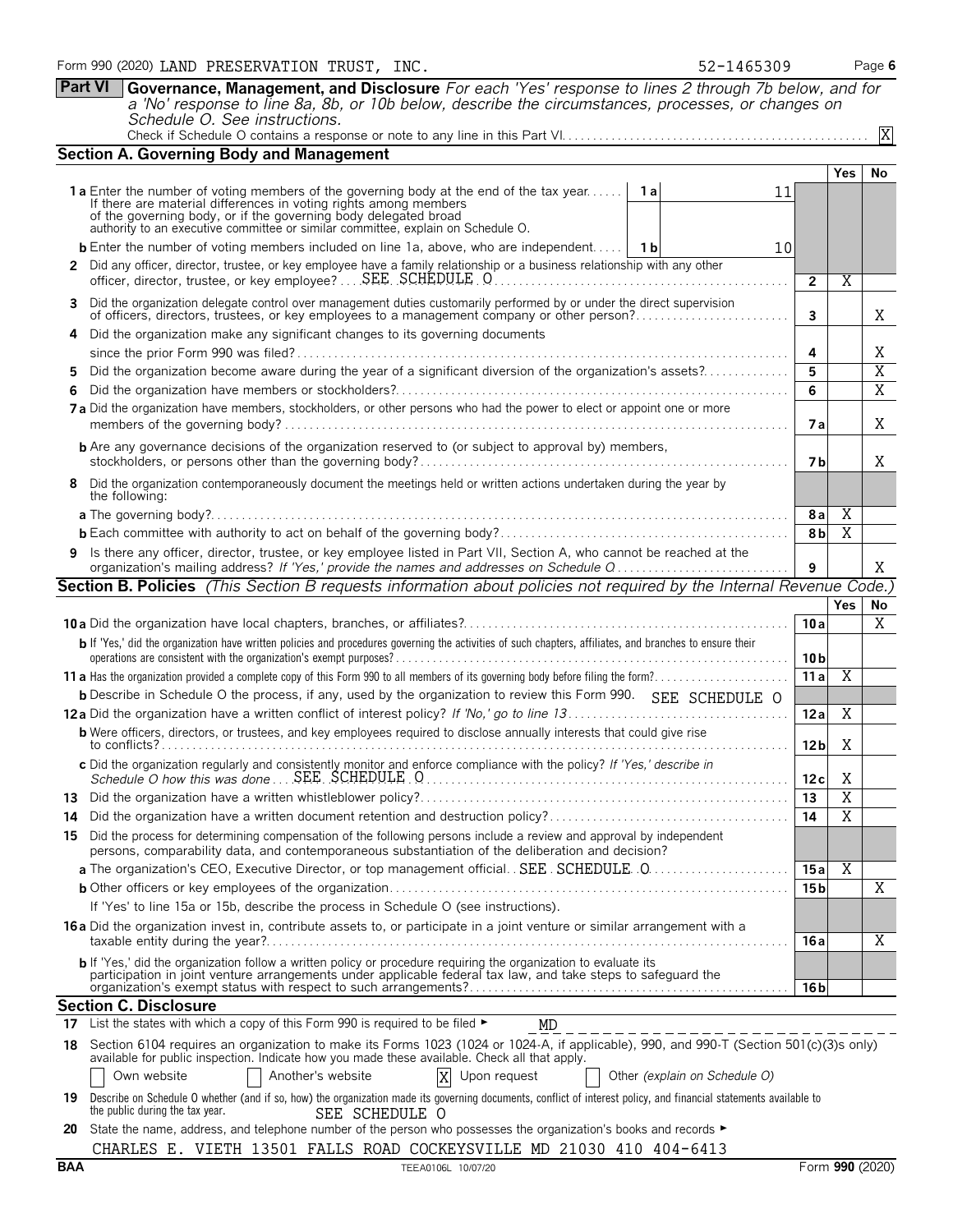Form 990 (2020) LAND PRESERVATION TRUST, INC. 52-1465309 Page 6

## Part VI Governance, Management, and Disclosure

*For each 'Yes' response to lines 2 through 7b below, and for a 'No' response to line 8a, 8b, or 10b below, describe the circumstances, processes, or changes on Schedule O. See instructions.*

Check if Schedule O contains a response or note to any line in this Part VI. [X]

### Section A. Governing Body and Management

| | | | Yes | No |
|---|---|---|---|---|
| **1a** Enter the number of voting members of the governing body at the end of the tax year. If there are material differences in voting rights among members of the governing body, or if the governing body delegated broad authority to an executive committee or similar committee, explain on Schedule O. | 1a | 11 | | |
| **b** Enter the number of voting members included on line 1a, above, who are independent. | 1b | 10 | | |
| **2** Did any officer, director, trustee, or key employee have a family relationship or a business relationship with any other officer, director, trustee, or key employee? SEE SCHEDULE O | 2 | | X | |
| **3** Did the organization delegate control over management duties customarily performed by or under the direct supervision of officers, directors, trustees, or key employees to a management company or other person? | 3 | | | X |
| **4** Did the organization make any significant changes to its governing documents since the prior Form 990 was filed? | 4 | | | X |
| **5** Did the organization become aware during the year of a significant diversion of the organization's assets? | 5 | | | X |
| **6** Did the organization have members or stockholders? | 6 | | | X |
| **7a** Did the organization have members, stockholders, or other persons who had the power to elect or appoint one or more members of the governing body? | 7a | | | X |
| **b** Are any governance decisions of the organization reserved to (or subject to approval by) members, stockholders, or persons other than the governing body? | 7b | | | X |
| **8** Did the organization contemporaneously document the meetings held or written actions undertaken during the year by the following: | | | | |
| **a** The governing body? | 8a | | X | |
| **b** Each committee with authority to act on behalf of the governing body? | 8b | | X | |
| **9** Is there any officer, director, trustee, or key employee listed in Part VII, Section A, who cannot be reached at the organization's mailing address? *If 'Yes,' provide the names and addresses on Schedule O* | 9 | | | X |

### Section B. Policies *(This Section B requests information about policies not required by the Internal Revenue Code.)*

| | | Yes | No |
|---|---|---|---|
| **10a** Did the organization have local chapters, branches, or affiliates? | 10a | | X |
| **b** If 'Yes,' did the organization have written policies and procedures governing the activities of such chapters, affiliates, and branches to ensure their operations are consistent with the organization's exempt purposes? | 10b | | |
| **11a** Has the organization provided a complete copy of this Form 990 to all members of its governing body before filing the form? | 11a | X | |
| **b** Describe in Schedule O the process, if any, used by the organization to review this Form 990. SEE SCHEDULE O | | | |
| **12a** Did the organization have a written conflict of interest policy? *If 'No,' go to line 13* | 12a | X | |
| **b** Were officers, directors, or trustees, and key employees required to disclose annually interests that could give rise to conflicts? | 12b | X | |
| **c** Did the organization regularly and consistently monitor and enforce compliance with the policy? *If 'Yes,' describe in Schedule O how this was done* SEE SCHEDULE O | 12c | X | |
| **13** Did the organization have a written whistleblower policy? | 13 | X | |
| **14** Did the organization have a written document retention and destruction policy? | 14 | X | |
| **15** Did the process for determining compensation of the following persons include a review and approval by independent persons, comparability data, and contemporaneous substantiation of the deliberation and decision? | | | |
| **a** The organization's CEO, Executive Director, or top management official. SEE SCHEDULE O | 15a | X | |
| **b** Other officers or key employees of the organization. | 15b | | X |
| If 'Yes' to line 15a or 15b, describe the process in Schedule O (see instructions). | | | |
| **16a** Did the organization invest in, contribute assets to, or participate in a joint venture or similar arrangement with a taxable entity during the year? | 16a | | X |
| **b** If 'Yes,' did the organization follow a written policy or procedure requiring the organization to evaluate its participation in joint venture arrangements under applicable federal tax law, and take steps to safeguard the organization's exempt status with respect to such arrangements? | 16b | | |

### Section C. Disclosure

**17** List the states with which a copy of this Form 990 is required to be filed ► MD

**18** Section 6104 requires an organization to make its Forms 1023 (1024 or 1024-A, if applicable), 990, and 990-T (Section 501(c)(3)s only) available for public inspection. Indicate how you made these available. Check all that apply.

[ ] Own website [ ] Another's website [X] Upon request [ ] Other *(explain on Schedule O)*

**19** Describe on Schedule O whether (and if so, how) the organization made its governing documents, conflict of interest policy, and financial statements available to the public during the tax year. SEE SCHEDULE O

**20** State the name, address, and telephone number of the person who possesses the organization's books and records ►

CHARLES E. VIETH 13501 FALLS ROAD COCKEYSVILLE MD 21030 410 404-6413

BAA TEEA0106L 10/07/20 Form **990** (2020)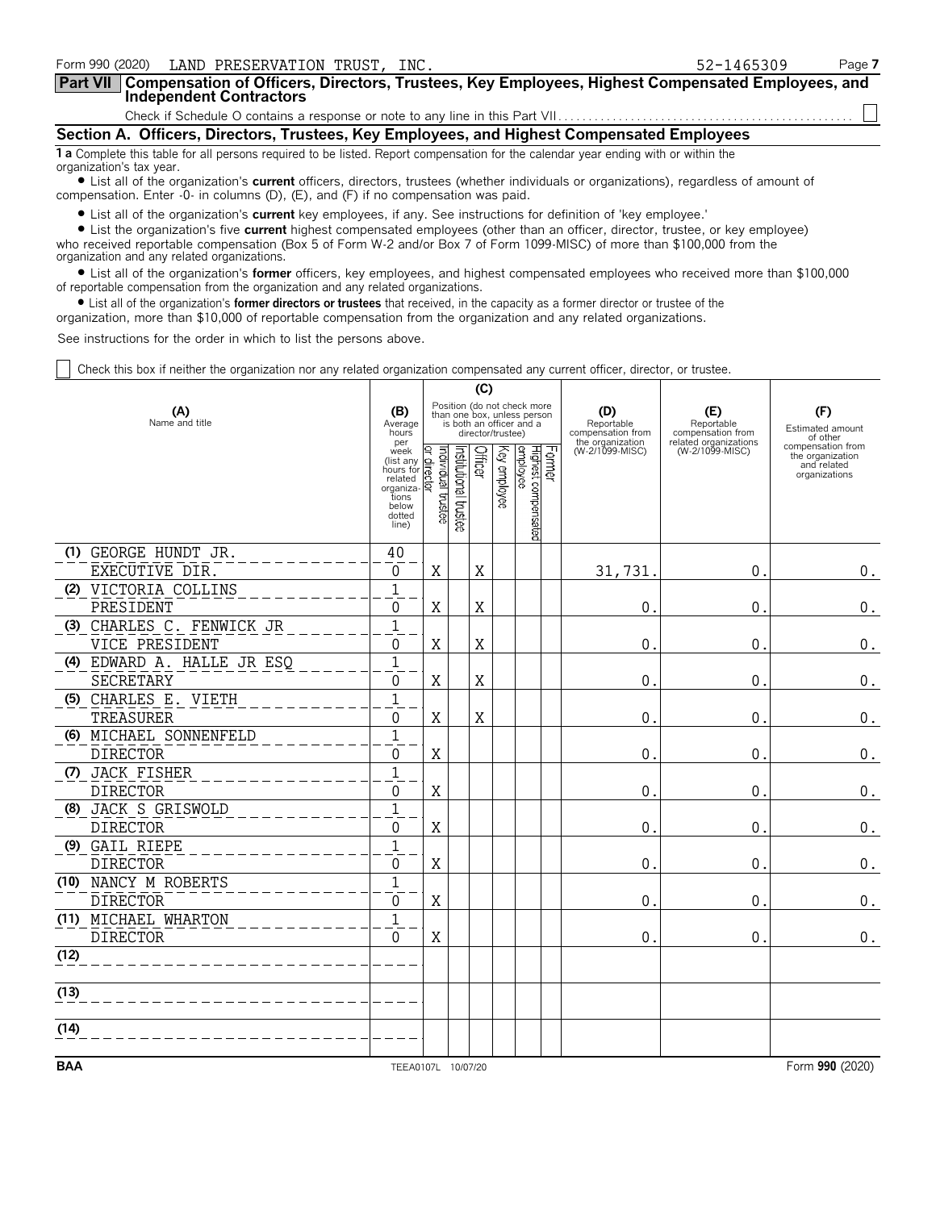Form 990 (2020) LAND PRESERVATION TRUST, INC. 52-1465309

## Part VII Compensation of Officers, Directors, Trustees, Key Employees, Highest Compensated Employees, and Independent Contractors

Check if Schedule O contains a response or note to any line in this Part VII ☐

### Section A. Officers, Directors, Trustees, Key Employees, and Highest Compensated Employees

**1 a** Complete this table for all persons required to be listed. Report compensation for the calendar year ending with or within the organization's tax year.

- List all of the organization's **current** officers, directors, trustees (whether individuals or organizations), regardless of amount of compensation. Enter -0- in columns (D), (E), and (F) if no compensation was paid.
- List all of the organization's **current** key employees, if any. See instructions for definition of 'key employee.'
- List the organization's five **current** highest compensated employees (other than an officer, director, trustee, or key employee) who received reportable compensation (Box 5 of Form W-2 and/or Box 7 of Form 1099-MISC) of more than $100,000 from the organization and any related organizations.
- List all of the organization's **former** officers, key employees, and highest compensated employees who received more than $100,000 of reportable compensation from the organization and any related organizations.
- List all of the organization's **former directors or trustees** that received, in the capacity as a former director or trustee of the organization, more than $10,000 of reportable compensation from the organization and any related organizations.

See instructions for the order in which to list the persons above.

☐ Check this box if neither the organization nor any related organization compensated any current officer, director, or trustee.

| (A) Name and title | (B) Average hours per week (list any hours for related organizations below dotted line) | (C) Individual trustee or director | Institutional trustee | Officer | Key employee | Highest compensated employee | Former | (D) Reportable compensation from the organization (W-2/1099-MISC) | (E) Reportable compensation from related organizations (W-2/1099-MISC) | (F) Estimated amount of other compensation from the organization and related organizations |
|---|---|---|---|---|---|---|---|---|---|---|
| (1) GEORGE HUNDT JR.<br>EXECUTIVE DIR. | 40<br>0 | X | | X | | | | 31,731. | 0. | 0. |
| (2) VICTORIA COLLINS<br>PRESIDENT | 1<br>0 | X | | X | | | | 0. | 0. | 0. |
| (3) CHARLES C. FENWICK JR<br>VICE PRESIDENT | 1<br>0 | X | | X | | | | 0. | 0. | 0. |
| (4) EDWARD A. HALLE JR ESQ<br>SECRETARY | 1<br>0 | X | | X | | | | 0. | 0. | 0. |
| (5) CHARLES E. VIETH<br>TREASURER | 1<br>0 | X | | X | | | | 0. | 0. | 0. |
| (6) MICHAEL SONNENFELD<br>DIRECTOR | 1<br>0 | X | | | | | | 0. | 0. | 0. |
| (7) JACK FISHER<br>DIRECTOR | 1<br>0 | X | | | | | | 0. | 0. | 0. |
| (8) JACK S GRISWOLD<br>DIRECTOR | 1<br>0 | X | | | | | | 0. | 0. | 0. |
| (9) GAIL RIEPE<br>DIRECTOR | 1<br>0 | X | | | | | | 0. | 0. | 0. |
| (10) NANCY M ROBERTS<br>DIRECTOR | 1<br>0 | X | | | | | | 0. | 0. | 0. |
| (11) MICHAEL WHARTON<br>DIRECTOR | 1<br>0 | X | | | | | | 0. | 0. | 0. |
| (12) | | | | | | | | | | |
| (13) | | | | | | | | | | |
| (14) | | | | | | | | | | |

BAA TEEA0107L 10/07/20 Form 990 (2020)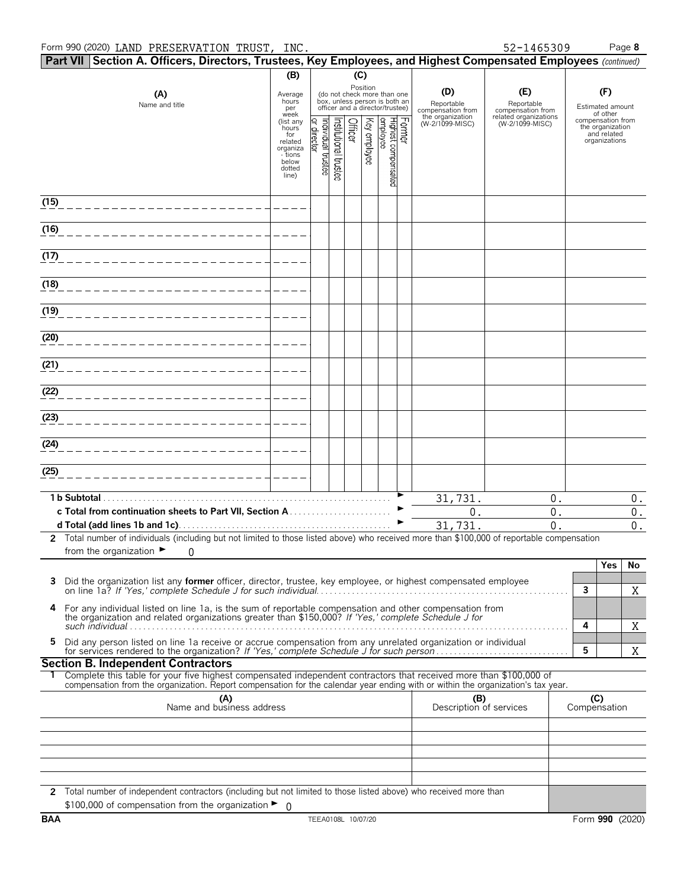Form 990 (2020) LAND PRESERVATION TRUST, INC. 52-1465309

**Part VII Section A. Officers, Directors, Trustees, Key Employees, and Highest Compensated Employees** *(continued)*

| (A) Name and title | (B) Average hours per week (list any hours for related organizations below dotted line) | (C) Position: Individual trustee or director | Institutional trustee | Officer | Key employee | Highest compensated employee | Former | (D) Reportable compensation from the organization (W-2/1099-MISC) | (E) Reportable compensation from related organizations (W-2/1099-MISC) | (F) Estimated amount of other compensation from the organization and related organizations |
|---|---|---|---|---|---|---|---|---|---|---|
| (15) | | | | | | | | | | |
| (16) | | | | | | | | | | |
| (17) | | | | | | | | | | |
| (18) | | | | | | | | | | |
| (19) | | | | | | | | | | |
| (20) | | | | | | | | | | |
| (21) | | | | | | | | | | |
| (22) | | | | | | | | | | |
| (23) | | | | | | | | | | |
| (24) | | | | | | | | | | |
| (25) | | | | | | | | | | |
| **1 b Subtotal** | | | | | | | | 31,731. | 0. | 0. |
| **c Total from continuation sheets to Part VII, Section A** | | | | | | | | 0. | 0. | 0. |
| **d Total (add lines 1b and 1c)** | | | | | | | | 31,731. | 0. | 0. |

2 Total number of individuals (including but not limited to those listed above) who received more than $100,000 of reportable compensation from the organization ► 0

| | | Yes | No |
|---|---|---|---|
| 3 Did the organization list any **former** officer, director, trustee, key employee, or highest compensated employee on line 1a? *If 'Yes,' complete Schedule J for such individual* | 3 | | X |
| 4 For any individual listed on line 1a, is the sum of reportable compensation and other compensation from the organization and related organizations greater than $150,000? *If 'Yes,' complete Schedule J for such individual* | 4 | | X |
| 5 Did any person listed on line 1a receive or accrue compensation from any unrelated organization or individual for services rendered to the organization? *If 'Yes,' complete Schedule J for such person* | 5 | | X |

**Section B. Independent Contractors**

1 Complete this table for your five highest compensated independent contractors that received more than $100,000 of compensation from the organization. Report compensation for the calendar year ending with or within the organization's tax year.

| (A) Name and business address | (B) Description of services | (C) Compensation |
|---|---|---|
| | | |
| | | |
| | | |
| | | |
| | | |

2 Total number of independent contractors (including but not limited to those listed above) who received more than $100,000 of compensation from the organization ► 0

BAA TEEA0108L 10/07/20 Form **990** (2020)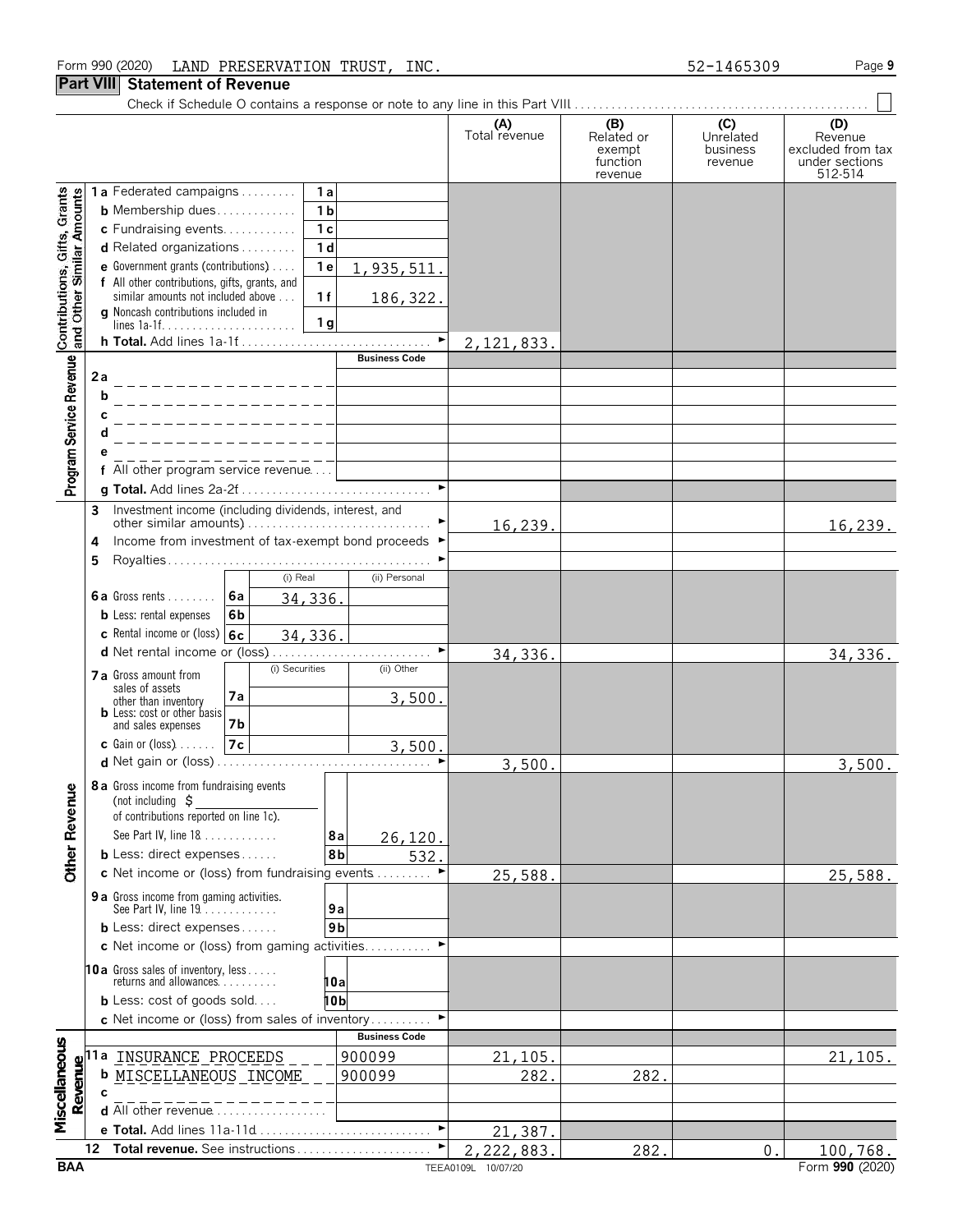Form 990 (2020) LAND PRESERVATION TRUST, INC. 52-1465309

## Part VIII Statement of Revenue

Check if Schedule O contains a response or note to any line in this Part VIII

| | | | (A) Total revenue | (B) Related or exempt function revenue | (C) Unrelated business revenue | (D) Revenue excluded from tax under sections 512-514 |
|---|---|---|---|---|---|---|
| **Contributions, Gifts, Grants and Other Similar Amounts** | 1a Federated campaigns | 1a | | | | |
| | b Membership dues | 1b | | | | |
| | c Fundraising events | 1c | | | | |
| | d Related organizations | 1d | | | | |
| | e Government grants (contributions) | 1e 1,935,511. | | | | |
| | f All other contributions, gifts, grants, and similar amounts not included above | 1f 186,322. | | | | |
| | g Noncash contributions included in lines 1a-1f | 1g | | | | |
| | h **Total.** Add lines 1a-1f | | 2,121,833. | | | |
| **Program Service Revenue** | | Business Code | | | | |
| | 2a | | | | | |
| | b | | | | | |
| | c | | | | | |
| | d | | | | | |
| | e | | | | | |
| | f All other program service revenue | | | | | |
| | g **Total.** Add lines 2a-2f | | | | | |
| **Other Revenue** | 3 Investment income (including dividends, interest, and other similar amounts) | | 16,239. | | | 16,239. |
| | 4 Income from investment of tax-exempt bond proceeds | | | | | |
| | 5 Royalties | | | | | |
| | 6a Gross rents: (i) Real 34,336.; (ii) Personal | 6a | | | | |
| | b Less: rental expenses | 6b | | | | |
| | c Rental income or (loss): (i) Real 34,336.; (ii) Personal | 6c | | | | |
| | d Net rental income or (loss) | | 34,336. | | | 34,336. |
| | 7a Gross amount from sales of assets other than inventory: (i) Securities; (ii) Other 3,500. | 7a | | | | |
| | b Less: cost or other basis and sales expenses | 7b | | | | |
| | c Gain or (loss): (i) Securities; (ii) Other 3,500. | 7c | | | | |
| | d Net gain or (loss) | | 3,500. | | | 3,500. |
| | 8a Gross income from fundraising events (not including $ of contributions reported on line 1c). See Part IV, line 18 | 8a 26,120. | | | | |
| | b Less: direct expenses | 8b 532. | | | | |
| | c Net income or (loss) from fundraising events | | 25,588. | | | 25,588. |
| | 9a Gross income from gaming activities. See Part IV, line 19 | 9a | | | | |
| | b Less: direct expenses | 9b | | | | |
| | c Net income or (loss) from gaming activities | | | | | |
| | 10a Gross sales of inventory, less returns and allowances | 10a | | | | |
| | b Less: cost of goods sold | 10b | | | | |
| | c Net income or (loss) from sales of inventory | | | | | |
| **Miscellaneous Revenue** | | Business Code | | | | |
| | 11a INSURANCE PROCEEDS | 900099 | 21,105. | | | 21,105. |
| | b MISCELLANEOUS INCOME | 900099 | 282. | 282. | | |
| | c | | | | | |
| | d All other revenue | | | | | |
| | e **Total.** Add lines 11a-11d | | 21,387. | | | |
| | 12 **Total revenue.** See instructions | | 2,222,883. | 282. | 0. | 100,768. |

BAA TEEA0109L 10/07/20 Form **990** (2020)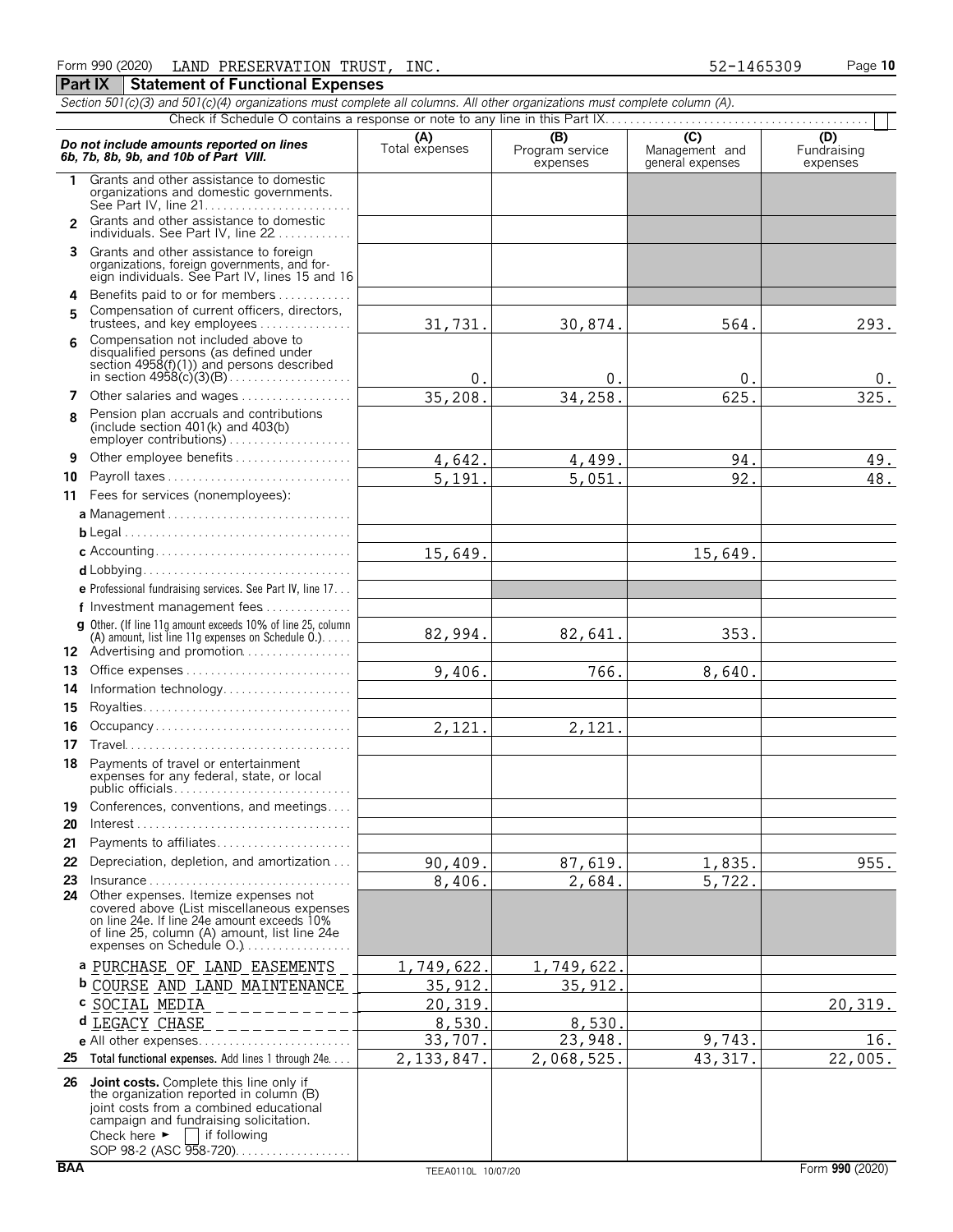Form 990 (2020) LAND PRESERVATION TRUST, INC. 52-1465309 Page 10

## Part IX Statement of Functional Expenses

*Section 501(c)(3) and 501(c)(4) organizations must complete all columns. All other organizations must complete column (A).*

Check if Schedule O contains a response or note to any line in this Part IX . . . . . . ☐

| *Do not include amounts reported on lines 6b, 7b, 8b, 9b, and 10b of Part VIII.* | (A) Total expenses | (B) Program service expenses | (C) Management and general expenses | (D) Fundraising expenses |
|---|---|---|---|---|
| 1 Grants and other assistance to domestic organizations and domestic governments. See Part IV, line 21 | | | | |
| 2 Grants and other assistance to domestic individuals. See Part IV, line 22 | | | | |
| 3 Grants and other assistance to foreign organizations, foreign governments, and foreign individuals. See Part IV, lines 15 and 16 | | | | |
| 4 Benefits paid to or for members | | | | |
| 5 Compensation of current officers, directors, trustees, and key employees | 31,731. | 30,874. | 564. | 293. |
| 6 Compensation not included above to disqualified persons (as defined under section 4958(f)(1)) and persons described in section 4958(c)(3)(B) | 0. | 0. | 0. | 0. |
| 7 Other salaries and wages | 35,208. | 34,258. | 625. | 325. |
| 8 Pension plan accruals and contributions (include section 401(k) and 403(b) employer contributions) | | | | |
| 9 Other employee benefits | 4,642. | 4,499. | 94. | 49. |
| 10 Payroll taxes | 5,191. | 5,051. | 92. | 48. |
| 11 Fees for services (nonemployees): | | | | |
| a Management | | | | |
| b Legal | | | | |
| c Accounting | 15,649. | | 15,649. | |
| d Lobbying | | | | |
| e Professional fundraising services. See Part IV, line 17 | | | | |
| f Investment management fees | | | | |
| g Other. (If line 11g amount exceeds 10% of line 25, column (A) amount, list line 11g expenses on Schedule O.) | 82,994. | 82,641. | 353. | |
| 12 Advertising and promotion | | | | |
| 13 Office expenses | 9,406. | 766. | 8,640. | |
| 14 Information technology | | | | |
| 15 Royalties | | | | |
| 16 Occupancy | 2,121. | 2,121. | | |
| 17 Travel | | | | |
| 18 Payments of travel or entertainment expenses for any federal, state, or local public officials | | | | |
| 19 Conferences, conventions, and meetings | | | | |
| 20 Interest | | | | |
| 21 Payments to affiliates | | | | |
| 22 Depreciation, depletion, and amortization | 90,409. | 87,619. | 1,835. | 955. |
| 23 Insurance | 8,406. | 2,684. | 5,722. | |
| 24 Other expenses. Itemize expenses not covered above (List miscellaneous expenses on line 24e. If line 24e amount exceeds 10% of line 25, column (A) amount, list line 24e expenses on Schedule O.) | | | | |
| a PURCHASE OF LAND EASEMENTS | 1,749,622. | 1,749,622. | | |
| b COURSE AND LAND MAINTENANCE | 35,912. | 35,912. | | |
| c SOCIAL MEDIA | 20,319. | | | 20,319. |
| d LEGACY CHASE | 8,530. | 8,530. | | |
| e All other expenses | 33,707. | 23,948. | 9,743. | 16. |
| 25 Total functional expenses. Add lines 1 through 24e | 2,133,847. | 2,068,525. | 43,317. | 22,005. |
| 26 Joint costs. Complete this line only if the organization reported in column (B) joint costs from a combined educational campaign and fundraising solicitation. Check here ► ☐ if following SOP 98-2 (ASC 958-720) | | | | |

BAA TEEA0110L 10/07/20 Form 990 (2020)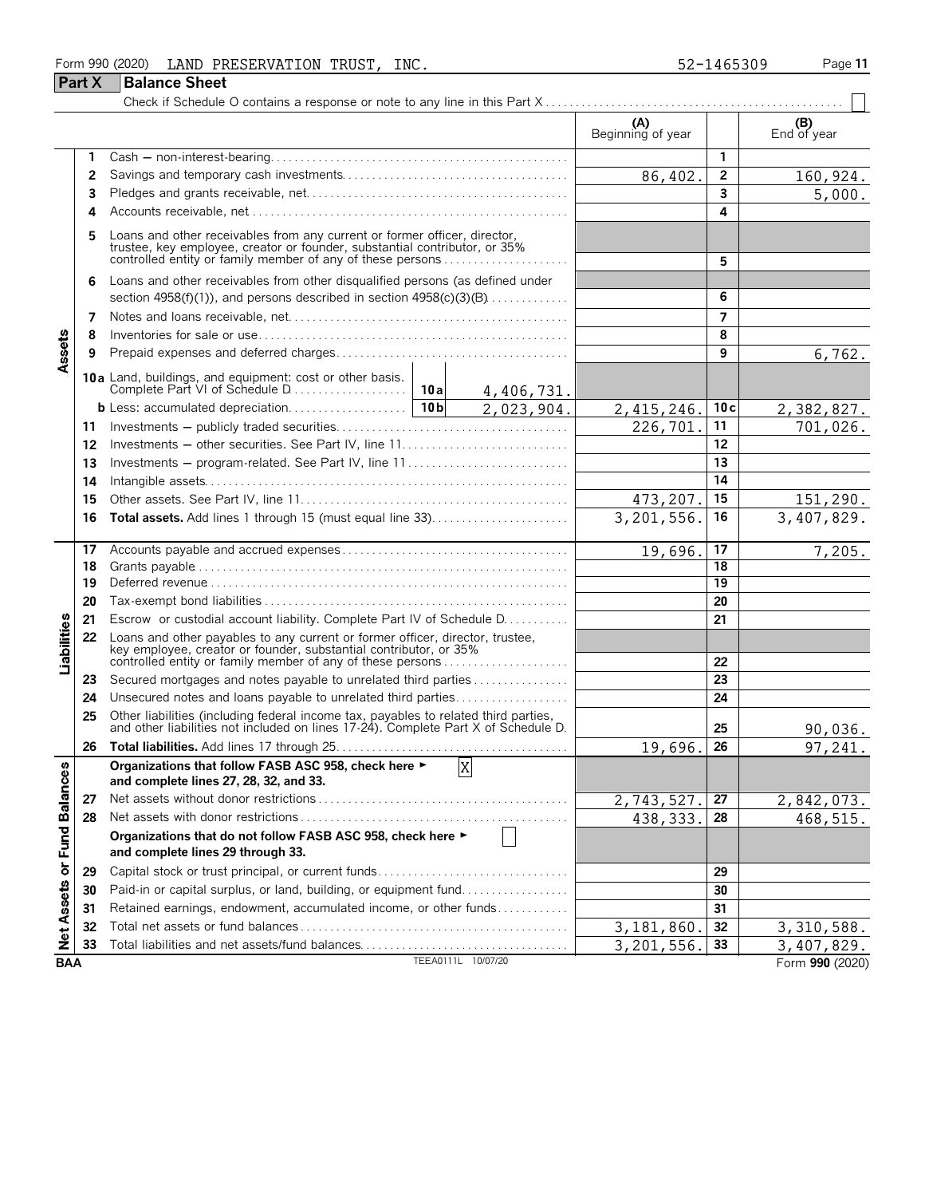Form 990 (2020) LAND PRESERVATION TRUST, INC. 52-1465309

## Part X Balance Sheet

Check if Schedule O contains a response or note to any line in this Part X ☐

| | | | | (A) Beginning of year | | (B) End of year |
|---|---|---|---|---|---|---|
| Assets | 1 | Cash — non-interest-bearing | | | 1 | |
| | 2 | Savings and temporary cash investments | | 86,402. | 2 | 160,924. |
| | 3 | Pledges and grants receivable, net | | | 3 | 5,000. |
| | 4 | Accounts receivable, net | | | 4 | |
| | 5 | Loans and other receivables from any current or former officer, director, trustee, key employee, creator or founder, substantial contributor, or 35% controlled entity or family member of any of these persons | | | 5 | |
| | 6 | Loans and other receivables from other disqualified persons (as defined under section 4958(f)(1)), and persons described in section 4958(c)(3)(B) | | | 6 | |
| | 7 | Notes and loans receivable, net | | | 7 | |
| | 8 | Inventories for sale or use | | | 8 | |
| | 9 | Prepaid expenses and deferred charges | | | 9 | 6,762. |
| | 10a | Land, buildings, and equipment: cost or other basis. Complete Part VI of Schedule D | 10a 4,406,731. | | | |
| | b | Less: accumulated depreciation | 10b 2,023,904. | 2,415,246. | 10c | 2,382,827. |
| | 11 | Investments — publicly traded securities | | 226,701. | 11 | 701,026. |
| | 12 | Investments — other securities. See Part IV, line 11 | | | 12 | |
| | 13 | Investments — program-related. See Part IV, line 11 | | | 13 | |
| | 14 | Intangible assets | | | 14 | |
| | 15 | Other assets. See Part IV, line 11 | | 473,207. | 15 | 151,290. |
| | 16 | **Total assets.** Add lines 1 through 15 (must equal line 33) | | 3,201,556. | 16 | 3,407,829. |
| Liabilities | 17 | Accounts payable and accrued expenses | | 19,696. | 17 | 7,205. |
| | 18 | Grants payable | | | 18 | |
| | 19 | Deferred revenue | | | 19 | |
| | 20 | Tax-exempt bond liabilities | | | 20 | |
| | 21 | Escrow or custodial account liability. Complete Part IV of Schedule D | | | 21 | |
| | 22 | Loans and other payables to any current or former officer, director, trustee, key employee, creator or founder, substantial contributor, or 35% controlled entity or family member of any of these persons | | | 22 | |
| | 23 | Secured mortgages and notes payable to unrelated third parties | | | 23 | |
| | 24 | Unsecured notes and loans payable to unrelated third parties | | | 24 | |
| | 25 | Other liabilities (including federal income tax, payables to related third parties, and other liabilities not included on lines 17-24). Complete Part X of Schedule D | | | 25 | 90,036. |
| | 26 | **Total liabilities.** Add lines 17 through 25 | | 19,696. | 26 | 97,241. |
| Net Assets or Fund Balances | | **Organizations that follow FASB ASC 958, check here ► ☒ and complete lines 27, 28, 32, and 33.** | | | | |
| | 27 | Net assets without donor restrictions | | 2,743,527. | 27 | 2,842,073. |
| | 28 | Net assets with donor restrictions | | 438,333. | 28 | 468,515. |
| | | **Organizations that do not follow FASB ASC 958, check here ► ☐ and complete lines 29 through 33.** | | | | |
| | 29 | Capital stock or trust principal, or current funds | | | 29 | |
| | 30 | Paid-in or capital surplus, or land, building, or equipment fund | | | 30 | |
| | 31 | Retained earnings, endowment, accumulated income, or other funds | | | 31 | |
| | 32 | Total net assets or fund balances | | 3,181,860. | 32 | 3,310,588. |
| | 33 | Total liabilities and net assets/fund balances | | 3,201,556. | 33 | 3,407,829. |

BAA TEEA0111L 10/07/20 Form **990** (2020)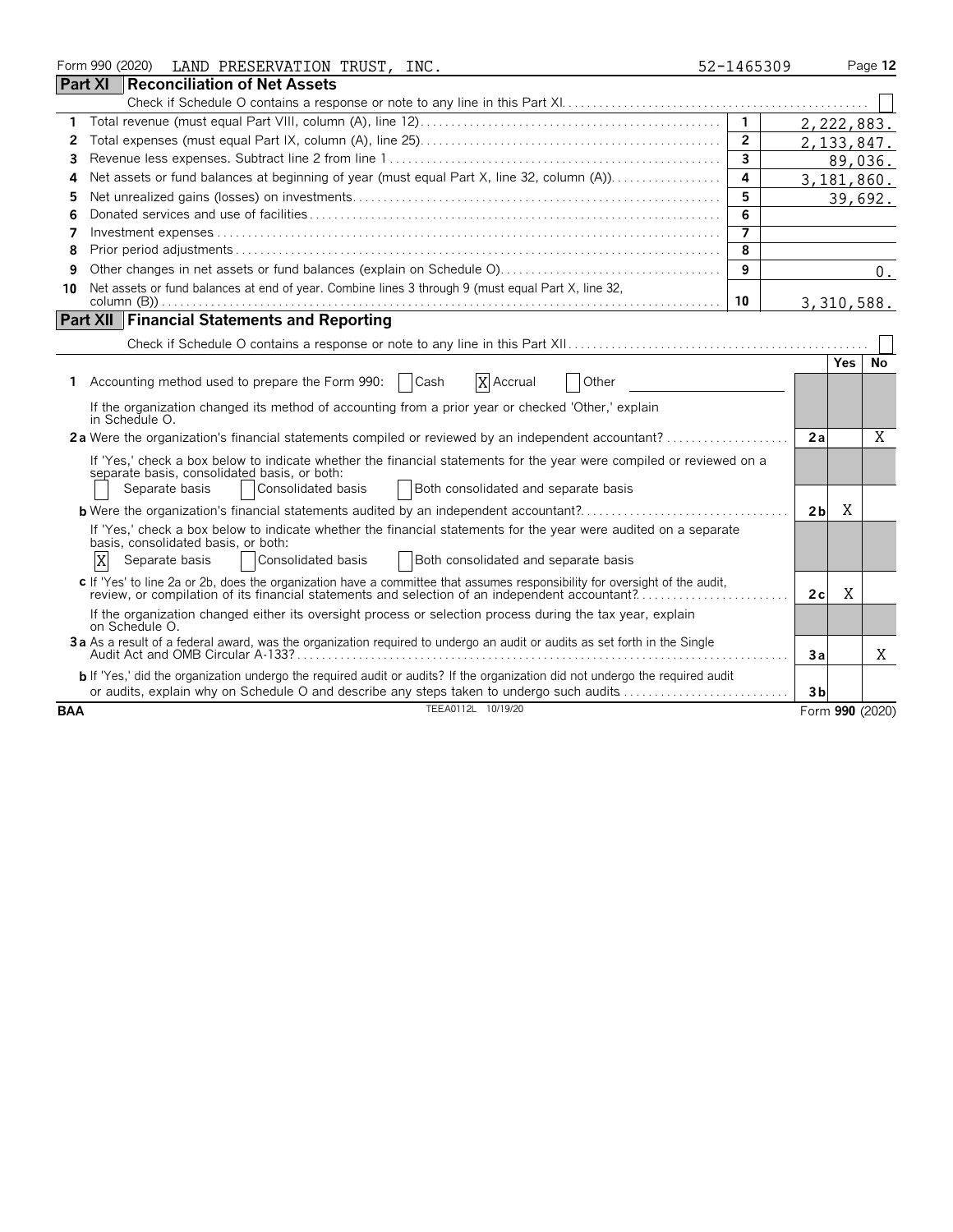Form 990 (2020) LAND PRESERVATION TRUST, INC. 52-1465309

## Part XI Reconciliation of Net Assets

Check if Schedule O contains a response or note to any line in this Part XI ☐

| | | | |
|---|---|---|---|
| 1 | Total revenue (must equal Part VIII, column (A), line 12) | 1 | 2,222,883. |
| 2 | Total expenses (must equal Part IX, column (A), line 25) | 2 | 2,133,847. |
| 3 | Revenue less expenses. Subtract line 2 from line 1 | 3 | 89,036. |
| 4 | Net assets or fund balances at beginning of year (must equal Part X, line 32, column (A)) | 4 | 3,181,860. |
| 5 | Net unrealized gains (losses) on investments | 5 | 39,692. |
| 6 | Donated services and use of facilities | 6 | |
| 7 | Investment expenses | 7 | |
| 8 | Prior period adjustments | 8 | |
| 9 | Other changes in net assets or fund balances (explain on Schedule O) | 9 | 0. |
| 10 | Net assets or fund balances at end of year. Combine lines 3 through 9 (must equal Part X, line 32, column (B)) | 10 | 3,310,588. |

## Part XII Financial Statements and Reporting

Check if Schedule O contains a response or note to any line in this Part XII ☐

| | | | Yes | No |
|---|---|---|---|---|
| 1 | Accounting method used to prepare the Form 990: ☐ Cash ☒ Accrual ☐ Other<br>If the organization changed its method of accounting from a prior year or checked 'Other,' explain in Schedule O. | | | |
| 2a | Were the organization's financial statements compiled or reviewed by an independent accountant? | 2a | | X |
| | If 'Yes,' check a box below to indicate whether the financial statements for the year were compiled or reviewed on a separate basis, consolidated basis, or both:<br>☐ Separate basis ☐ Consolidated basis ☐ Both consolidated and separate basis | | | |
| b | Were the organization's financial statements audited by an independent accountant? | 2b | X | |
| | If 'Yes,' check a box below to indicate whether the financial statements for the year were audited on a separate basis, consolidated basis, or both:<br>☒ Separate basis ☐ Consolidated basis ☐ Both consolidated and separate basis | | | |
| c | If 'Yes' to line 2a or 2b, does the organization have a committee that assumes responsibility for oversight of the audit, review, or compilation of its financial statements and selection of an independent accountant? | 2c | X | |
| | If the organization changed either its oversight process or selection process during the tax year, explain on Schedule O. | | | |
| 3a | As a result of a federal award, was the organization required to undergo an audit or audits as set forth in the Single Audit Act and OMB Circular A-133? | 3a | | X |
| b | If 'Yes,' did the organization undergo the required audit or audits? If the organization did not undergo the required audit or audits, explain why on Schedule O and describe any steps taken to undergo such audits | 3b | | |

BAA TEEA0112L 10/19/20 Form 990 (2020)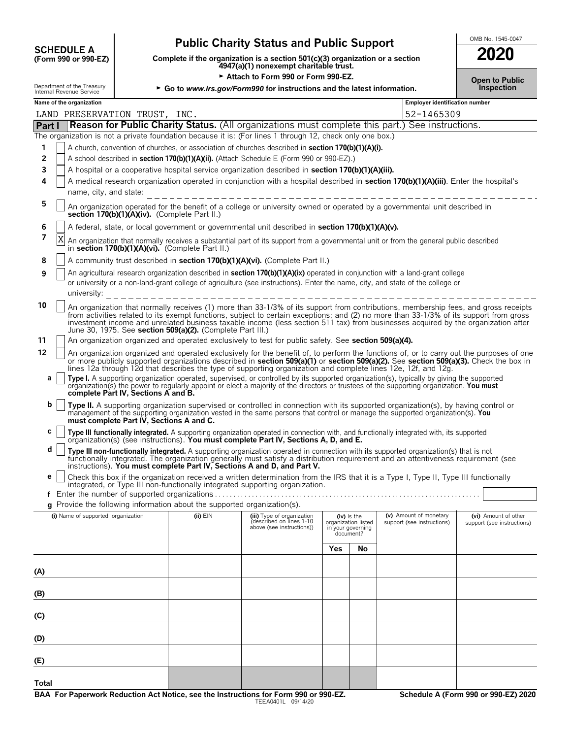**SCHEDULE A**
**(Form 990 or 990-EZ)**

Department of the Treasury
Internal Revenue Service

# Public Charity Status and Public Support

**Complete if the organization is a section 501(c)(3) organization or a section 4947(a)(1) nonexempt charitable trust.**

► **Attach to Form 990 or Form 990-EZ.**

► **Go to *www.irs.gov/Form990* for instructions and the latest information.**

OMB No. 1545-0047

**2020**

**Open to Public Inspection**

**Name of the organization:** LAND PRESERVATION TRUST, INC.

**Employer identification number:** 52-1465309

## Part I — Reason for Public Charity Status. (All organizations must complete this part.) See instructions.

The organization is not a private foundation because it is: (For lines 1 through 12, check only one box.)

1. [ ] A church, convention of churches, or association of churches described in **section 170(b)(1)(A)(i).**
2. [ ] A school described in **section 170(b)(1)(A)(ii).** (Attach Schedule E (Form 990 or 990-EZ).)
3. [ ] A hospital or a cooperative hospital service organization described in **section 170(b)(1)(A)(iii).**
4. [ ] A medical research organization operated in conjunction with a hospital described in **section 170(b)(1)(A)(iii)**. Enter the hospital's name, city, and state: \_\_\_\_\_\_\_\_\_\_
5. [ ] An organization operated for the benefit of a college or university owned or operated by a governmental unit described in **section 170(b)(1)(A)(iv).** (Complete Part II.)
6. [ ] A federal, state, or local government or governmental unit described in **section 170(b)(1)(A)(v).**
7. [X] An organization that normally receives a substantial part of its support from a governmental unit or from the general public described in **section 170(b)(1)(A)(vi).** (Complete Part II.)
8. [ ] A community trust described in **section 170(b)(1)(A)(vi).** (Complete Part II.)
9. [ ] An agricultural research organization described in **section 170(b)(1)(A)(ix)** operated in conjunction with a land-grant college or university or a non-land-grant college of agriculture (see instructions). Enter the name, city, and state of the college or university: \_\_\_\_\_\_\_\_\_\_
10. [ ] An organization that normally receives (1) more than 33-1/3% of its support from contributions, membership fees, and gross receipts from activities related to its exempt functions, subject to certain exceptions; and (2) no more than 33-1/3% of its support from gross investment income and unrelated business taxable income (less section 511 tax) from businesses acquired by the organization after June 30, 1975. See **section 509(a)(2).** (Complete Part III.)
11. [ ] An organization organized and operated exclusively to test for public safety. See **section 509(a)(4).**
12. [ ] An organization organized and operated exclusively for the benefit of, to perform the functions of, or to carry out the purposes of one or more publicly supported organizations described in **section 509(a)(1)** or **section 509(a)(2).** See **section 509(a)(3).** Check the box in lines 12a through 12d that describes the type of supporting organization and complete lines 12e, 12f, and 12g.
   - **a** [ ] **Type I.** A supporting organization operated, supervised, or controlled by its supported organization(s), typically by giving the supported organization(s) the power to regularly appoint or elect a majority of the directors or trustees of the supporting organization. **You must complete Part IV, Sections A and B.**
   - **b** [ ] **Type II.** A supporting organization supervised or controlled in connection with its supported organization(s), by having control or management of the supporting organization vested in the same persons that control or manage the supported organization(s). **You must complete Part IV, Sections A and C.**
   - **c** [ ] **Type III functionally integrated.** A supporting organization operated in connection with, and functionally integrated with, its supported organization(s) (see instructions). **You must complete Part IV, Sections A, D, and E.**
   - **d** [ ] **Type III non-functionally integrated.** A supporting organization operated in connection with its supported organization(s) that is not functionally integrated. The organization generally must satisfy a distribution requirement and an attentiveness requirement (see instructions). **You must complete Part IV, Sections A and D, and Part V.**
   - **e** [ ] Check this box if the organization received a written determination from the IRS that it is a Type I, Type II, Type III functionally integrated, or Type III non-functionally integrated supporting organization.
   - **f** Enter the number of supported organizations . . . . . . . . . . . . . . . . . . . . . . . . . . . .
   - **g** Provide the following information about the supported organization(s).

| (i) Name of supported organization | (ii) EIN | (iii) Type of organization (described on lines 1-10 above (see instructions)) | (iv) Is the organization listed in your governing document? Yes | No | (v) Amount of monetary support (see instructions) | (vi) Amount of other support (see instructions) |
|---|---|---|---|---|---|---|
| (A) | | | | | | |
| (B) | | | | | | |
| (C) | | | | | | |
| (D) | | | | | | |
| (E) | | | | | | |
| Total | | | | | | |

**BAA For Paperwork Reduction Act Notice, see the Instructions for Form 990 or 990-EZ.** TEEA0401L 09/14/20 **Schedule A (Form 990 or 990-EZ) 2020**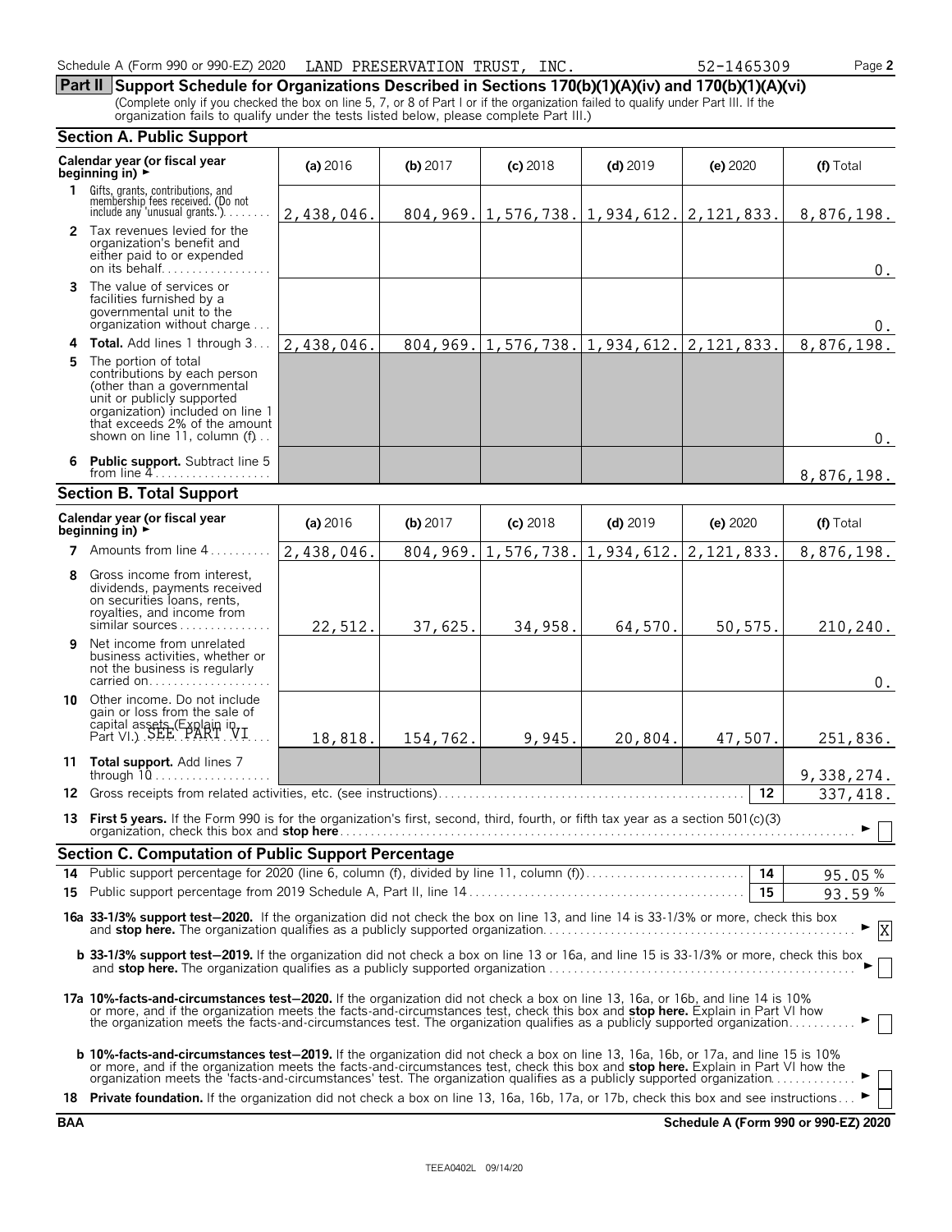Schedule A (Form 990 or 990-EZ) 2020 LAND PRESERVATION TRUST, INC. 52-1465309 Page **2**

## Part II Support Schedule for Organizations Described in Sections 170(b)(1)(A)(iv) and 170(b)(1)(A)(vi)

(Complete only if you checked the box on line 5, 7, or 8 of Part I or if the organization failed to qualify under Part III. If the organization fails to qualify under the tests listed below, please complete Part III.)

### Section A. Public Support

| Calendar year (or fiscal year beginning in) ► | (a) 2016 | (b) 2017 | (c) 2018 | (d) 2019 | (e) 2020 | (f) Total |
|---|---|---|---|---|---|---|
| **1** Gifts, grants, contributions, and membership fees received. (Do not include any 'unusual grants.') | 2,438,046. | 804,969. | 1,576,738. | 1,934,612. | 2,121,833. | 8,876,198. |
| **2** Tax revenues levied for the organization's benefit and either paid to or expended on its behalf | | | | | | 0. |
| **3** The value of services or facilities furnished by a governmental unit to the organization without charge | | | | | | 0. |
| **4 Total.** Add lines 1 through 3 | 2,438,046. | 804,969. | 1,576,738. | 1,934,612. | 2,121,833. | 8,876,198. |
| **5** The portion of total contributions by each person (other than a governmental unit or publicly supported organization) included on line 1 that exceeds 2% of the amount shown on line 11, column (f) | | | | | | 0. |
| **6 Public support.** Subtract line 5 from line 4 | | | | | | 8,876,198. |

### Section B. Total Support

| Calendar year (or fiscal year beginning in) ► | (a) 2016 | (b) 2017 | (c) 2018 | (d) 2019 | (e) 2020 | (f) Total |
|---|---|---|---|---|---|---|
| **7** Amounts from line 4 | 2,438,046. | 804,969. | 1,576,738. | 1,934,612. | 2,121,833. | 8,876,198. |
| **8** Gross income from interest, dividends, payments received on securities loans, rents, royalties, and income from similar sources | 22,512. | 37,625. | 34,958. | 64,570. | 50,575. | 210,240. |
| **9** Net income from unrelated business activities, whether or not the business is regularly carried on | | | | | | 0. |
| **10** Other income. Do not include gain or loss from the sale of capital assets (Explain in Part VI.) SEE PART VI | 18,818. | 154,762. | 9,945. | 20,804. | 47,507. | 251,836. |
| **11 Total support.** Add lines 7 through 10 | | | | | | 9,338,274. |

**12** Gross receipts from related activities, etc. (see instructions) **12** 337,418.

**13 First 5 years.** If the Form 990 is for the organization's first, second, third, fourth, or fifth tax year as a section 501(c)(3) organization, check this box and **stop here** ► ☐

### Section C. Computation of Public Support Percentage

**14** Public support percentage for 2020 (line 6, column (f), divided by line 11, column (f)) **14** 95.05 %

**15** Public support percentage from 2019 Schedule A, Part II, line 14 **15** 93.59 %

**16a 33-1/3% support test–2020.** If the organization did not check the box on line 13, and line 14 is 33-1/3% or more, check this box and **stop here.** The organization qualifies as a publicly supported organization ► ☒

**b 33-1/3% support test–2019.** If the organization did not check a box on line 13 or 16a, and line 15 is 33-1/3% or more, check this box and **stop here.** The organization qualifies as a publicly supported organization ► ☐

**17a 10%-facts-and-circumstances test–2020.** If the organization did not check a box on line 13, 16a, or 16b, and line 14 is 10% or more, and if the organization meets the facts-and-circumstances test, check this box and **stop here.** Explain in Part VI how the organization meets the facts-and-circumstances test. The organization qualifies as a publicly supported organization ► ☐

**b 10%-facts-and-circumstances test–2019.** If the organization did not check a box on line 13, 16a, 16b, or 17a, and line 15 is 10% or more, and if the organization meets the facts-and-circumstances test, check this box and **stop here.** Explain in Part VI how the organization meets the 'facts-and-circumstances' test. The organization qualifies as a publicly supported organization ► ☐

**18 Private foundation.** If the organization did not check a box on line 13, 16a, 16b, 17a, or 17b, check this box and see instructions ► ☐

**BAA** **Schedule A (Form 990 or 990-EZ) 2020**

TEEA0402L 09/14/20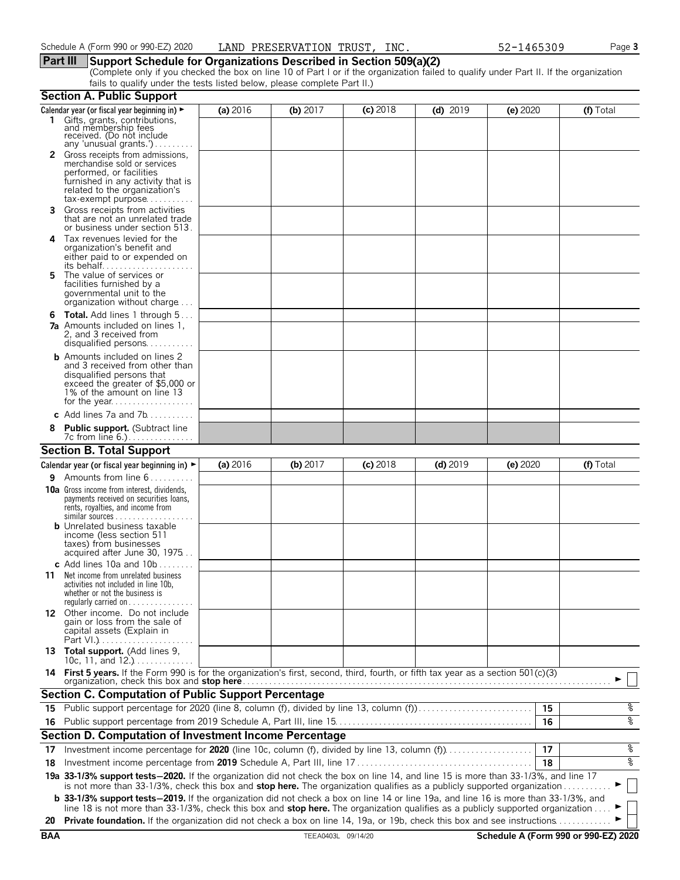Schedule A (Form 990 or 990-EZ) 2020 LAND PRESERVATION TRUST, INC. 52-1465309

## Part III Support Schedule for Organizations Described in Section 509(a)(2)

(Complete only if you checked the box on line 10 of Part I or if the organization failed to qualify under Part II. If the organization fails to qualify under the tests listed below, please complete Part II.)

### Section A. Public Support

| Calendar year (or fiscal year beginning in) ► | (a) 2016 | (b) 2017 | (c) 2018 | (d) 2019 | (e) 2020 | (f) Total |
|---|---|---|---|---|---|---|
| 1 Gifts, grants, contributions, and membership fees received. (Do not include any 'unusual grants.') | | | | | | |
| 2 Gross receipts from admissions, merchandise sold or services performed, or facilities furnished in any activity that is related to the organization's tax-exempt purpose | | | | | | |
| 3 Gross receipts from activities that are not an unrelated trade or business under section 513 | | | | | | |
| 4 Tax revenues levied for the organization's benefit and either paid to or expended on its behalf | | | | | | |
| 5 The value of services or facilities furnished by a governmental unit to the organization without charge | | | | | | |
| 6 Total. Add lines 1 through 5 | | | | | | |
| 7a Amounts included on lines 1, 2, and 3 received from disqualified persons | | | | | | |
| b Amounts included on lines 2 and 3 received from other than disqualified persons that exceed the greater of $5,000 or 1% of the amount on line 13 for the year | | | | | | |
| c Add lines 7a and 7b | | | | | | |
| 8 Public support. (Subtract line 7c from line 6.) | | | | | | |

### Section B. Total Support

| Calendar year (or fiscal year beginning in) ► | (a) 2016 | (b) 2017 | (c) 2018 | (d) 2019 | (e) 2020 | (f) Total |
|---|---|---|---|---|---|---|
| 9 Amounts from line 6 | | | | | | |
| 10a Gross income from interest, dividends, payments received on securities loans, rents, royalties, and income from similar sources | | | | | | |
| b Unrelated business taxable income (less section 511 taxes) from businesses acquired after June 30, 1975 | | | | | | |
| c Add lines 10a and 10b | | | | | | |
| 11 Net income from unrelated business activities not included in line 10b, whether or not the business is regularly carried on | | | | | | |
| 12 Other income. Do not include gain or loss from the sale of capital assets (Explain in Part VI.) | | | | | | |
| 13 Total support. (Add lines 9, 10c, 11, and 12.) | | | | | | |

14 **First 5 years.** If the Form 990 is for the organization's first, second, third, fourth, or fifth tax year as a section 501(c)(3) organization, check this box and **stop here** ► ☐

### Section C. Computation of Public Support Percentage

| | | | |
|---|---|---|---|
| 15 | Public support percentage for 2020 (line 8, column (f), divided by line 13, column (f)) | 15 | % |
| 16 | Public support percentage from 2019 Schedule A, Part III, line 15 | 16 | % |

### Section D. Computation of Investment Income Percentage

| | | | |
|---|---|---|---|
| 17 | Investment income percentage for **2020** (line 10c, column (f), divided by line 13, column (f)) | 17 | % |
| 18 | Investment income percentage from **2019** Schedule A, Part III, line 17 | 18 | % |

19a **33-1/3% support tests—2020.** If the organization did not check the box on line 14, and line 15 is more than 33-1/3%, and line 17 is not more than 33-1/3%, check this box and **stop here.** The organization qualifies as a publicly supported organization ► ☐

b **33-1/3% support tests—2019.** If the organization did not check a box on line 14 or line 19a, and line 16 is more than 33-1/3%, and line 18 is not more than 33-1/3%, check this box and **stop here.** The organization qualifies as a publicly supported organization ► ☐

20 **Private foundation.** If the organization did not check a box on line 14, 19a, or 19b, check this box and see instructions ► ☐

BAA TEEA0403L 09/14/20 Schedule A (Form 990 or 990-EZ) 2020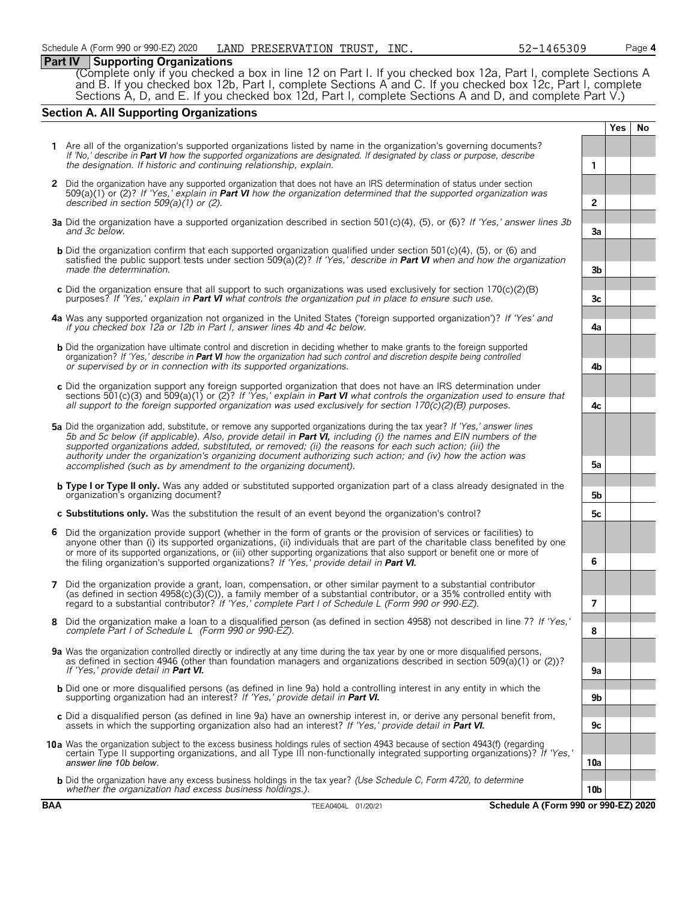Schedule A (Form 990 or 990-EZ) 2020 LAND PRESERVATION TRUST, INC. 52-1465309

## Part IV Supporting Organizations

(Complete only if you checked a box in line 12 on Part I. If you checked box 12a, Part I, complete Sections A and B. If you checked box 12b, Part I, complete Sections A and C. If you checked box 12c, Part I, complete Sections A, D, and E. If you checked box 12d, Part I, complete Sections A and D, and complete Part V.)

### Section A. All Supporting Organizations

| | | | Yes | No |
|---|---|---|---|---|
| **1** | Are all of the organization's supported organizations listed by name in the organization's governing documents? *If 'No,' describe in **Part VI** how the supported organizations are designated. If designated by class or purpose, describe the designation. If historic and continuing relationship, explain.* | 1 | | |
| **2** | Did the organization have any supported organization that does not have an IRS determination of status under section 509(a)(1) or (2)? *If 'Yes,' explain in **Part VI** how the organization determined that the supported organization was described in section 509(a)(1) or (2).* | 2 | | |
| **3a** | Did the organization have a supported organization described in section 501(c)(4), (5), or (6)? *If 'Yes,' answer lines 3b and 3c below.* | 3a | | |
| **b** | Did the organization confirm that each supported organization qualified under section 501(c)(4), (5), or (6) and satisfied the public support tests under section 509(a)(2)? *If 'Yes,' describe in **Part VI** when and how the organization made the determination.* | 3b | | |
| **c** | Did the organization ensure that all support to such organizations was used exclusively for section 170(c)(2)(B) purposes? *If 'Yes,' explain in **Part VI** what controls the organization put in place to ensure such use.* | 3c | | |
| **4a** | Was any supported organization not organized in the United States ('foreign supported organization')? *If 'Yes' and if you checked box 12a or 12b in Part I, answer lines 4b and 4c below.* | 4a | | |
| **b** | Did the organization have ultimate control and discretion in deciding whether to make grants to the foreign supported organization? *If 'Yes,' describe in **Part VI** how the organization had such control and discretion despite being controlled or supervised by or in connection with its supported organizations.* | 4b | | |
| **c** | Did the organization support any foreign supported organization that does not have an IRS determination under sections 501(c)(3) and 509(a)(1) or (2)? *If 'Yes,' explain in **Part VI** what controls the organization used to ensure that all support to the foreign supported organization was used exclusively for section 170(c)(2)(B) purposes.* | 4c | | |
| **5a** | Did the organization add, substitute, or remove any supported organizations during the tax year? *If 'Yes,' answer lines 5b and 5c below (if applicable). Also, provide detail in **Part VI,** including (i) the names and EIN numbers of the supported organizations added, substituted, or removed; (ii) the reasons for each such action; (iii) the authority under the organization's organizing document authorizing such action; and (iv) how the action was accomplished (such as by amendment to the organizing document).* | 5a | | |
| **b** | **Type I or Type II only.** Was any added or substituted supported organization part of a class already designated in the organization's organizing document? | 5b | | |
| **c** | **Substitutions only.** Was the substitution the result of an event beyond the organization's control? | 5c | | |
| **6** | Did the organization provide support (whether in the form of grants or the provision of services or facilities) to anyone other than (i) its supported organizations, (ii) individuals that are part of the charitable class benefited by one or more of its supported organizations, or (iii) other supporting organizations that also support or benefit one or more of the filing organization's supported organizations? *If 'Yes,' provide detail in **Part VI.*** | 6 | | |
| **7** | Did the organization provide a grant, loan, compensation, or other similar payment to a substantial contributor (as defined in section 4958(c)(3)(C)), a family member of a substantial contributor, or a 35% controlled entity with regard to a substantial contributor? *If 'Yes,' complete Part I of Schedule L (Form 990 or 990-EZ).* | 7 | | |
| **8** | Did the organization make a loan to a disqualified person (as defined in section 4958) not described in line 7? *If 'Yes,' complete Part I of Schedule L (Form 990 or 990-EZ).* | 8 | | |
| **9a** | Was the organization controlled directly or indirectly at any time during the tax year by one or more disqualified persons, as defined in section 4946 (other than foundation managers and organizations described in section 509(a)(1) or (2))? *If 'Yes,' provide detail in **Part VI.*** | 9a | | |
| **b** | Did one or more disqualified persons (as defined in line 9a) hold a controlling interest in any entity in which the supporting organization had an interest? *If 'Yes,' provide detail in **Part VI.*** | 9b | | |
| **c** | Did a disqualified person (as defined in line 9a) have an ownership interest in, or derive any personal benefit from, assets in which the supporting organization also had an interest? *If 'Yes,' provide detail in **Part VI.*** | 9c | | |
| **10a** | Was the organization subject to the excess business holdings rules of section 4943 because of section 4943(f) (regarding certain Type II supporting organizations, and all Type III non-functionally integrated supporting organizations)? *If 'Yes,' answer line 10b below.* | 10a | | |
| **b** | Did the organization have any excess business holdings in the tax year? *(Use Schedule C, Form 4720, to determine whether the organization had excess business holdings.).* | 10b | | |

**BAA** TEEA0404L 01/20/21 **Schedule A (Form 990 or 990-EZ) 2020**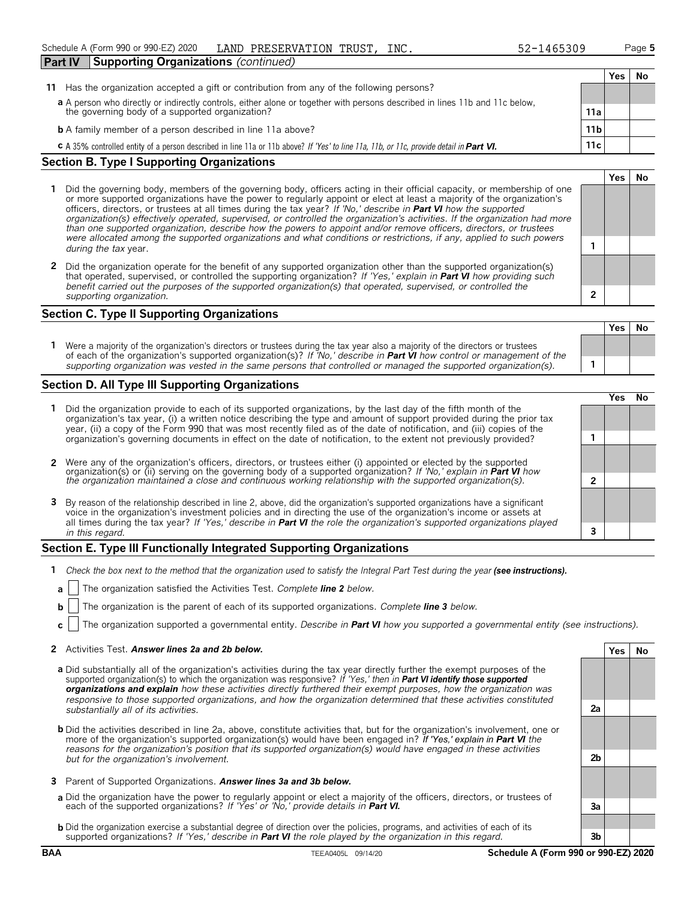Schedule A (Form 990 or 990-EZ) 2020 LAND PRESERVATION TRUST, INC. 52-1465309 Page 5

**Part IV Supporting Organizations** *(continued)*

| | | | Yes | No |
|---|---|---|---|---|
| **11** | Has the organization accepted a gift or contribution from any of the following persons? | | | |
| **a** | A person who directly or indirectly controls, either alone or together with persons described in lines 11b and 11c below, the governing body of a supported organization? | 11a | | |
| **b** | A family member of a person described in line 11a above? | 11b | | |
| **c** | A 35% controlled entity of a person described in line 11a or 11b above? *If 'Yes' to line 11a, 11b, or 11c, provide detail in **Part VI.*** | 11c | | |

## Section B. Type I Supporting Organizations

| | | | Yes | No |
|---|---|---|---|---|
| **1** | Did the governing body, members of the governing body, officers acting in their official capacity, or membership of one or more supported organizations have the power to regularly appoint or elect at least a majority of the organization's officers, directors, or trustees at all times during the tax year? *If 'No,' describe in **Part VI** how the supported organization(s) effectively operated, supervised, or controlled the organization's activities. If the organization had more than one supported organization, describe how the powers to appoint and/or remove officers, directors, or trustees were allocated among the supported organizations and what conditions or restrictions, if any, applied to such powers during the tax* year. | 1 | | |
| **2** | Did the organization operate for the benefit of any supported organization other than the supported organization(s) that operated, supervised, or controlled the supporting organization? *If 'Yes,' explain in **Part VI** how providing such benefit carried out the purposes of the supported organization(s) that operated, supervised, or controlled the supporting organization.* | 2 | | |

## Section C. Type II Supporting Organizations

| | | | Yes | No |
|---|---|---|---|---|
| **1** | Were a majority of the organization's directors or trustees during the tax year also a majority of the directors or trustees of each of the organization's supported organization(s)? *If 'No,' describe in **Part VI** how control or management of the supporting organization was vested in the same persons that controlled or managed the supported organization(s).* | 1 | | |

## Section D. All Type III Supporting Organizations

| | | | Yes | No |
|---|---|---|---|---|
| **1** | Did the organization provide to each of its supported organizations, by the last day of the fifth month of the organization's tax year, (i) a written notice describing the type and amount of support provided during the prior tax year, (ii) a copy of the Form 990 that was most recently filed as of the date of notification, and (iii) copies of the organization's governing documents in effect on the date of notification, to the extent not previously provided? | 1 | | |
| **2** | Were any of the organization's officers, directors, or trustees either (i) appointed or elected by the supported organization(s) or (ii) serving on the governing body of a supported organization? *If 'No,' explain in **Part VI** how the organization maintained a close and continuous working relationship with the supported organization(s).* | 2 | | |
| **3** | By reason of the relationship described in line 2, above, did the organization's supported organizations have a significant voice in the organization's investment policies and in directing the use of the organization's income or assets at all times during the tax year? *If 'Yes,' describe in **Part VI** the role the organization's supported organizations played in this regard.* | 3 | | |

## Section E. Type III Functionally Integrated Supporting Organizations

**1** *Check the box next to the method that the organization used to satisfy the Integral Part Test during the year* ***(see instructions).***

**a** ☐ The organization satisfied the Activities Test. *Complete **line 2** below.*

**b** ☐ The organization is the parent of each of its supported organizations. *Complete **line 3** below.*

**c** ☐ The organization supported a governmental entity. *Describe in **Part VI** how you supported a governmental entity (see instructions).*

| | | | Yes | No |
|---|---|---|---|---|
| **2** | Activities Test. ***Answer lines 2a and 2b below.*** | | | |
| **a** | Did substantially all of the organization's activities during the tax year directly further the exempt purposes of the supported organization(s) to which the organization was responsive? *If 'Yes,' then in **Part VI identify those supported organizations and explain** how these activities directly furthered their exempt purposes, how the organization was responsive to those supported organizations, and how the organization determined that these activities constituted substantially all of its activities.* | 2a | | |
| **b** | Did the activities described in line 2a, above, constitute activities that, but for the organization's involvement, one or more of the organization's supported organization(s) would have been engaged in? *If 'Yes,' explain in **Part VI** the reasons for the organization's position that its supported organization(s) would have engaged in these activities but for the organization's involvement.* | 2b | | |
| **3** | Parent of Supported Organizations. ***Answer lines 3a and 3b below.*** | | | |
| **a** | Did the organization have the power to regularly appoint or elect a majority of the officers, directors, or trustees of each of the supported organizations? *If 'Yes' or 'No,' provide details in **Part VI.*** | 3a | | |
| **b** | Did the organization exercise a substantial degree of direction over the policies, programs, and activities of each of its supported organizations? *If 'Yes,' describe in **Part VI** the role played by the organization in this regard.* | 3b | | |

BAA TEEA0405L 09/14/20 **Schedule A (Form 990 or 990-EZ) 2020**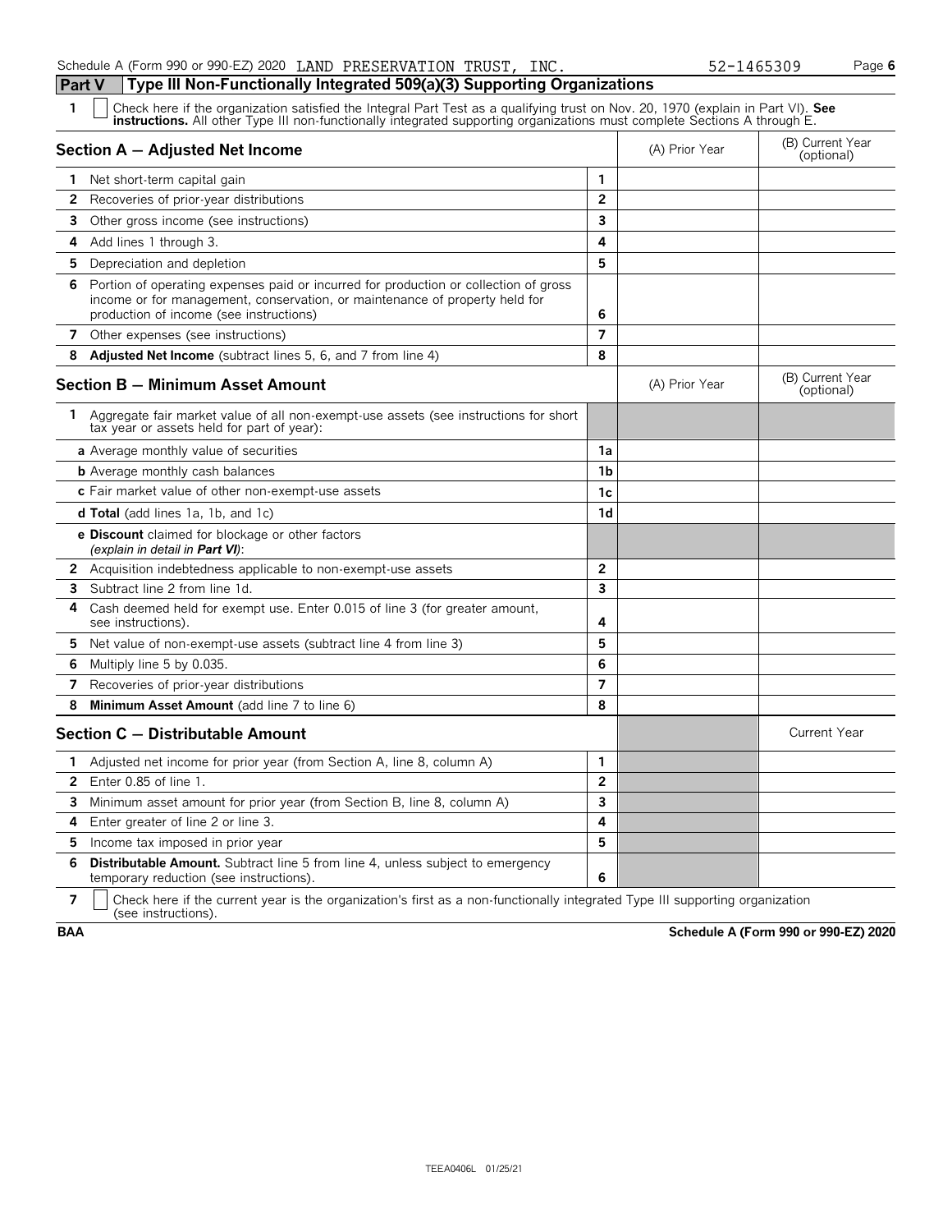Schedule A (Form 990 or 990-EZ) 2020 LAND PRESERVATION TRUST, INC. 52-1465309

## Part V Type III Non-Functionally Integrated 509(a)(3) Supporting Organizations

**1** ☐ Check here if the organization satisfied the Integral Part Test as a qualifying trust on Nov. 20, 1970 (explain in Part VI). **See instructions.** All other Type III non-functionally integrated supporting organizations must complete Sections A through E.

| **Section A — Adjusted Net Income** | | (A) Prior Year | (B) Current Year (optional) |
|---|---|---|---|
| **1** Net short-term capital gain | 1 | | |
| **2** Recoveries of prior-year distributions | 2 | | |
| **3** Other gross income (see instructions) | 3 | | |
| **4** Add lines 1 through 3. | 4 | | |
| **5** Depreciation and depletion | 5 | | |
| **6** Portion of operating expenses paid or incurred for production or collection of gross income or for management, conservation, or maintenance of property held for production of income (see instructions) | 6 | | |
| **7** Other expenses (see instructions) | 7 | | |
| **8** **Adjusted Net Income** (subtract lines 5, 6, and 7 from line 4) | 8 | | |

| **Section B — Minimum Asset Amount** | | (A) Prior Year | (B) Current Year (optional) |
|---|---|---|---|
| **1** Aggregate fair market value of all non-exempt-use assets (see instructions for short tax year or assets held for part of year): | | | |
| **a** Average monthly value of securities | 1a | | |
| **b** Average monthly cash balances | 1b | | |
| **c** Fair market value of other non-exempt-use assets | 1c | | |
| **d Total** (add lines 1a, 1b, and 1c) | 1d | | |
| **e Discount** claimed for blockage or other factors *(explain in detail in* ***Part VI****)*: | | | |
| **2** Acquisition indebtedness applicable to non-exempt-use assets | 2 | | |
| **3** Subtract line 2 from line 1d. | 3 | | |
| **4** Cash deemed held for exempt use. Enter 0.015 of line 3 (for greater amount, see instructions). | 4 | | |
| **5** Net value of non-exempt-use assets (subtract line 4 from line 3) | 5 | | |
| **6** Multiply line 5 by 0.035. | 6 | | |
| **7** Recoveries of prior-year distributions | 7 | | |
| **8** **Minimum Asset Amount** (add line 7 to line 6) | 8 | | |

| **Section C — Distributable Amount** | | | Current Year |
|---|---|---|---|
| **1** Adjusted net income for prior year (from Section A, line 8, column A) | 1 | | |
| **2** Enter 0.85 of line 1. | 2 | | |
| **3** Minimum asset amount for prior year (from Section B, line 8, column A) | 3 | | |
| **4** Enter greater of line 2 or line 3. | 4 | | |
| **5** Income tax imposed in prior year | 5 | | |
| **6** **Distributable Amount.** Subtract line 5 from line 4, unless subject to emergency temporary reduction (see instructions). | 6 | | |

**7** ☐ Check here if the current year is the organization's first as a non-functionally integrated Type III supporting organization (see instructions).

**BAA** **Schedule A (Form 990 or 990-EZ) 2020**

TEEA0406L 01/25/21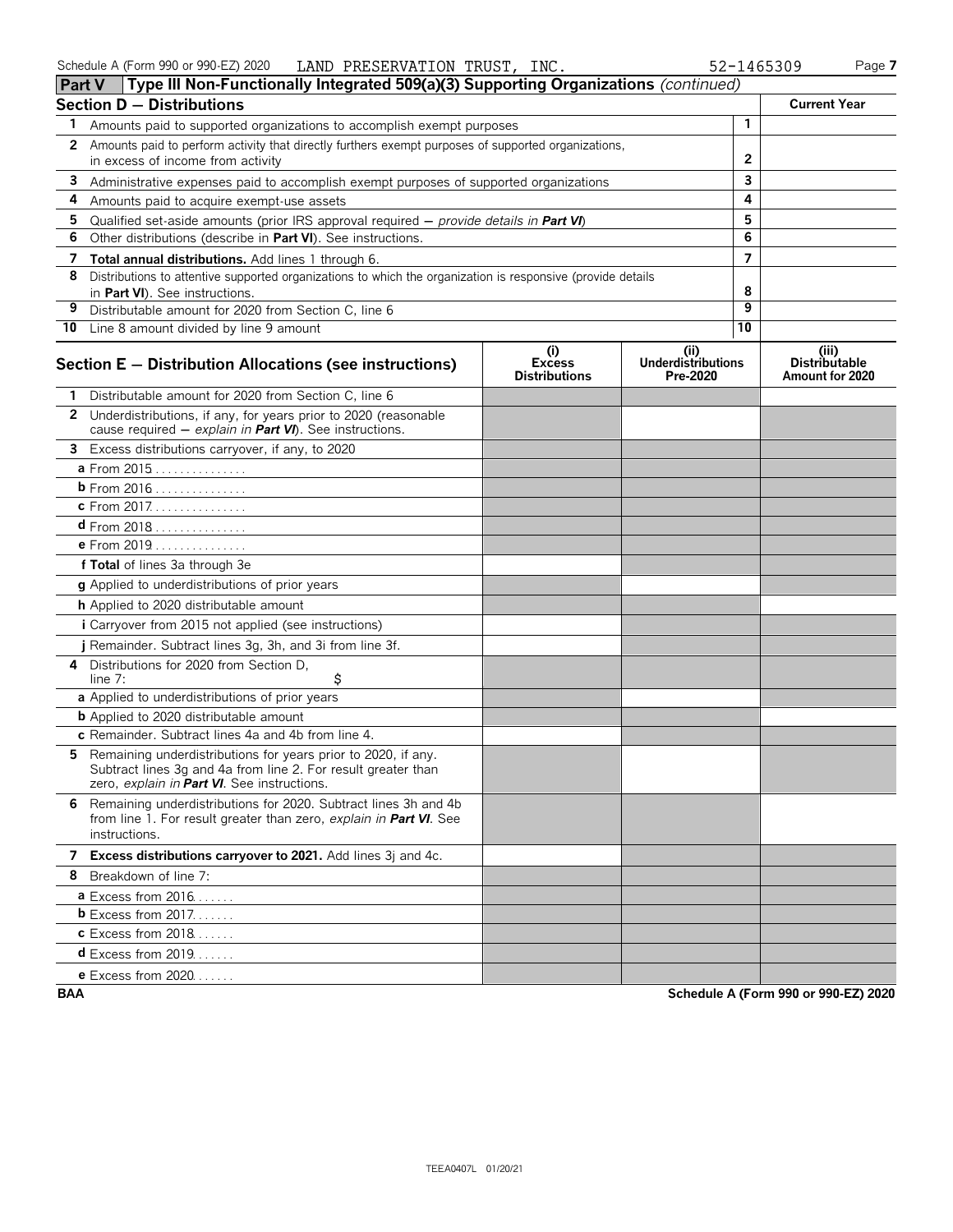Schedule A (Form 990 or 990-EZ) 2020 LAND PRESERVATION TRUST, INC. 52-1465309

## Part V Type III Non-Functionally Integrated 509(a)(3) Supporting Organizations *(continued)*

| **Section D — Distributions** | | **Current Year** |
|---|---|---|
| **1** Amounts paid to supported organizations to accomplish exempt purposes | 1 | |
| **2** Amounts paid to perform activity that directly furthers exempt purposes of supported organizations, in excess of income from activity | 2 | |
| **3** Administrative expenses paid to accomplish exempt purposes of supported organizations | 3 | |
| **4** Amounts paid to acquire exempt-use assets | 4 | |
| **5** Qualified set-aside amounts (prior IRS approval required — *provide details in **Part VI***) | 5 | |
| **6** Other distributions (describe in **Part VI**). See instructions. | 6 | |
| **7** **Total annual distributions.** Add lines 1 through 6. | 7 | |
| **8** Distributions to attentive supported organizations to which the organization is responsive (provide details in **Part VI**). See instructions. | 8 | |
| **9** Distributable amount for 2020 from Section C, line 6 | 9 | |
| **10** Line 8 amount divided by line 9 amount | 10 | |

| **Section E — Distribution Allocations (see instructions)** | **(i) Excess Distributions** | **(ii) Underdistributions Pre-2020** | **(iii) Distributable Amount for 2020** |
|---|---|---|---|
| **1** Distributable amount for 2020 from Section C, line 6 | | | |
| **2** Underdistributions, if any, for years prior to 2020 (reasonable cause required — *explain in **Part VI***). See instructions. | | | |
| **3** Excess distributions carryover, if any, to 2020 | | | |
| **a** From 2015 | | | |
| **b** From 2016 | | | |
| **c** From 2017 | | | |
| **d** From 2018 | | | |
| **e** From 2019 | | | |
| **f Total** of lines 3a through 3e | | | |
| **g** Applied to underdistributions of prior years | | | |
| **h** Applied to 2020 distributable amount | | | |
| **i** Carryover from 2015 not applied (see instructions) | | | |
| **j** Remainder. Subtract lines 3g, 3h, and 3i from line 3f. | | | |
| **4** Distributions for 2020 from Section D, line 7: $ | | | |
| **a** Applied to underdistributions of prior years | | | |
| **b** Applied to 2020 distributable amount | | | |
| **c** Remainder. Subtract lines 4a and 4b from line 4. | | | |
| **5** Remaining underdistributions for years prior to 2020, if any. Subtract lines 3g and 4a from line 2. For result greater than zero, *explain in **Part VI***. See instructions. | | | |
| **6** Remaining underdistributions for 2020. Subtract lines 3h and 4b from line 1. For result greater than zero, *explain in **Part VI***. See instructions. | | | |
| **7** **Excess distributions carryover to 2021.** Add lines 3j and 4c. | | | |
| **8** Breakdown of line 7: | | | |
| **a** Excess from 2016 | | | |
| **b** Excess from 2017 | | | |
| **c** Excess from 2018 | | | |
| **d** Excess from 2019 | | | |
| **e** Excess from 2020 | | | |

**BAA** **Schedule A (Form 990 or 990-EZ) 2020**

TEEA0407L 01/20/21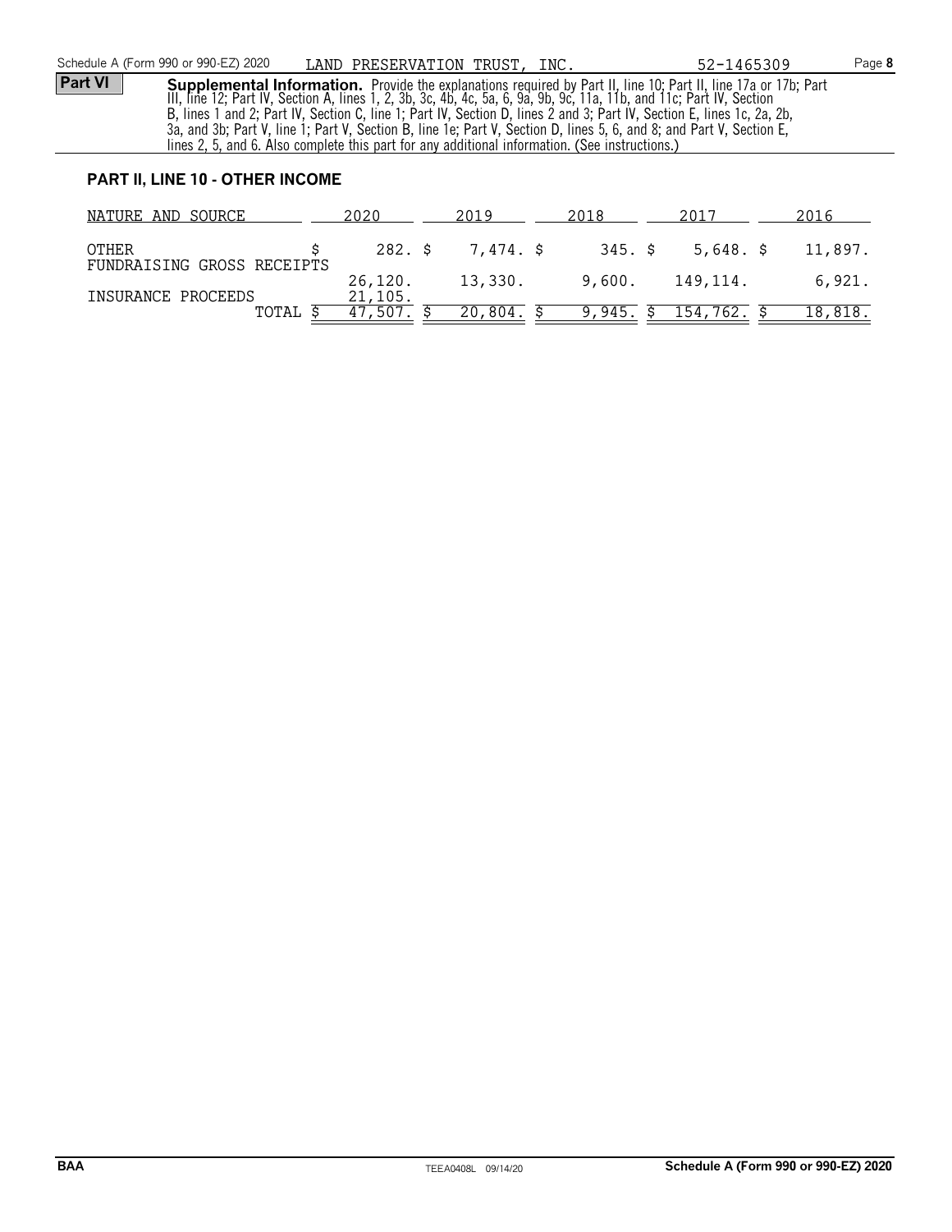**Part VI** **Supplemental Information.** Provide the explanations required by Part II, line 10; Part II, line 17a or 17b; Part III, line 12; Part IV, Section A, lines 1, 2, 3b, 3c, 4b, 4c, 5a, 6, 9a, 9b, 9c, 11a, 11b, and 11c; Part IV, Section B, lines 1 and 2; Part IV, Section C, line 1; Part IV, Section D, lines 2 and 3; Part IV, Section E, lines 1c, 2a, 2b, 3a, and 3b; Part V, line 1; Part V, Section B, line 1e; Part V, Section D, lines 5, 6, and 8; and Part V, Section E, lines 2, 5, and 6. Also complete this part for any additional information. (See instructions.)

## PART II, LINE 10 - OTHER INCOME

| NATURE AND SOURCE | 2020 | 2019 | 2018 | 2017 | 2016 |
|---|---|---|---|---|---|
| OTHER | $ 282. | $ 7,474. | $ 345. | $ 5,648. | $ 11,897. |
| FUNDRAISING GROSS RECEIPTS | 26,120. | 13,330. | 9,600. | 149,114. | 6,921. |
| INSURANCE PROCEEDS | 21,105. | | | | |
| TOTAL | $ 47,507. | $ 20,804. | $ 9,945. | $ 154,762. | $ 18,818. |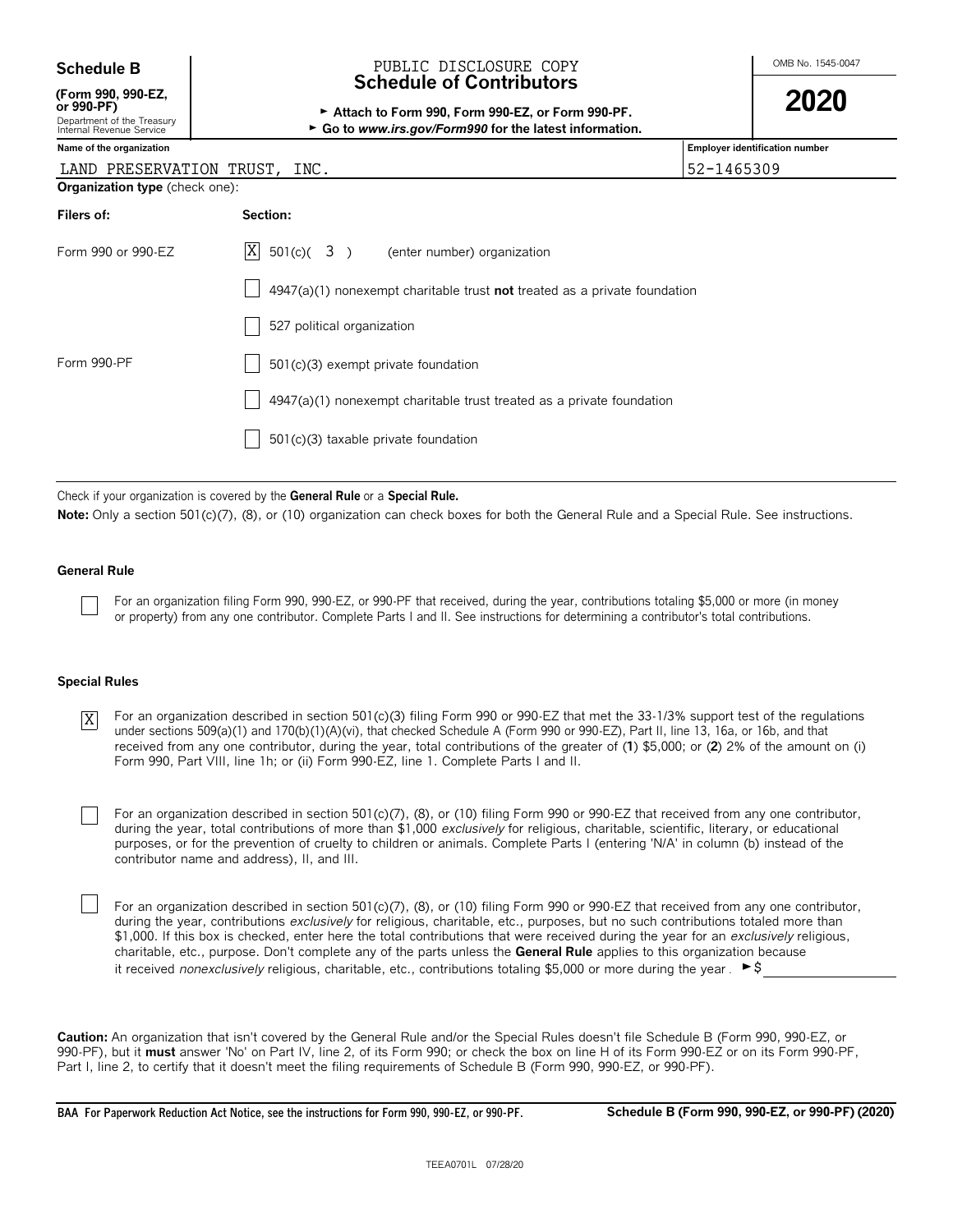**Schedule B**
**(Form 990, 990-EZ, or 990-PF)**
Department of the Treasury
Internal Revenue Service

PUBLIC DISCLOSURE COPY

# Schedule of Contributors

► **Attach to Form 990, Form 990-EZ, or Form 990-PF.**
► **Go to *www.irs.gov/Form990* for the latest information.**

OMB No. 1545-0047

**2020**

| Name of the organization | Employer identification number |
|---|---|
| LAND PRESERVATION TRUST, INC. | 52-1465309 |

**Organization type** (check one):

| Filers of: | Section: |
|---|---|
| Form 990 or 990-EZ | [X] 501(c)( 3 ) (enter number) organization |
| | [ ] 4947(a)(1) nonexempt charitable trust **not** treated as a private foundation |
| | [ ] 527 political organization |
| Form 990-PF | [ ] 501(c)(3) exempt private foundation |
| | [ ] 4947(a)(1) nonexempt charitable trust treated as a private foundation |
| | [ ] 501(c)(3) taxable private foundation |

Check if your organization is covered by the **General Rule** or a **Special Rule.**

**Note:** Only a section 501(c)(7), (8), or (10) organization can check boxes for both the General Rule and a Special Rule. See instructions.

### General Rule

[ ] For an organization filing Form 990, 990-EZ, or 990-PF that received, during the year, contributions totaling $5,000 or more (in money or property) from any one contributor. Complete Parts I and II. See instructions for determining a contributor's total contributions.

### Special Rules

[X] For an organization described in section 501(c)(3) filing Form 990 or 990-EZ that met the 33-1/3% support test of the regulations under sections 509(a)(1) and 170(b)(1)(A)(vi), that checked Schedule A (Form 990 or 990-EZ), Part II, line 13, 16a, or 16b, and that received from any one contributor, during the year, total contributions of the greater of (**1**) $5,000; or (**2**) 2% of the amount on (i) Form 990, Part VIII, line 1h; or (ii) Form 990-EZ, line 1. Complete Parts I and II.

[ ] For an organization described in section 501(c)(7), (8), or (10) filing Form 990 or 990-EZ that received from any one contributor, during the year, total contributions of more than $1,000 *exclusively* for religious, charitable, scientific, literary, or educational purposes, or for the prevention of cruelty to children or animals. Complete Parts I (entering 'N/A' in column (b) instead of the contributor name and address), II, and III.

[ ] For an organization described in section 501(c)(7), (8), or (10) filing Form 990 or 990-EZ that received from any one contributor, during the year, contributions *exclusively* for religious, charitable, etc., purposes, but no such contributions totaled more than $1,000. If this box is checked, enter here the total contributions that were received during the year for an *exclusively* religious, charitable, etc., purpose. Don't complete any of the parts unless the **General Rule** applies to this organization because it received *nonexclusively* religious, charitable, etc., contributions totaling $5,000 or more during the year . ►$ \_\_\_\_\_\_\_\_

**Caution:** An organization that isn't covered by the General Rule and/or the Special Rules doesn't file Schedule B (Form 990, 990-EZ, or 990-PF), but it **must** answer 'No' on Part IV, line 2, of its Form 990; or check the box on line H of its Form 990-EZ or on its Form 990-PF, Part I, line 2, to certify that it doesn't meet the filing requirements of Schedule B (Form 990, 990-EZ, or 990-PF).

**BAA For Paperwork Reduction Act Notice, see the instructions for Form 990, 990-EZ, or 990-PF.** **Schedule B (Form 990, 990-EZ, or 990-PF) (2020)**

TEEA0701L 07/28/20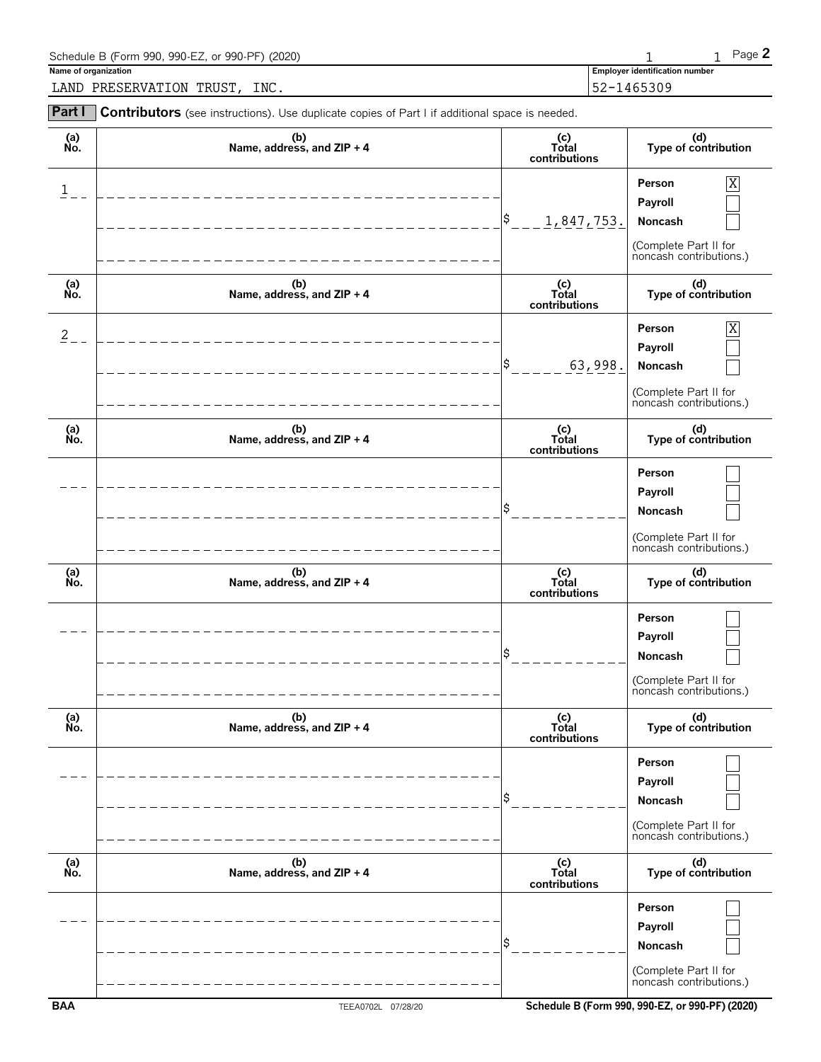Schedule B (Form 990, 990-EZ, or 990-PF) (2020)

**Name of organization**

LAND PRESERVATION TRUST, INC.

**Employer identification number**

52-1465309

**Part I** **Contributors** (see instructions). Use duplicate copies of Part I if additional space is needed.

| (a) No. | (b) Name, address, and ZIP + 4 | (c) Total contributions | (d) Type of contribution |
|---|---|---|---|
| 1 | | $ 1,847,753. | Person [X] Payroll [ ] Noncash [ ] (Complete Part II for noncash contributions.) |
| 2 | | $ 63,998. | Person [X] Payroll [ ] Noncash [ ] (Complete Part II for noncash contributions.) |
| | | $ | Person [ ] Payroll [ ] Noncash [ ] (Complete Part II for noncash contributions.) |
| | | $ | Person [ ] Payroll [ ] Noncash [ ] (Complete Part II for noncash contributions.) |
| | | $ | Person [ ] Payroll [ ] Noncash [ ] (Complete Part II for noncash contributions.) |
| | | $ | Person [ ] Payroll [ ] Noncash [ ] (Complete Part II for noncash contributions.) |

BAA TEEA0702L 07/28/20 Schedule B (Form 990, 990-EZ, or 990-PF) (2020)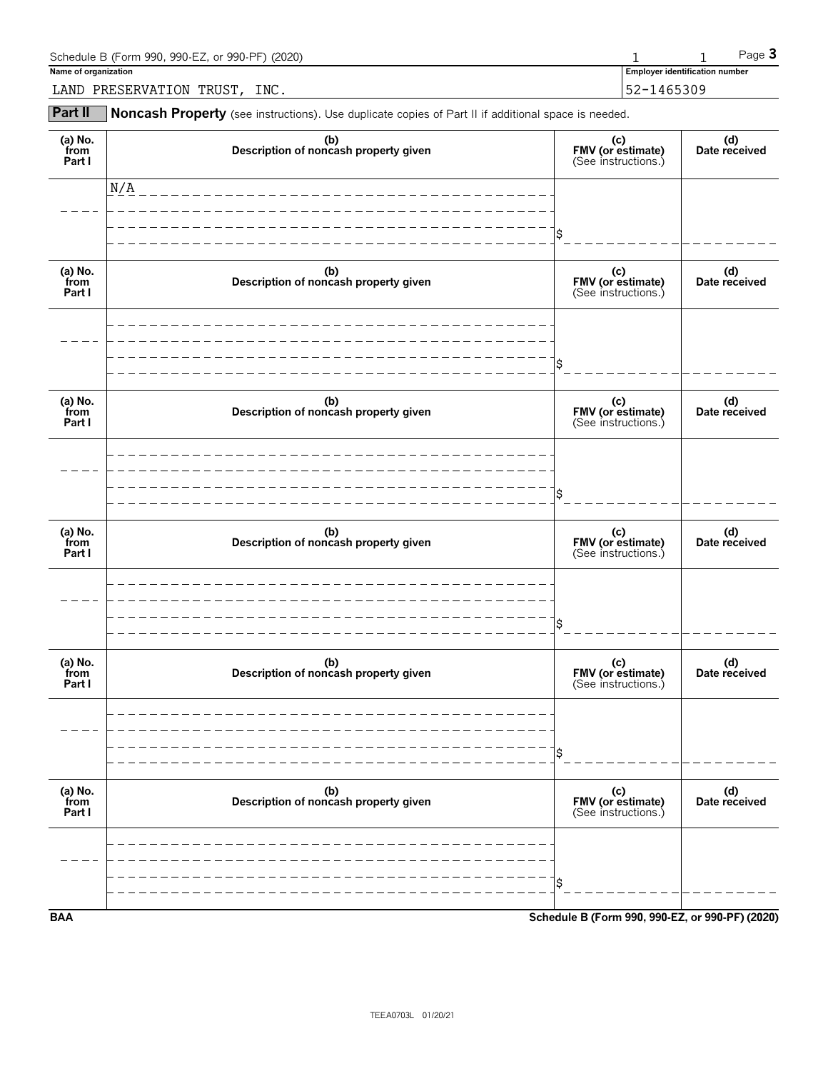Schedule B (Form 990, 990-EZ, or 990-PF) (2020) Page **3**

**Name of organization**

LAND PRESERVATION TRUST, INC.

**Employer identification number**

52-1465309

**Part II** **Noncash Property** (see instructions). Use duplicate copies of Part II if additional space is needed.

| (a) No. from Part I | (b) Description of noncash property given | (c) FMV (or estimate) (See instructions.) | (d) Date received |
|---|---|---|---|
| | N/A | $ | |
| | | $ | |
| | | $ | |
| | | $ | |
| | | $ | |
| | | $ | |

**BAA** **Schedule B (Form 990, 990-EZ, or 990-PF) (2020)**

TEEA0703L 01/20/21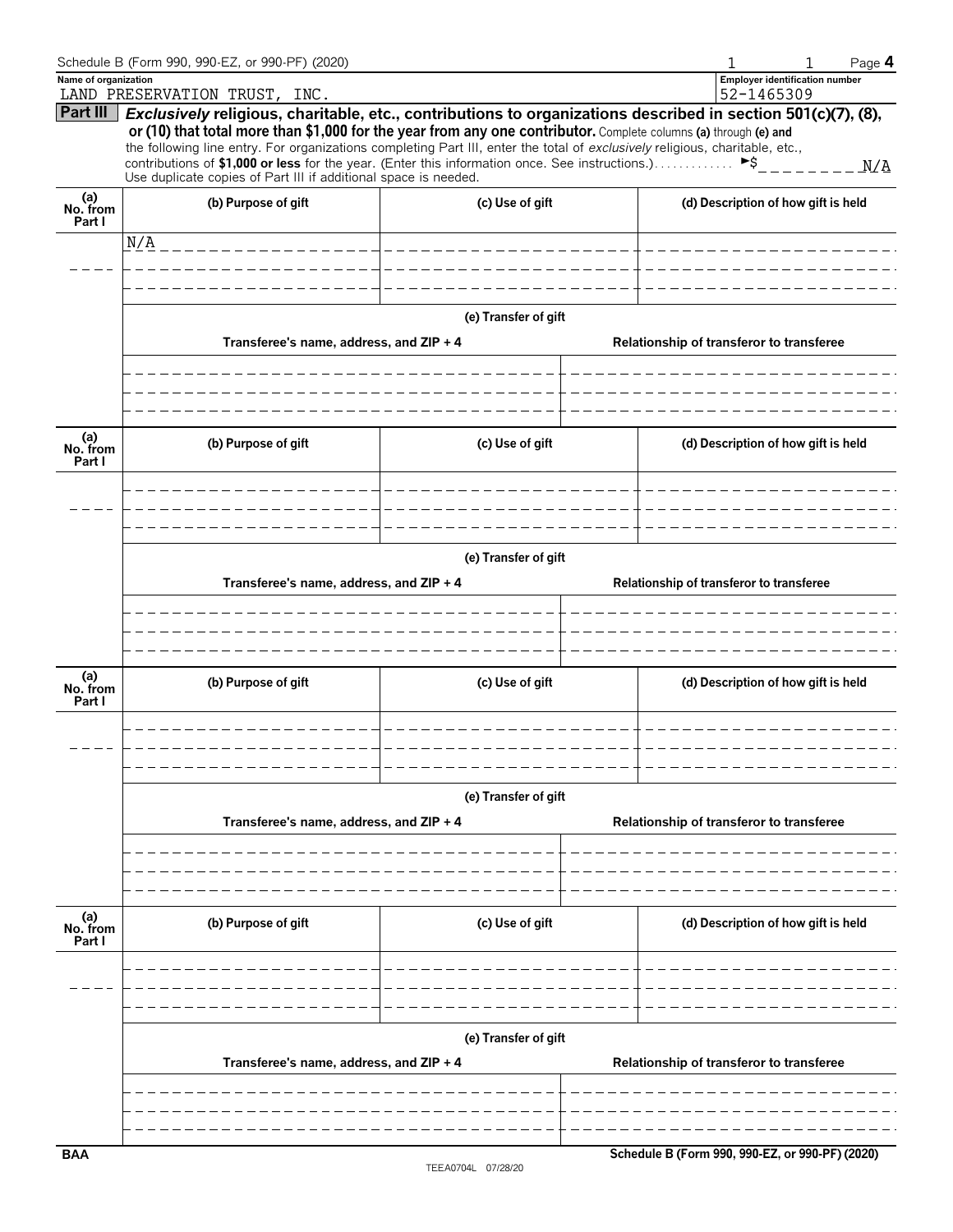Name of organization: LAND PRESERVATION TRUST, INC.

Employer identification number: 52-1465309

**Part III** ***Exclusively*** **religious, charitable, etc., contributions to organizations described in section 501(c)(7), (8), or (10) that total more than $1,000 for the year from any one contributor.** Complete columns **(a)** through **(e)** and the following line entry. For organizations completing Part III, enter the total of *exclusively* religious, charitable, etc., contributions of **$1,000 or less** for the year. (Enter this information once. See instructions.) ► $ N/A

Use duplicate copies of Part III if additional space is needed.

| (a) No. from Part I | (b) Purpose of gift | (c) Use of gift | (d) Description of how gift is held |
|---|---|---|---|
| | N/A | | |

**(e) Transfer of gift**

| Transferee's name, address, and ZIP + 4 | Relationship of transferor to transferee |
|---|---|
| | |

| (a) No. from Part I | (b) Purpose of gift | (c) Use of gift | (d) Description of how gift is held |
|---|---|---|---|
| | | | |

**(e) Transfer of gift**

| Transferee's name, address, and ZIP + 4 | Relationship of transferor to transferee |
|---|---|
| | |

| (a) No. from Part I | (b) Purpose of gift | (c) Use of gift | (d) Description of how gift is held |
|---|---|---|---|
| | | | |

**(e) Transfer of gift**

| Transferee's name, address, and ZIP + 4 | Relationship of transferor to transferee |
|---|---|
| | |

| (a) No. from Part I | (b) Purpose of gift | (c) Use of gift | (d) Description of how gift is held |
|---|---|---|---|
| | | | |

**(e) Transfer of gift**

| Transferee's name, address, and ZIP + 4 | Relationship of transferor to transferee |
|---|---|
| | |

BAA TEEA0704L 07/28/20 Schedule B (Form 990, 990-EZ, or 990-PF) (2020)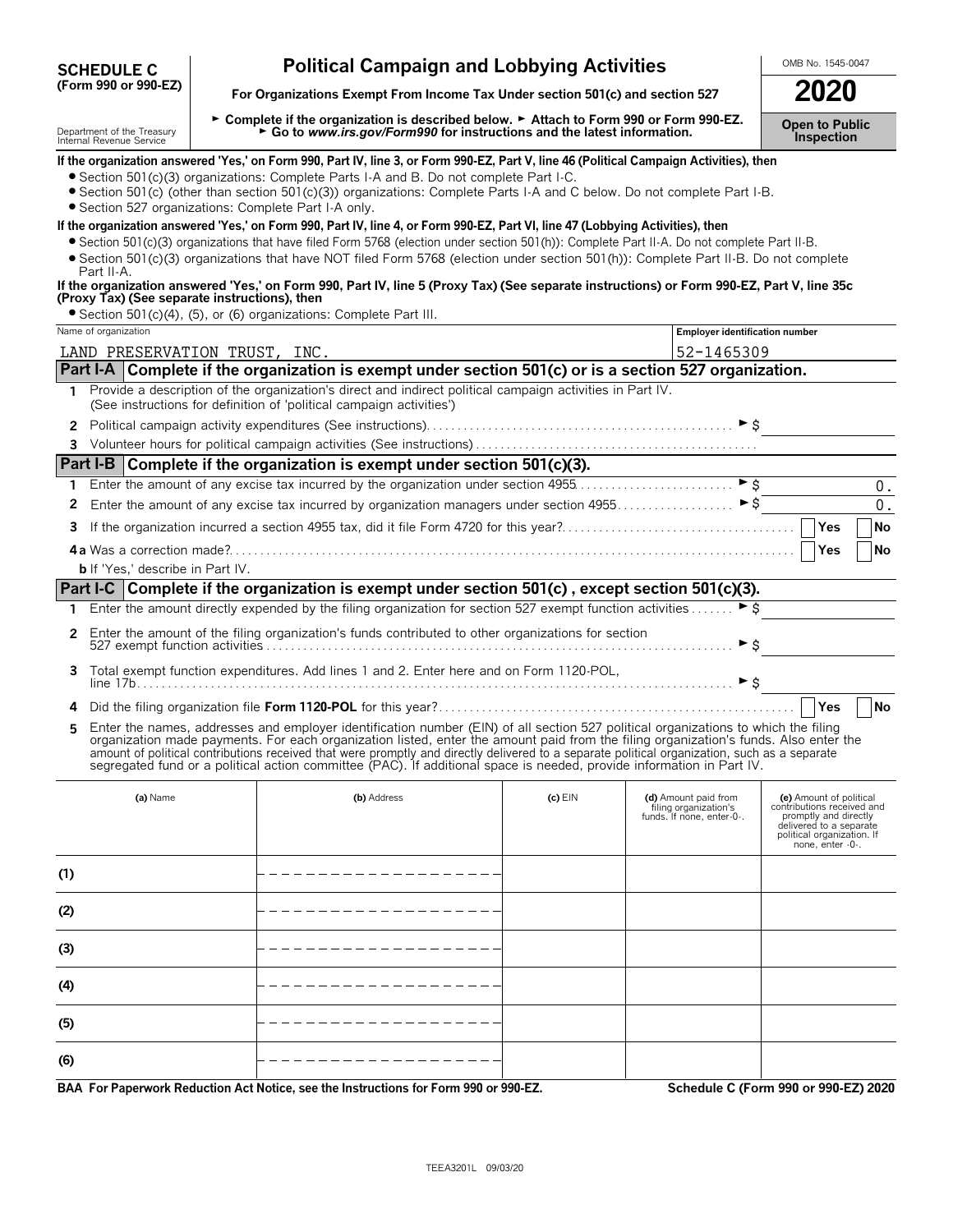# SCHEDULE C (Form 990 or 990-EZ)

Department of the Treasury
Internal Revenue Service

## Political Campaign and Lobbying Activities

**For Organizations Exempt From Income Tax Under section 501(c) and section 527**

► **Complete if the organization is described below.** ► **Attach to Form 990 or Form 990-EZ.**
► **Go to *www.irs.gov/Form990* for instructions and the latest information.**

OMB No. 1545-0047

**2020**

**Open to Public Inspection**

**If the organization answered 'Yes,' on Form 990, Part IV, line 3, or Form 990-EZ, Part V, line 46 (Political Campaign Activities), then**

- Section 501(c)(3) organizations: Complete Parts I-A and B. Do not complete Part I-C.
- Section 501(c) (other than section 501(c)(3)) organizations: Complete Parts I-A and C below. Do not complete Part I-B.
- Section 527 organizations: Complete Part I-A only.

**If the organization answered 'Yes,' on Form 990, Part IV, line 4, or Form 990-EZ, Part VI, line 47 (Lobbying Activities), then**

- Section 501(c)(3) organizations that have filed Form 5768 (election under section 501(h)): Complete Part II-A. Do not complete Part II-B.
- Section 501(c)(3) organizations that have NOT filed Form 5768 (election under section 501(h)): Complete Part II-B. Do not complete Part II-A.

**If the organization answered 'Yes,' on Form 990, Part IV, line 5 (Proxy Tax) (See separate instructions) or Form 990-EZ, Part V, line 35c (Proxy Tax) (See separate instructions), then**

- Section 501(c)(4), (5), or (6) organizations: Complete Part III.

| Name of organization | Employer identification number |
|---|---|
| LAND PRESERVATION TRUST, INC. | 52-1465309 |

### Part I-A Complete if the organization is exempt under section 501(c) or is a section 527 organization.

1. Provide a description of the organization's direct and indirect political campaign activities in Part IV. (See instructions for definition of 'political campaign activities')
2. Political campaign activity expenditures (See instructions) ► $
3. Volunteer hours for political campaign activities (See instructions)

### Part I-B Complete if the organization is exempt under section 501(c)(3).

1. Enter the amount of any excise tax incurred by the organization under section 4955 ► $ 0.
2. Enter the amount of any excise tax incurred by organization managers under section 4955 ► $ 0.
3. If the organization incurred a section 4955 tax, did it file Form 4720 for this year? Yes / No

4a. Was a correction made? Yes / No

b. If 'Yes,' describe in Part IV.

### Part I-C Complete if the organization is exempt under section 501(c), except section 501(c)(3).

1. Enter the amount directly expended by the filing organization for section 527 exempt function activities ► $
2. Enter the amount of the filing organization's funds contributed to other organizations for section 527 exempt function activities ► $
3. Total exempt function expenditures. Add lines 1 and 2. Enter here and on Form 1120-POL, line 17b ► $
4. Did the filing organization file **Form 1120-POL** for this year? Yes / No
5. Enter the names, addresses and employer identification number (EIN) of all section 527 political organizations to which the filing organization made payments. For each organization listed, enter the amount paid from the filing organization's funds. Also enter the amount of political contributions received that were promptly and directly delivered to a separate political organization, such as a separate segregated fund or a political action committee (PAC). If additional space is needed, provide information in Part IV.

| | (a) Name | (b) Address | (c) EIN | (d) Amount paid from filing organization's funds. If none, enter -0-. | (e) Amount of political contributions received and promptly and directly delivered to a separate political organization. If none, enter -0-. |
|---|---|---|---|---|---|
| (1) | | | | | |
| (2) | | | | | |
| (3) | | | | | |
| (4) | | | | | |
| (5) | | | | | |
| (6) | | | | | |

**BAA For Paperwork Reduction Act Notice, see the Instructions for Form 990 or 990-EZ.** **Schedule C (Form 990 or 990-EZ) 2020**

TEEA3201L 09/03/20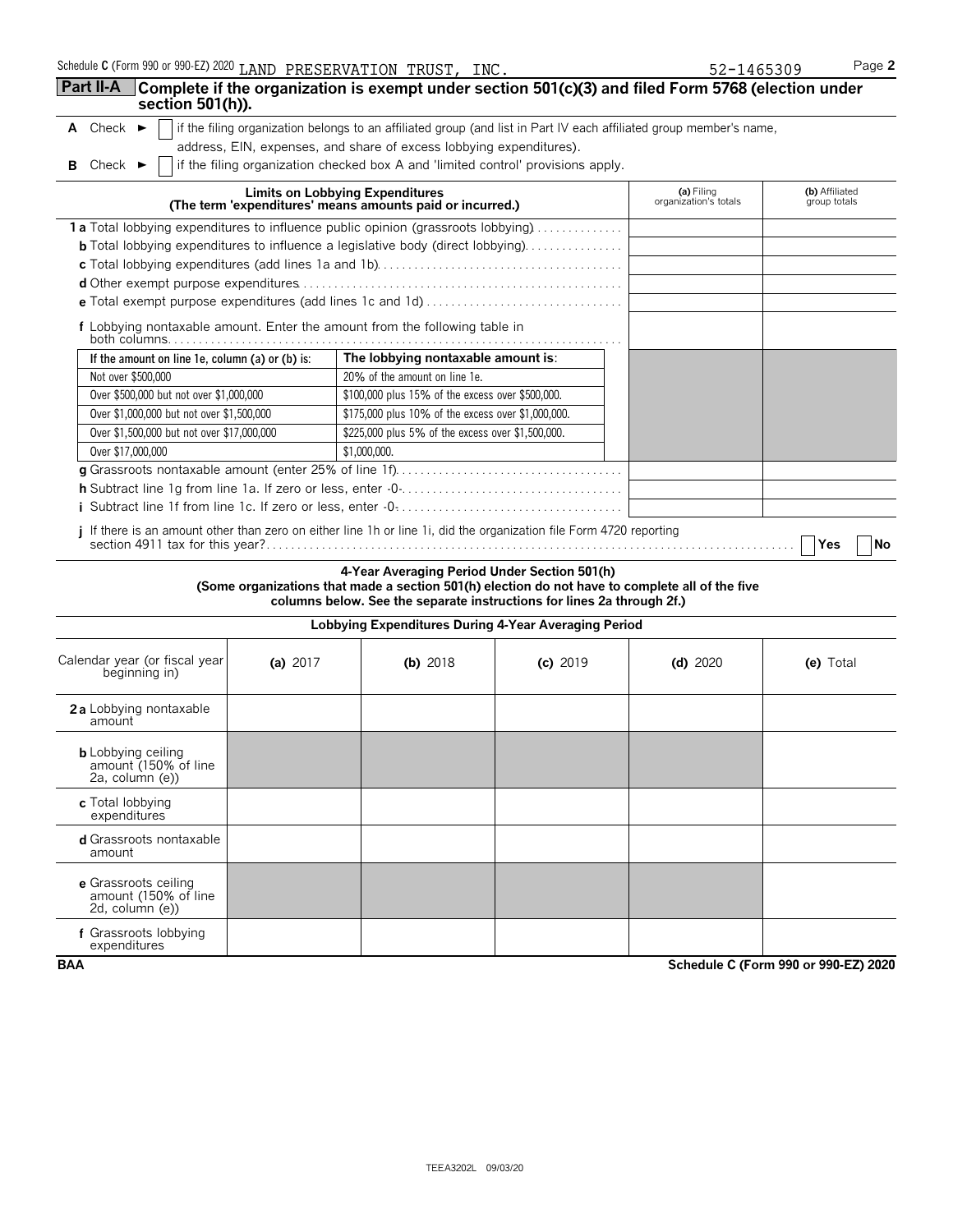Schedule C (Form 990 or 990-EZ) 2020 LAND PRESERVATION TRUST, INC. 52-1465309 Page 2

## Part II-A Complete if the organization is exempt under section 501(c)(3) and filed Form 5768 (election under section 501(h)).

**A** Check ► ☐ if the filing organization belongs to an affiliated group (and list in Part IV each affiliated group member's name, address, EIN, expenses, and share of excess lobbying expenditures).

**B** Check ► ☐ if the filing organization checked box A and 'limited control' provisions apply.

| Limits on Lobbying Expenditures (The term 'expenditures' means amounts paid or incurred.) | (a) Filing organization's totals | (b) Affiliated group totals |
|---|---|---|
| **1 a** Total lobbying expenditures to influence public opinion (grassroots lobbying) | | |
| **b** Total lobbying expenditures to influence a legislative body (direct lobbying) | | |
| **c** Total lobbying expenditures (add lines 1a and 1b) | | |
| **d** Other exempt purpose expenditures | | |
| **e** Total exempt purpose expenditures (add lines 1c and 1d) | | |
| **f** Lobbying nontaxable amount. Enter the amount from the following table in both columns. | | |

| If the amount on line 1e, column (a) or (b) is: | The lobbying nontaxable amount is: |
|---|---|
| Not over $500,000 | 20% of the amount on line 1e. |
| Over $500,000 but not over $1,000,000 | $100,000 plus 15% of the excess over $500,000. |
| Over $1,000,000 but not over $1,500,000 | $175,000 plus 10% of the excess over $1,000,000. |
| Over $1,500,000 but not over $17,000,000 | $225,000 plus 5% of the excess over $1,500,000. |
| Over $17,000,000 | $1,000,000. |

| | (a) Filing organization's totals | (b) Affiliated group totals |
|---|---|---|
| **g** Grassroots nontaxable amount (enter 25% of line 1f) | | |
| **h** Subtract line 1g from line 1a. If zero or less, enter -0- | | |
| **i** Subtract line 1f from line 1c. If zero or less, enter -0- | | |

**j** If there is an amount other than zero on either line 1h or line 1i, did the organization file Form 4720 reporting section 4911 tax for this year? ☐ Yes ☐ No

### 4-Year Averaging Period Under Section 501(h)

**(Some organizations that made a section 501(h) election do not have to complete all of the five columns below. See the separate instructions for lines 2a through 2f.)**

**Lobbying Expenditures During 4-Year Averaging Period**

| Calendar year (or fiscal year beginning in) | (a) 2017 | (b) 2018 | (c) 2019 | (d) 2020 | (e) Total |
|---|---|---|---|---|---|
| **2 a** Lobbying nontaxable amount | | | | | |
| **b** Lobbying ceiling amount (150% of line 2a, column (e)) | | | | | |
| **c** Total lobbying expenditures | | | | | |
| **d** Grassroots nontaxable amount | | | | | |
| **e** Grassroots ceiling amount (150% of line 2d, column (e)) | | | | | |
| **f** Grassroots lobbying expenditures | | | | | |

BAA Schedule C (Form 990 or 990-EZ) 2020

TEEA3202L 09/03/20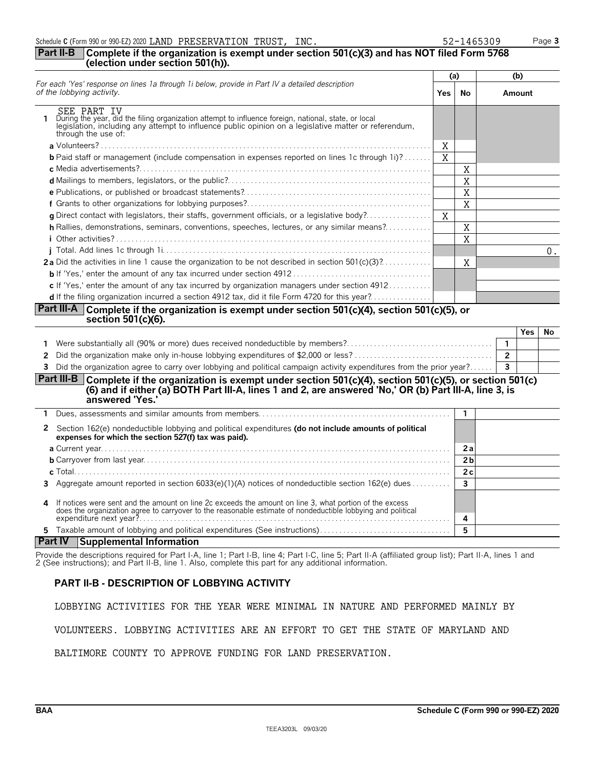Schedule C (Form 990 or 990-EZ) 2020 LAND PRESERVATION TRUST, INC. 52-1465309

## Part II-B Complete if the organization is exempt under section 501(c)(3) and has NOT filed Form 5768 (election under section 501(h)).

| *For each 'Yes' response on lines 1a through 1i below, provide in Part IV a detailed description of the lobbying activity.* | (a) Yes | (a) No | (b) Amount |
|---|---|---|---|
| **1** During the year, did the filing organization attempt to influence foreign, national, state, or local legislation, including any attempt to influence public opinion on a legislative matter or referendum, through the use of: SEE PART IV | | | |
| **a** Volunteers? | X | | |
| **b** Paid staff or management (include compensation in expenses reported on lines 1c through 1i)? | X | | |
| **c** Media advertisements? | | X | |
| **d** Mailings to members, legislators, or the public? | | X | |
| **e** Publications, or published or broadcast statements? | | X | |
| **f** Grants to other organizations for lobbying purposes? | | X | |
| **g** Direct contact with legislators, their staffs, government officials, or a legislative body? | X | | |
| **h** Rallies, demonstrations, seminars, conventions, speeches, lectures, or any similar means? | | X | |
| **i** Other activities? | | X | |
| **j** Total. Add lines 1c through 1i | | | 0. |
| **2a** Did the activities in line 1 cause the organization to be not described in section 501(c)(3)? | | X | |
| **b** If 'Yes,' enter the amount of any tax incurred under section 4912 | | | |
| **c** If 'Yes,' enter the amount of any tax incurred by organization managers under section 4912 | | | |
| **d** If the filing organization incurred a section 4912 tax, did it file Form 4720 for this year? | | | |

## Part III-A Complete if the organization is exempt under section 501(c)(4), section 501(c)(5), or section 501(c)(6).

| | | | Yes | No |
|---|---|---|---|---|
| **1** | Were substantially all (90% or more) dues received nondeductible by members? | 1 | | |
| **2** | Did the organization make only in-house lobbying expenditures of $2,000 or less? | 2 | | |
| **3** | Did the organization agree to carry over lobbying and political campaign activity expenditures from the prior year? | 3 | | |

## Part III-B Complete if the organization is exempt under section 501(c)(4), section 501(c)(5), or section 501(c)(6) and if either (a) BOTH Part III-A, lines 1 and 2, are answered 'No,' OR (b) Part III-A, line 3, is answered 'Yes.'

| | | | |
|---|---|---|---|
| **1** | Dues, assessments and similar amounts from members | 1 | |
| **2** | Section 162(e) nondeductible lobbying and political expenditures **(do not include amounts of political expenses for which the section 527(f) tax was paid).** | | |
| | **a** Current year | 2a | |
| | **b** Carryover from last year | 2b | |
| | **c** Total | 2c | |
| **3** | Aggregate amount reported in section 6033(e)(1)(A) notices of nondeductible section 162(e) dues | 3 | |
| **4** | If notices were sent and the amount on line 2c exceeds the amount on line 3, what portion of the excess does the organization agree to carryover to the reasonable estimate of nondeductible lobbying and political expenditure next year? | 4 | |
| **5** | Taxable amount of lobbying and political expenditures (See instructions) | 5 | |

## Part IV Supplemental Information

Provide the descriptions required for Part I-A, line 1; Part I-B, line 4; Part I-C, line 5; Part II-A (affiliated group list); Part II-A, lines 1 and 2 (See instructions); and Part II-B, line 1. Also, complete this part for any additional information.

### PART II-B - DESCRIPTION OF LOBBYING ACTIVITY

LOBBYING ACTIVITIES FOR THE YEAR WERE MINIMAL IN NATURE AND PERFORMED MAINLY BY VOLUNTEERS. LOBBYING ACTIVITIES ARE AN EFFORT TO GET THE STATE OF MARYLAND AND BALTIMORE COUNTY TO APPROVE FUNDING FOR LAND PRESERVATION.

BAA Schedule C (Form 990 or 990-EZ) 2020

TEEA3203L 09/03/20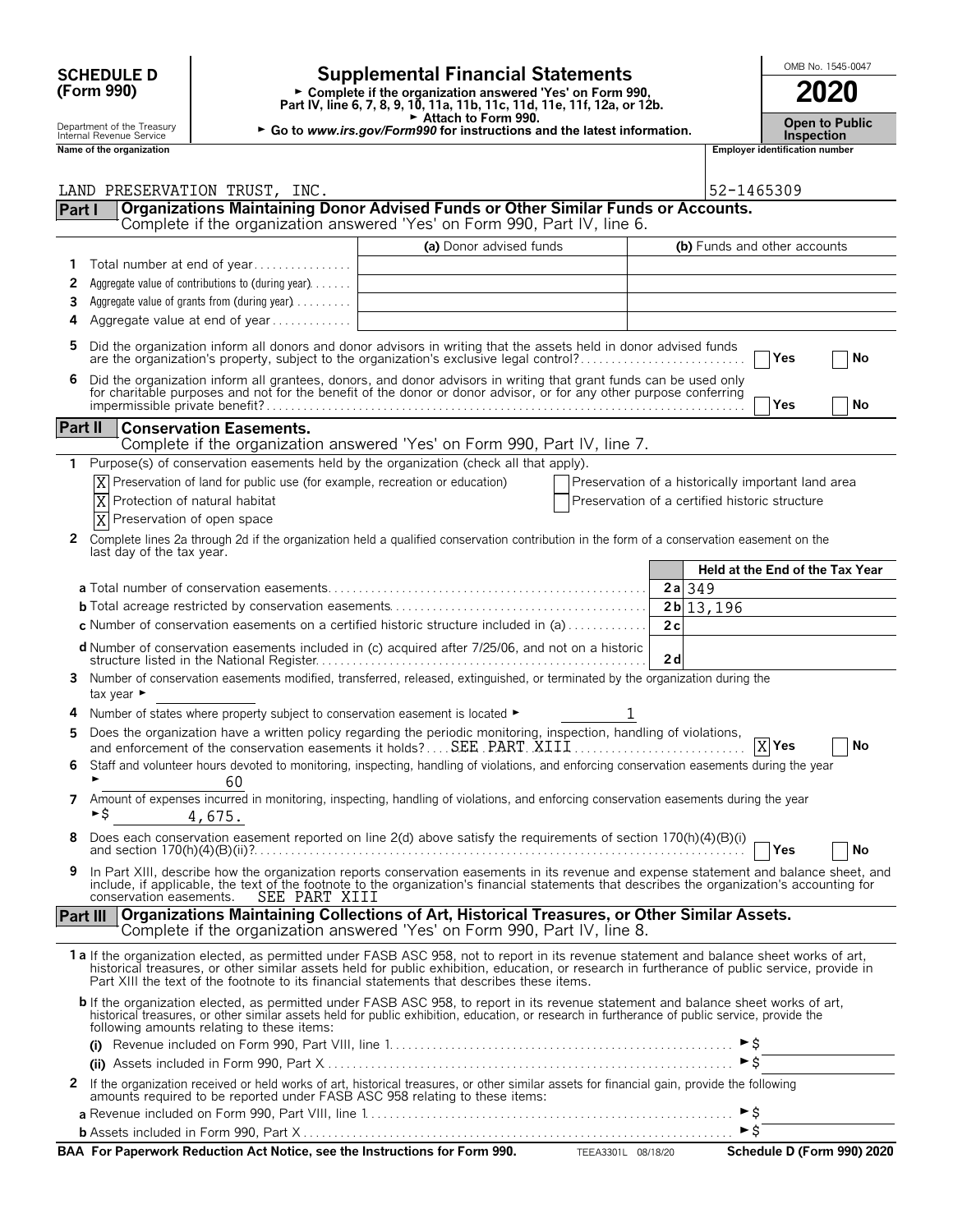# SCHEDULE D (Form 990)

# Supplemental Financial Statements

► Complete if the organization answered 'Yes' on Form 990, Part IV, line 6, 7, 8, 9, 10, 11a, 11b, 11c, 11d, 11e, 11f, 12a, or 12b.
► Attach to Form 990.
► Go to www.irs.gov/Form990 for instructions and the latest information.

OMB No. 1545-0047

**2020**

**Open to Public Inspection**

Department of the Treasury
Internal Revenue Service

**Name of the organization:** LAND PRESERVATION TRUST, INC.

**Employer identification number:** 52-1465309

## Part I Organizations Maintaining Donor Advised Funds or Other Similar Funds or Accounts.

Complete if the organization answered 'Yes' on Form 990, Part IV, line 6.

| | | (a) Donor advised funds | (b) Funds and other accounts |
|---|---|---|---|
| 1 | Total number at end of year | | |
| 2 | Aggregate value of contributions to (during year) | | |
| 3 | Aggregate value of grants from (during year) | | |
| 4 | Aggregate value at end of year | | |

5 Did the organization inform all donors and donor advisors in writing that the assets held in donor advised funds are the organization's property, subject to the organization's exclusive legal control? ☐ Yes ☐ No

6 Did the organization inform all grantees, donors, and donor advisors in writing that grant funds can be used only for charitable purposes and not for the benefit of the donor or donor advisor, or for any other purpose conferring impermissible private benefit? ☐ Yes ☐ No

## Part II Conservation Easements.

Complete if the organization answered 'Yes' on Form 990, Part IV, line 7.

1 Purpose(s) of conservation easements held by the organization (check all that apply).

- [X] Preservation of land for public use (for example, recreation or education)
- [X] Protection of natural habitat
- [X] Preservation of open space
- [ ] Preservation of a historically important land area
- [ ] Preservation of a certified historic structure

2 Complete lines 2a through 2d if the organization held a qualified conservation contribution in the form of a conservation easement on the last day of the tax year.

| | | | Held at the End of the Tax Year |
|---|---|---|---|
| a | Total number of conservation easements | 2a | 349 |
| b | Total acreage restricted by conservation easements | 2b | 13,196 |
| c | Number of conservation easements on a certified historic structure included in (a) | 2c | |
| d | Number of conservation easements included in (c) acquired after 7/25/06, and not on a historic structure listed in the National Register | 2d | |

3 Number of conservation easements modified, transferred, released, extinguished, or terminated by the organization during the tax year ►

4 Number of states where property subject to conservation easement is located ► 1

5 Does the organization have a written policy regarding the periodic monitoring, inspection, handling of violations, and enforcement of the conservation easements it holds? SEE PART XIII ☒ Yes ☐ No

6 Staff and volunteer hours devoted to monitoring, inspecting, handling of violations, and enforcing conservation easements during the year ► 60

7 Amount of expenses incurred in monitoring, inspecting, handling of violations, and enforcing conservation easements during the year ► $ 4,675.

8 Does each conservation easement reported on line 2(d) above satisfy the requirements of section 170(h)(4)(B)(i) and section 170(h)(4)(B)(ii)? ☐ Yes ☐ No

9 In Part XIII, describe how the organization reports conservation easements in its revenue and expense statement and balance sheet, and include, if applicable, the text of the footnote to the organization's financial statements that describes the organization's accounting for conservation easements. SEE PART XIII

## Part III Organizations Maintaining Collections of Art, Historical Treasures, or Other Similar Assets.

Complete if the organization answered 'Yes' on Form 990, Part IV, line 8.

1a If the organization elected, as permitted under FASB ASC 958, not to report in its revenue statement and balance sheet works of art, historical treasures, or other similar assets held for public exhibition, education, or research in furtherance of public service, provide in Part XIII the text of the footnote to its financial statements that describes these items.

b If the organization elected, as permitted under FASB ASC 958, to report in its revenue statement and balance sheet works of art, historical treasures, or other similar assets held for public exhibition, education, or research in furtherance of public service, provide the following amounts relating to these items:

(i) Revenue included on Form 990, Part VIII, line 1 ► $

(ii) Assets included in Form 990, Part X ► $

2 If the organization received or held works of art, historical treasures, or other similar assets for financial gain, provide the following amounts required to be reported under FASB ASC 958 relating to these items:

a Revenue included on Form 990, Part VIII, line 1 ► $

b Assets included in Form 990, Part X ► $

**BAA For Paperwork Reduction Act Notice, see the Instructions for Form 990.** TEEA3301L 08/18/20 **Schedule D (Form 990) 2020**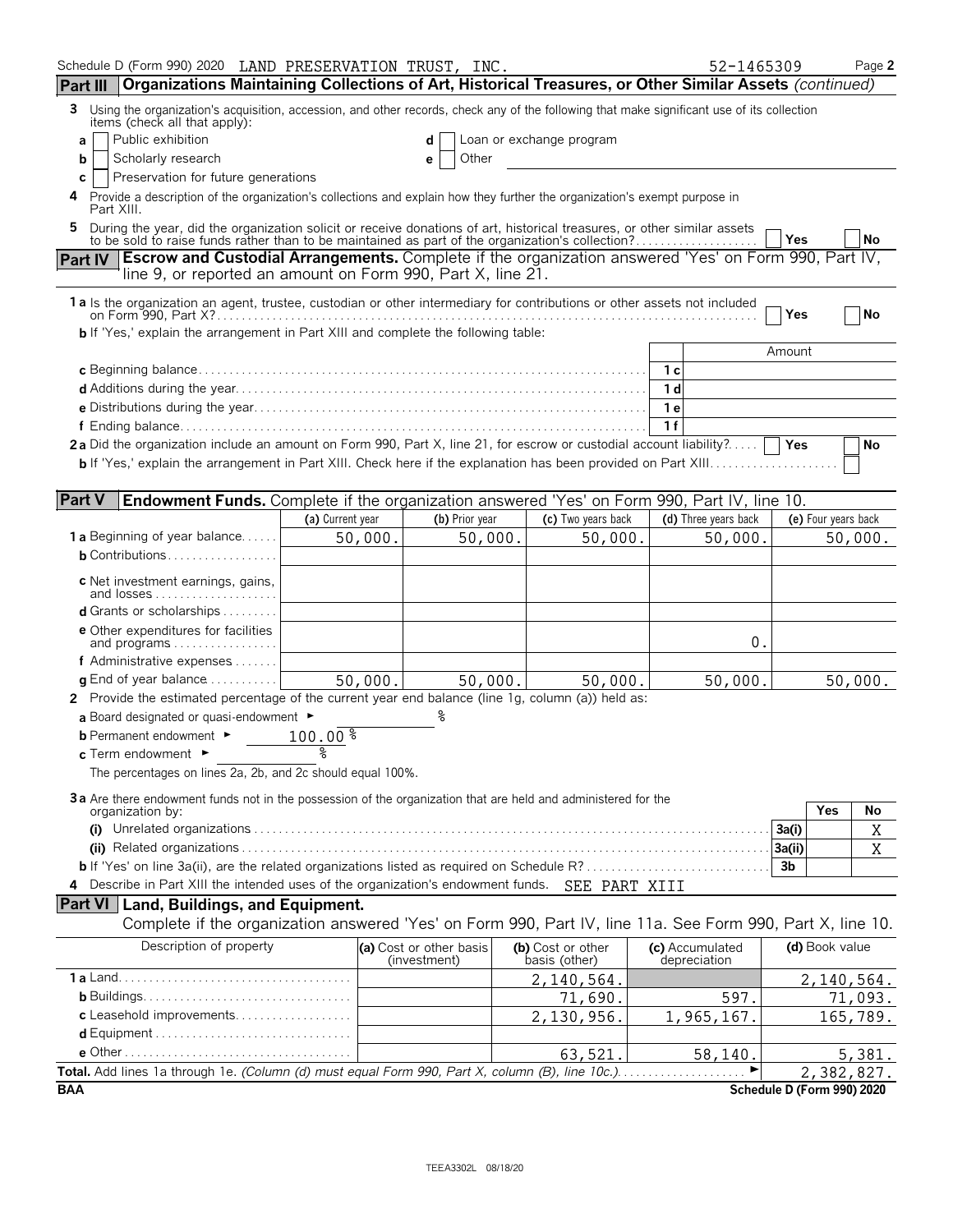Schedule D (Form 990) 2020 LAND PRESERVATION TRUST, INC. 52-1465309 Page 2

## Part III Organizations Maintaining Collections of Art, Historical Treasures, or Other Similar Assets *(continued)*

**3** Using the organization's acquisition, accession, and other records, check any of the following that make significant use of its collection items (check all that apply):

- **a** ☐ Public exhibition
- **b** ☐ Scholarly research
- **c** ☐ Preservation for future generations
- **d** ☐ Loan or exchange program
- **e** ☐ Other

**4** Provide a description of the organization's collections and explain how they further the organization's exempt purpose in Part XIII.

**5** During the year, did the organization solicit or receive donations of art, historical treasures, or other similar assets to be sold to raise funds rather than to be maintained as part of the organization's collection? ☐ Yes ☐ No

## Part IV Escrow and Custodial Arrangements.

Complete if the organization answered 'Yes' on Form 990, Part IV, line 9, or reported an amount on Form 990, Part X, line 21.

**1a** Is the organization an agent, trustee, custodian or other intermediary for contributions or other assets not included on Form 990, Part X? ☐ Yes ☐ No

**b** If 'Yes,' explain the arrangement in Part XIII and complete the following table:

| | | Amount |
|---|---|---|
| **c** Beginning balance | 1c | |
| **d** Additions during the year | 1d | |
| **e** Distributions during the year | 1e | |
| **f** Ending balance | 1f | |

**2a** Did the organization include an amount on Form 990, Part X, line 21, for escrow or custodial account liability? ☐ Yes ☐ No

**b** If 'Yes,' explain the arrangement in Part XIII. Check here if the explanation has been provided on Part XIII ☐

## Part V Endowment Funds.

Complete if the organization answered 'Yes' on Form 990, Part IV, line 10.

| | (a) Current year | (b) Prior year | (c) Two years back | (d) Three years back | (e) Four years back |
|---|---|---|---|---|---|
| **1a** Beginning of year balance | 50,000. | 50,000. | 50,000. | 50,000. | 50,000. |
| **b** Contributions | | | | | |
| **c** Net investment earnings, gains, and losses | | | | | |
| **d** Grants or scholarships | | | | | |
| **e** Other expenditures for facilities and programs | | | | 0. | |
| **f** Administrative expenses | | | | | |
| **g** End of year balance | 50,000. | 50,000. | 50,000. | 50,000. | 50,000. |

**2** Provide the estimated percentage of the current year end balance (line 1g, column (a)) held as:

- **a** Board designated or quasi-endowment ► %
- **b** Permanent endowment ► 100.00 %
- **c** Term endowment ► %

The percentages on lines 2a, 2b, and 2c should equal 100%.

**3a** Are there endowment funds not in the possession of the organization that are held and administered for the organization by:

| | | Yes | No |
|---|---|---|---|
| **(i)** Unrelated organizations | 3a(i) | | X |
| **(ii)** Related organizations | 3a(ii) | | X |
| **b** If 'Yes' on line 3a(ii), are the related organizations listed as required on Schedule R? | 3b | | |

**4** Describe in Part XIII the intended uses of the organization's endowment funds. SEE PART XIII

## Part VI Land, Buildings, and Equipment.

Complete if the organization answered 'Yes' on Form 990, Part IV, line 11a. See Form 990, Part X, line 10.

| Description of property | (a) Cost or other basis (investment) | (b) Cost or other basis (other) | (c) Accumulated depreciation | (d) Book value |
|---|---|---|---|---|
| **1a** Land | | 2,140,564. | | 2,140,564. |
| **b** Buildings | | 71,690. | 597. | 71,093. |
| **c** Leasehold improvements | | 2,130,956. | 1,965,167. | 165,789. |
| **d** Equipment | | | | |
| **e** Other | | 63,521. | 58,140. | 5,381. |
| **Total.** Add lines 1a through 1e. *(Column (d) must equal Form 990, Part X, column (B), line 10c.)* | | | | 2,382,827. |

BAA Schedule D (Form 990) 2020

TEEA3302L 08/18/20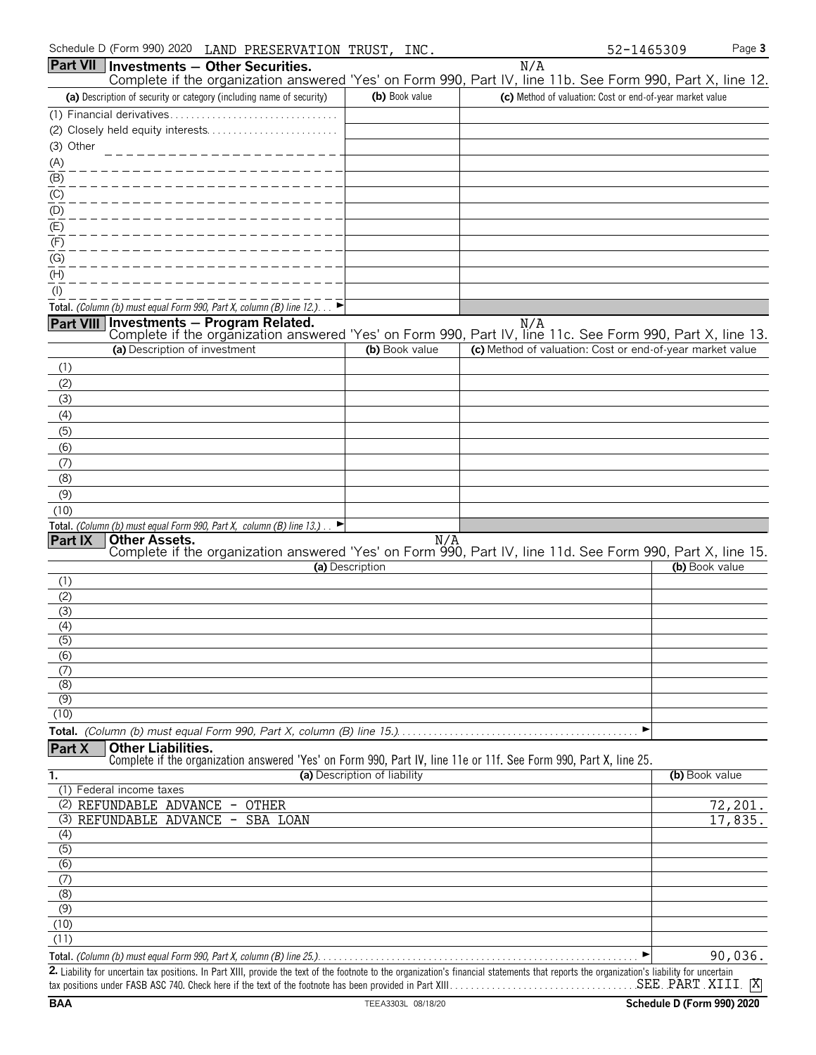Schedule D (Form 990) 2020 LAND PRESERVATION TRUST, INC. 52-1465309

## Part VII Investments — Other Securities.

N/A

Complete if the organization answered 'Yes' on Form 990, Part IV, line 11b. See Form 990, Part X, line 12.

| (a) Description of security or category (including name of security) | (b) Book value | (c) Method of valuation: Cost or end-of-year market value |
|---|---|---|
| (1) Financial derivatives | | |
| (2) Closely held equity interests | | |
| (3) Other | | |
| (A) | | |
| (B) | | |
| (C) | | |
| (D) | | |
| (E) | | |
| (F) | | |
| (G) | | |
| (H) | | |
| (I) | | |
| **Total.** *(Column (b) must equal Form 990, Part X, column (B) line 12.)* ► | | |

## Part VIII Investments — Program Related.

N/A

Complete if the organization answered 'Yes' on Form 990, Part IV, line 11c. See Form 990, Part X, line 13.

| (a) Description of investment | (b) Book value | (c) Method of valuation: Cost or end-of-year market value |
|---|---|---|
| (1) | | |
| (2) | | |
| (3) | | |
| (4) | | |
| (5) | | |
| (6) | | |
| (7) | | |
| (8) | | |
| (9) | | |
| (10) | | |
| **Total.** *(Column (b) must equal Form 990, Part X, column (B) line 13.)* ► | | |

## Part IX Other Assets.

N/A

Complete if the organization answered 'Yes' on Form 990, Part IV, line 11d. See Form 990, Part X, line 15.

| (a) Description | (b) Book value |
|---|---|
| (1) | |
| (2) | |
| (3) | |
| (4) | |
| (5) | |
| (6) | |
| (7) | |
| (8) | |
| (9) | |
| (10) | |
| **Total.** *(Column (b) must equal Form 990, Part X, column (B) line 15.)* ► | |

## Part X Other Liabilities.

Complete if the organization answered 'Yes' on Form 990, Part IV, line 11e or 11f. See Form 990, Part X, line 25.

| 1. (a) Description of liability | (b) Book value |
|---|---|
| (1) Federal income taxes | |
| (2) REFUNDABLE ADVANCE - OTHER | 72,201. |
| (3) REFUNDABLE ADVANCE - SBA LOAN | 17,835. |
| (4) | |
| (5) | |
| (6) | |
| (7) | |
| (8) | |
| (9) | |
| (10) | |
| (11) | |
| **Total.** *(Column (b) must equal Form 990, Part X, column (B) line 25.)* ► | 90,036. |

**2.** Liability for uncertain tax positions. In Part XIII, provide the text of the footnote to the organization's financial statements that reports the organization's liability for uncertain tax positions under FASB ASC 740. Check here if the text of the footnote has been provided in Part XIII SEE PART XIII [X]

BAA TEEA3303L 08/18/20 Schedule D (Form 990) 2020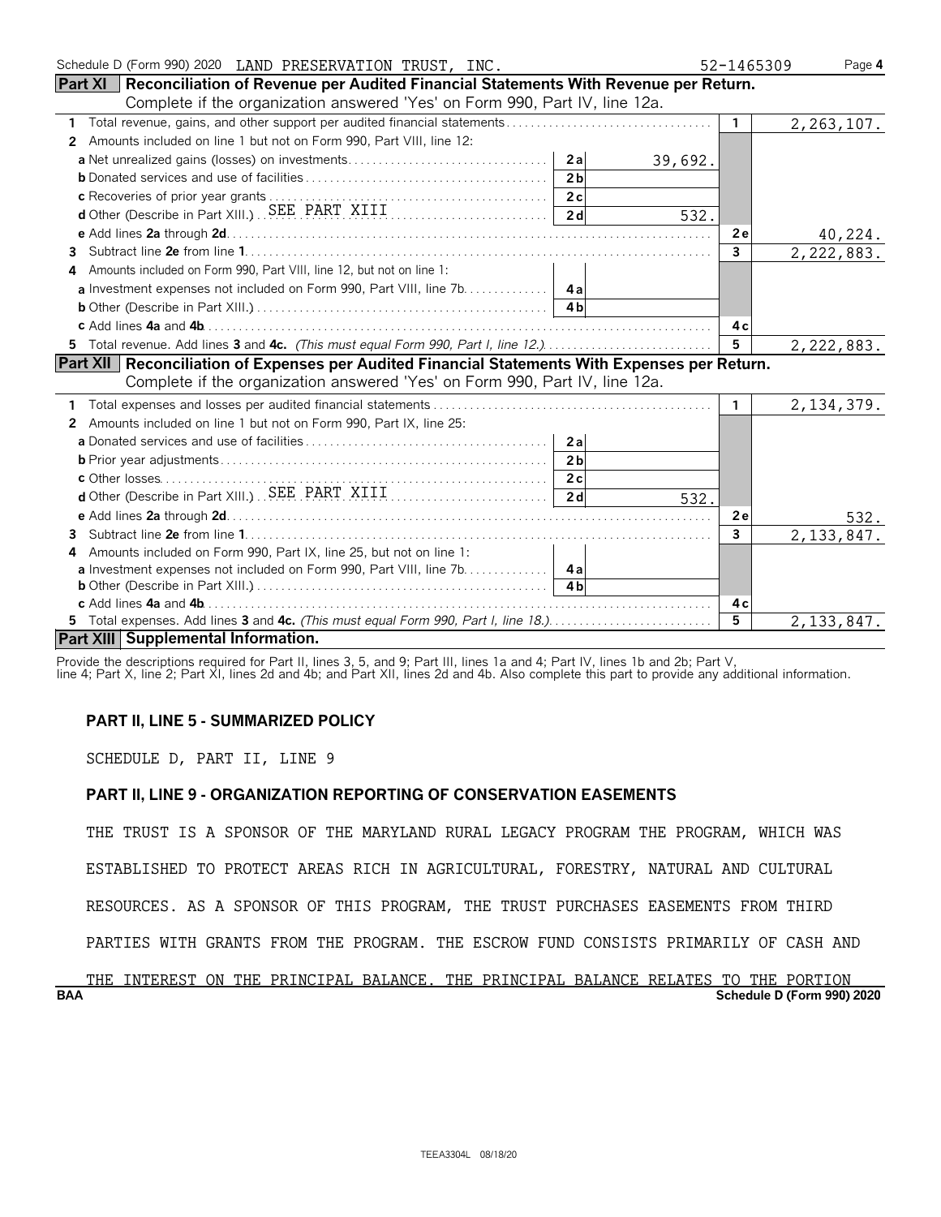Schedule D (Form 990) 2020 LAND PRESERVATION TRUST, INC. 52-1465309 Page 4

## Part XI Reconciliation of Revenue per Audited Financial Statements With Revenue per Return.

Complete if the organization answered 'Yes' on Form 990, Part IV, line 12a.

| | | | | |
|---|---|---|---|---|
| **1** Total revenue, gains, and other support per audited financial statements | | | 1 | 2,263,107. |
| **2** Amounts included on line 1 but not on Form 990, Part VIII, line 12: | | | | |
| **a** Net unrealized gains (losses) on investments | 2a | 39,692. | | |
| **b** Donated services and use of facilities | 2b | | | |
| **c** Recoveries of prior year grants | 2c | | | |
| **d** Other (Describe in Part XIII.) SEE PART XIII | 2d | 532. | | |
| **e** Add lines **2a** through **2d** | | | 2e | 40,224. |
| **3** Subtract line **2e** from line **1** | | | 3 | 2,222,883. |
| **4** Amounts included on Form 990, Part VIII, line 12, but not on line 1: | | | | |
| **a** Investment expenses not included on Form 990, Part VIII, line 7b | 4a | | | |
| **b** Other (Describe in Part XIII.) | 4b | | | |
| **c** Add lines **4a** and **4b** | | | 4c | |
| **5** Total revenue. Add lines **3** and **4c.** *(This must equal Form 990, Part I, line 12.)* | | | 5 | 2,222,883. |

## Part XII Reconciliation of Expenses per Audited Financial Statements With Expenses per Return.

Complete if the organization answered 'Yes' on Form 990, Part IV, line 12a.

| | | | | |
|---|---|---|---|---|
| **1** Total expenses and losses per audited financial statements | | | 1 | 2,134,379. |
| **2** Amounts included on line 1 but not on Form 990, Part IX, line 25: | | | | |
| **a** Donated services and use of facilities | 2a | | | |
| **b** Prior year adjustments | 2b | | | |
| **c** Other losses | 2c | | | |
| **d** Other (Describe in Part XIII.) SEE PART XIII | 2d | 532. | | |
| **e** Add lines **2a** through **2d** | | | 2e | 532. |
| **3** Subtract line **2e** from line **1** | | | 3 | 2,133,847. |
| **4** Amounts included on Form 990, Part IX, line 25, but not on line 1: | | | | |
| **a** Investment expenses not included on Form 990, Part VIII, line 7b | 4a | | | |
| **b** Other (Describe in Part XIII.) | 4b | | | |
| **c** Add lines **4a** and **4b** | | | 4c | |
| **5** Total expenses. Add lines **3** and **4c.** *(This must equal Form 990, Part I, line 18.)* | | | 5 | 2,133,847. |

## Part XIII Supplemental Information.

Provide the descriptions required for Part II, lines 3, 5, and 9; Part III, lines 1a and 4; Part IV, lines 1b and 2b; Part V, line 4; Part X, line 2; Part XI, lines 2d and 4b; and Part XII, lines 2d and 4b. Also complete this part to provide any additional information.

**PART II, LINE 5 - SUMMARIZED POLICY**

SCHEDULE D, PART II, LINE 9

**PART II, LINE 9 - ORGANIZATION REPORTING OF CONSERVATION EASEMENTS**

THE TRUST IS A SPONSOR OF THE MARYLAND RURAL LEGACY PROGRAM THE PROGRAM, WHICH WAS ESTABLISHED TO PROTECT AREAS RICH IN AGRICULTURAL, FORESTRY, NATURAL AND CULTURAL RESOURCES. AS A SPONSOR OF THIS PROGRAM, THE TRUST PURCHASES EASEMENTS FROM THIRD PARTIES WITH GRANTS FROM THE PROGRAM. THE ESCROW FUND CONSISTS PRIMARILY OF CASH AND THE INTEREST ON THE PRINCIPAL BALANCE. THE PRINCIPAL BALANCE RELATES TO THE PORTION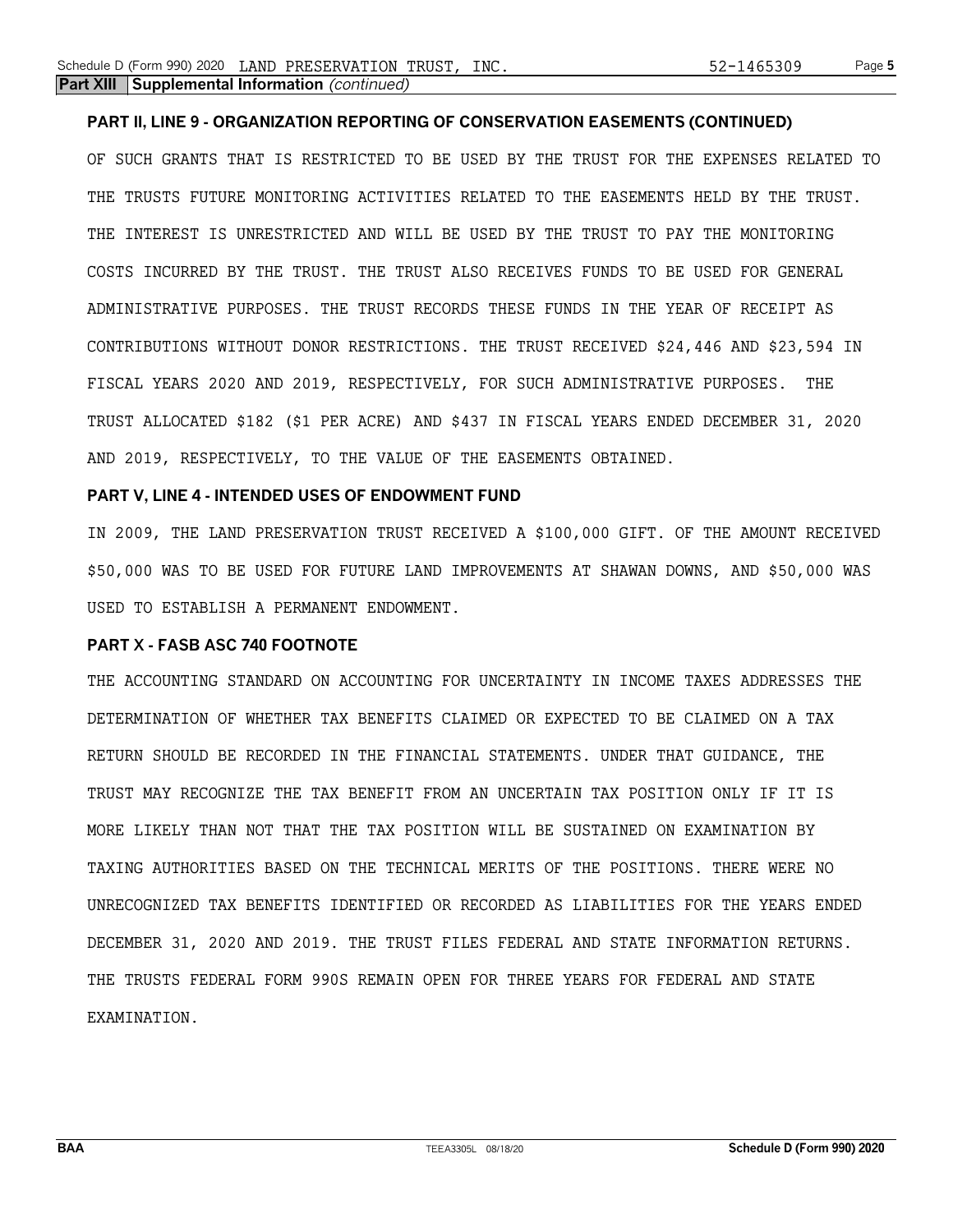## Part XIII Supplemental Information *(continued)*

**PART II, LINE 9 - ORGANIZATION REPORTING OF CONSERVATION EASEMENTS (CONTINUED)**

OF SUCH GRANTS THAT IS RESTRICTED TO BE USED BY THE TRUST FOR THE EXPENSES RELATED TO THE TRUSTS FUTURE MONITORING ACTIVITIES RELATED TO THE EASEMENTS HELD BY THE TRUST. THE INTEREST IS UNRESTRICTED AND WILL BE USED BY THE TRUST TO PAY THE MONITORING COSTS INCURRED BY THE TRUST. THE TRUST ALSO RECEIVES FUNDS TO BE USED FOR GENERAL ADMINISTRATIVE PURPOSES. THE TRUST RECORDS THESE FUNDS IN THE YEAR OF RECEIPT AS CONTRIBUTIONS WITHOUT DONOR RESTRICTIONS. THE TRUST RECEIVED $24,446 AND $23,594 IN FISCAL YEARS 2020 AND 2019, RESPECTIVELY, FOR SUCH ADMINISTRATIVE PURPOSES. THE TRUST ALLOCATED $182 ($1 PER ACRE) AND $437 IN FISCAL YEARS ENDED DECEMBER 31, 2020 AND 2019, RESPECTIVELY, TO THE VALUE OF THE EASEMENTS OBTAINED.

**PART V, LINE 4 - INTENDED USES OF ENDOWMENT FUND**

IN 2009, THE LAND PRESERVATION TRUST RECEIVED A $100,000 GIFT. OF THE AMOUNT RECEIVED $50,000 WAS TO BE USED FOR FUTURE LAND IMPROVEMENTS AT SHAWAN DOWNS, AND $50,000 WAS USED TO ESTABLISH A PERMANENT ENDOWMENT.

**PART X - FASB ASC 740 FOOTNOTE**

THE ACCOUNTING STANDARD ON ACCOUNTING FOR UNCERTAINTY IN INCOME TAXES ADDRESSES THE DETERMINATION OF WHETHER TAX BENEFITS CLAIMED OR EXPECTED TO BE CLAIMED ON A TAX RETURN SHOULD BE RECORDED IN THE FINANCIAL STATEMENTS. UNDER THAT GUIDANCE, THE TRUST MAY RECOGNIZE THE TAX BENEFIT FROM AN UNCERTAIN TAX POSITION ONLY IF IT IS MORE LIKELY THAN NOT THAT THE TAX POSITION WILL BE SUSTAINED ON EXAMINATION BY TAXING AUTHORITIES BASED ON THE TECHNICAL MERITS OF THE POSITIONS. THERE WERE NO UNRECOGNIZED TAX BENEFITS IDENTIFIED OR RECORDED AS LIABILITIES FOR THE YEARS ENDED DECEMBER 31, 2020 AND 2019. THE TRUST FILES FEDERAL AND STATE INFORMATION RETURNS. THE TRUSTS FEDERAL FORM 990S REMAIN OPEN FOR THREE YEARS FOR FEDERAL AND STATE EXAMINATION.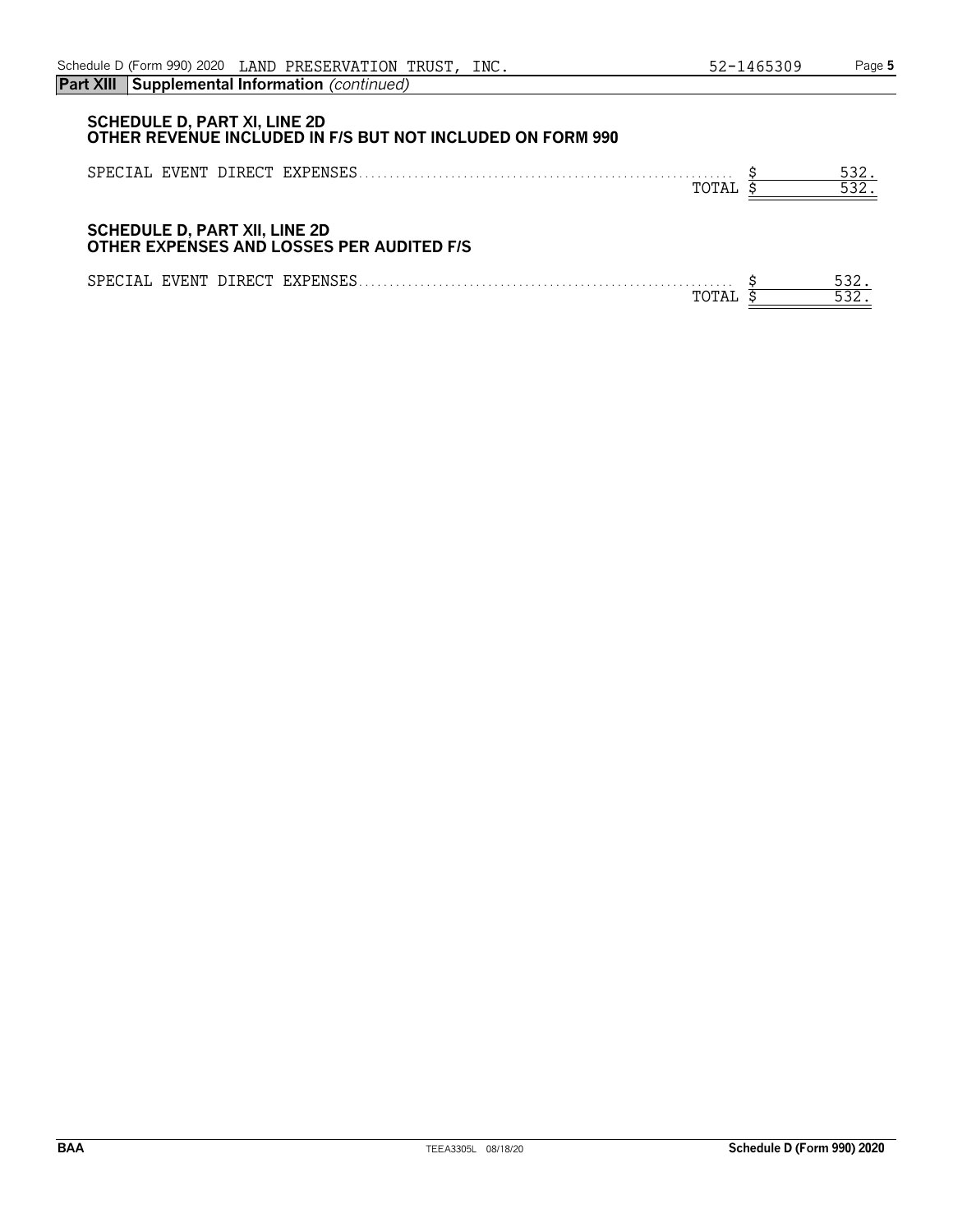**Part XIII Supplemental Information** *(continued)*

### SCHEDULE D, PART XI, LINE 2D
### OTHER REVENUE INCLUDED IN F/S BUT NOT INCLUDED ON FORM 990

| | | |
|---|---|---|
| SPECIAL EVENT DIRECT EXPENSES | $ | 532. |
| TOTAL | $ | 532. |

### SCHEDULE D, PART XII, LINE 2D
### OTHER EXPENSES AND LOSSES PER AUDITED F/S

| | | |
|---|---|---|
| SPECIAL EVENT DIRECT EXPENSES | $ | 532. |
| TOTAL | $ | 532. |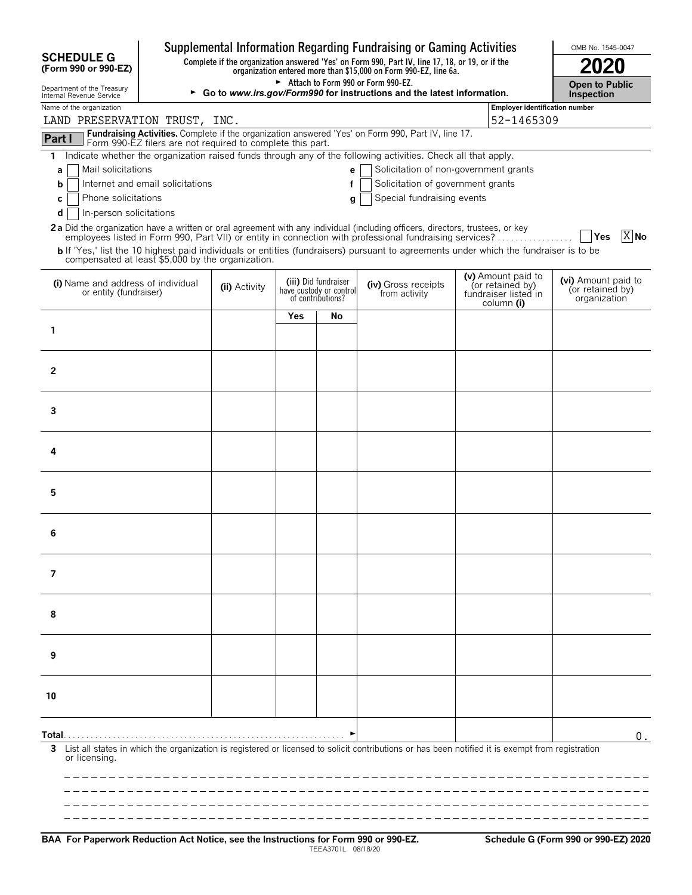**SCHEDULE G (Form 990 or 990-EZ)**

Department of the Treasury
Internal Revenue Service

# Supplemental Information Regarding Fundraising or Gaming Activities

**Complete if the organization answered 'Yes' on Form 990, Part IV, line 17, 18, or 19, or if the organization entered more than $15,000 on Form 990-EZ, line 6a.**

► Attach to Form 990 or Form 990-EZ.

► **Go to *www.irs.gov/Form990* for instructions and the latest information.**

OMB No. 1545-0047

**2020**

**Open to Public Inspection**

Name of the organization: LAND PRESERVATION TRUST, INC.

Employer identification number: 52-1465309

**Part I** **Fundraising Activities.** Complete if the organization answered 'Yes' on Form 990, Part IV, line 17. Form 990-EZ filers are not required to complete this part.

1 Indicate whether the organization raised funds through any of the following activities. Check all that apply.

- a [ ] Mail solicitations
- b [ ] Internet and email solicitations
- c [ ] Phone solicitations
- d [ ] In-person solicitations
- e [ ] Solicitation of non-government grants
- f [ ] Solicitation of government grants
- g [ ] Special fundraising events

**2a** Did the organization have a written or oral agreement with any individual (including officers, directors, trustees, or key employees listed in Form 990, Part VII) or entity in connection with professional fundraising services? [ ] **Yes** [X] **No**

**b** If 'Yes,' list the 10 highest paid individuals or entities (fundraisers) pursuant to agreements under which the fundraiser is to be compensated at least $5,000 by the organization.

| (i) Name and address of individual or entity (fundraiser) | (ii) Activity | (iii) Did fundraiser have custody or control of contributions? Yes | No | (iv) Gross receipts from activity | (v) Amount paid to (or retained by) fundraiser listed in column (i) | (vi) Amount paid to (or retained by) organization |
|---|---|---|---|---|---|---|
| 1 | | | | | | |
| 2 | | | | | | |
| 3 | | | | | | |
| 4 | | | | | | |
| 5 | | | | | | |
| 6 | | | | | | |
| 7 | | | | | | |
| 8 | | | | | | |
| 9 | | | | | | |
| 10 | | | | | | |
| **Total** ► | | | | | | 0. |

3 List all states in which the organization is registered or licensed to solicit contributions or has been notified it is exempt from registration or licensing.

**BAA For Paperwork Reduction Act Notice, see the Instructions for Form 990 or 990-EZ.** TEEA3701L 08/18/20 **Schedule G (Form 990 or 990-EZ) 2020**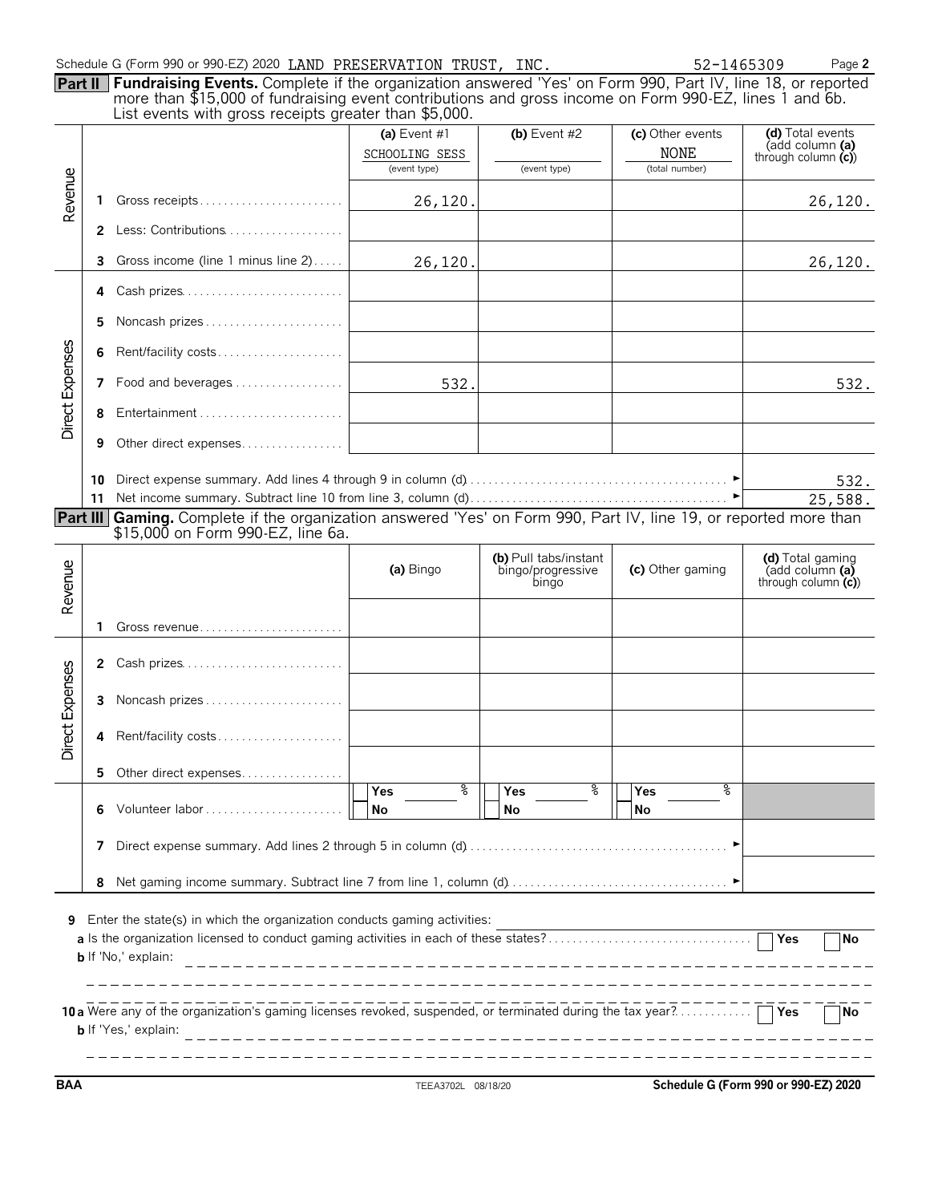Schedule G (Form 990 or 990-EZ) 2020 LAND PRESERVATION TRUST, INC. 52-1465309 Page **2**

**Part II** **Fundraising Events.** Complete if the organization answered 'Yes' on Form 990, Part IV, line 18, or reported more than $15,000 of fundraising event contributions and gross income on Form 990-EZ, lines 1 and 6b. List events with gross receipts greater than $5,000.

| | | | (a) Event #1 SCHOOLING SESS (event type) | (b) Event #2 (event type) | (c) Other events NONE (total number) | (d) Total events (add column (a) through column (c)) |
|---|---|---|---|---|---|---|
| Revenue | 1 | Gross receipts | 26,120. | | | 26,120. |
| | 2 | Less: Contributions | | | | |
| | 3 | Gross income (line 1 minus line 2) | 26,120. | | | 26,120. |
| Direct Expenses | 4 | Cash prizes | | | | |
| | 5 | Noncash prizes | | | | |
| | 6 | Rent/facility costs | | | | |
| | 7 | Food and beverages | 532. | | | 532. |
| | 8 | Entertainment | | | | |
| | 9 | Other direct expenses | | | | |
| | 10 | Direct expense summary. Add lines 4 through 9 in column (d) | | | | 532. |
| | 11 | Net income summary. Subtract line 10 from line 3, column (d) | | | | 25,588. |

**Part III** **Gaming.** Complete if the organization answered 'Yes' on Form 990, Part IV, line 19, or reported more than $15,000 on Form 990-EZ, line 6a.

| | | | (a) Bingo | (b) Pull tabs/instant bingo/progressive bingo | (c) Other gaming | (d) Total gaming (add column (a) through column (c)) |
|---|---|---|---|---|---|---|
| Revenue | 1 | Gross revenue | | | | |
| Direct Expenses | 2 | Cash prizes | | | | |
| | 3 | Noncash prizes | | | | |
| | 4 | Rent/facility costs | | | | |
| | 5 | Other direct expenses | | | | |
| | 6 | Volunteer labor | Yes ___ % No | Yes ___ % No | Yes ___ % No | |
| | 7 | Direct expense summary. Add lines 2 through 5 in column (d) | | | | |
| | 8 | Net gaming income summary. Subtract line 7 from line 1, column (d) | | | | |

**9** Enter the state(s) in which the organization conducts gaming activities:

**a** Is the organization licensed to conduct gaming activities in each of these states? ☐ Yes ☐ No

**b** If 'No,' explain:

**10 a** Were any of the organization's gaming licenses revoked, suspended, or terminated during the tax year? ☐ Yes ☐ No

**b** If 'Yes,' explain:

BAA TEEA3702L 08/18/20 **Schedule G (Form 990 or 990-EZ) 2020**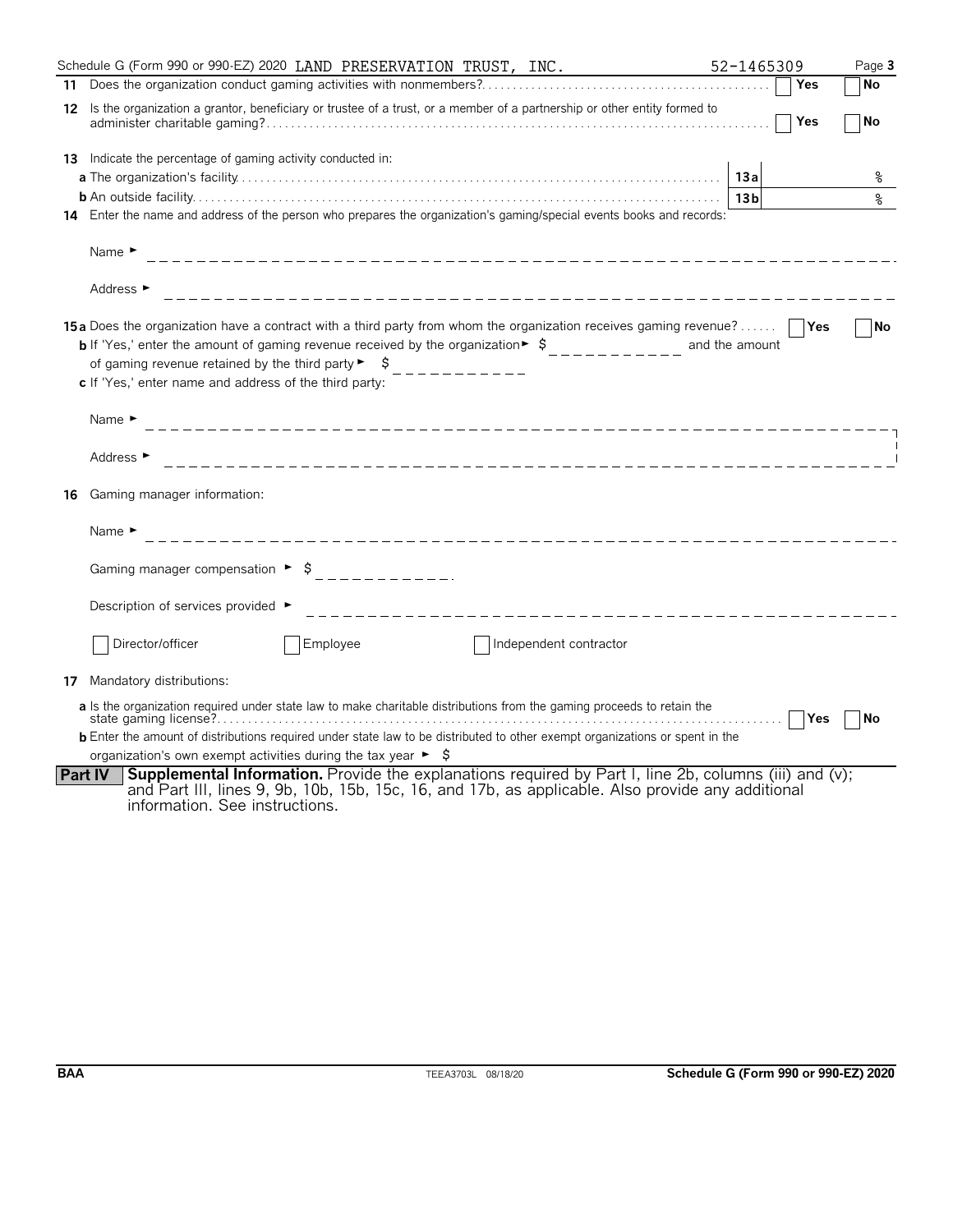Schedule G (Form 990 or 990-EZ) 2020 LAND PRESERVATION TRUST, INC. 52-1465309 Page **3**

**11** Does the organization conduct gaming activities with nonmembers? ☐ Yes ☐ No

**12** Is the organization a grantor, beneficiary or trustee of a trust, or a member of a partnership or other entity formed to administer charitable gaming? ☐ Yes ☐ No

**13** Indicate the percentage of gaming activity conducted in:

**a** The organization's facility . . . **13a** ____ %

**b** An outside facility . . . **13b** ____ %

**14** Enter the name and address of the person who prepares the organization's gaming/special events books and records:

Name ► ____________________

Address ► ____________________

**15a** Does the organization have a contract with a third party from whom the organization receives gaming revenue? ☐ Yes ☐ No

**b** If 'Yes,' enter the amount of gaming revenue received by the organization ► $ __________ and the amount of gaming revenue retained by the third party ► $ __________

**c** If 'Yes,' enter name and address of the third party:

Name ► ____________________

Address ► ____________________

**16** Gaming manager information:

Name ► ____________________

Gaming manager compensation ► $ __________

Description of services provided ► ____________________

☐ Director/officer ☐ Employee ☐ Independent contractor

**17** Mandatory distributions:

**a** Is the organization required under state law to make charitable distributions from the gaming proceeds to retain the state gaming license? ☐ Yes ☐ No

**b** Enter the amount of distributions required under state law to be distributed to other exempt organizations or spent in the organization's own exempt activities during the tax year ► $

**Part IV** **Supplemental Information.** Provide the explanations required by Part I, line 2b, columns (iii) and (v); and Part III, lines 9, 9b, 10b, 15b, 15c, 16, and 17b, as applicable. Also provide any additional information. See instructions.

BAA TEEA3703L 08/18/20 **Schedule G (Form 990 or 990-EZ) 2020**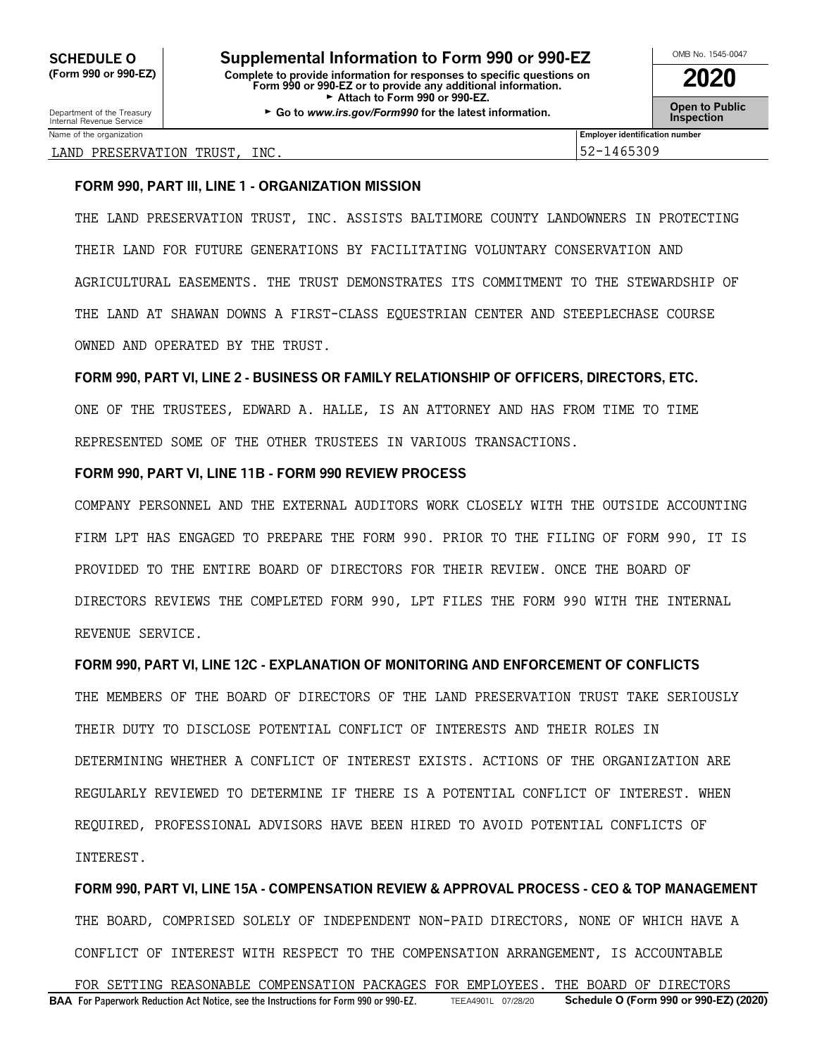**SCHEDULE O (Form 990 or 990-EZ)**

Department of the Treasury
Internal Revenue Service

# Supplemental Information to Form 990 or 990-EZ

**Complete to provide information for responses to specific questions on Form 990 or 990-EZ or to provide any additional information.**
► **Attach to Form 990 or 990-EZ.**
► **Go to *www.irs.gov/Form990* for the latest information.**

OMB No. 1545-0047

**2020**

**Open to Public Inspection**

| Name of the organization | Employer identification number |
|---|---|
| LAND PRESERVATION TRUST, INC. | 52-1465309 |

**FORM 990, PART III, LINE 1 - ORGANIZATION MISSION**

THE LAND PRESERVATION TRUST, INC. ASSISTS BALTIMORE COUNTY LANDOWNERS IN PROTECTING THEIR LAND FOR FUTURE GENERATIONS BY FACILITATING VOLUNTARY CONSERVATION AND AGRICULTURAL EASEMENTS. THE TRUST DEMONSTRATES ITS COMMITMENT TO THE STEWARDSHIP OF THE LAND AT SHAWAN DOWNS A FIRST-CLASS EQUESTRIAN CENTER AND STEEPLECHASE COURSE OWNED AND OPERATED BY THE TRUST.

**FORM 990, PART VI, LINE 2 - BUSINESS OR FAMILY RELATIONSHIP OF OFFICERS, DIRECTORS, ETC.**

ONE OF THE TRUSTEES, EDWARD A. HALLE, IS AN ATTORNEY AND HAS FROM TIME TO TIME REPRESENTED SOME OF THE OTHER TRUSTEES IN VARIOUS TRANSACTIONS.

**FORM 990, PART VI, LINE 11B - FORM 990 REVIEW PROCESS**

COMPANY PERSONNEL AND THE EXTERNAL AUDITORS WORK CLOSELY WITH THE OUTSIDE ACCOUNTING FIRM LPT HAS ENGAGED TO PREPARE THE FORM 990. PRIOR TO THE FILING OF FORM 990, IT IS PROVIDED TO THE ENTIRE BOARD OF DIRECTORS FOR THEIR REVIEW. ONCE THE BOARD OF DIRECTORS REVIEWS THE COMPLETED FORM 990, LPT FILES THE FORM 990 WITH THE INTERNAL REVENUE SERVICE.

**FORM 990, PART VI, LINE 12C - EXPLANATION OF MONITORING AND ENFORCEMENT OF CONFLICTS**

THE MEMBERS OF THE BOARD OF DIRECTORS OF THE LAND PRESERVATION TRUST TAKE SERIOUSLY THEIR DUTY TO DISCLOSE POTENTIAL CONFLICT OF INTERESTS AND THEIR ROLES IN DETERMINING WHETHER A CONFLICT OF INTEREST EXISTS. ACTIONS OF THE ORGANIZATION ARE REGULARLY REVIEWED TO DETERMINE IF THERE IS A POTENTIAL CONFLICT OF INTEREST. WHEN REQUIRED, PROFESSIONAL ADVISORS HAVE BEEN HIRED TO AVOID POTENTIAL CONFLICTS OF INTEREST.

**FORM 990, PART VI, LINE 15A - COMPENSATION REVIEW & APPROVAL PROCESS - CEO & TOP MANAGEMENT**

THE BOARD, COMPRISED SOLELY OF INDEPENDENT NON-PAID DIRECTORS, NONE OF WHICH HAVE A CONFLICT OF INTEREST WITH RESPECT TO THE COMPENSATION ARRANGEMENT, IS ACCOUNTABLE FOR SETTING REASONABLE COMPENSATION PACKAGES FOR EMPLOYEES. THE BOARD OF DIRECTORS

**BAA For Paperwork Reduction Act Notice, see the Instructions for Form 990 or 990-EZ.** TEEA4901L 07/28/20 **Schedule O (Form 990 or 990-EZ) (2020)**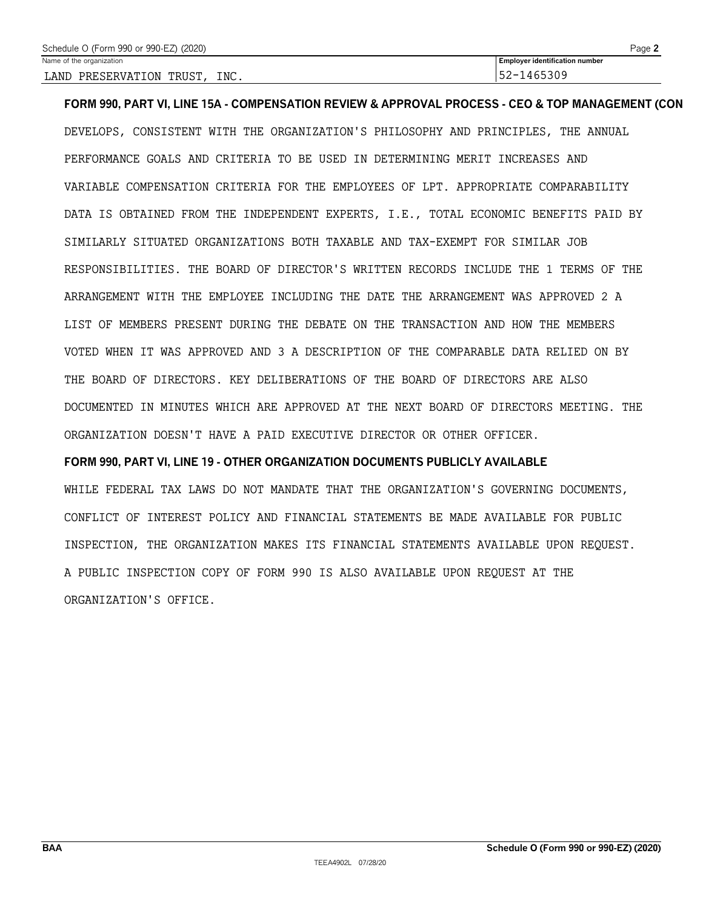Name of the organization: LAND PRESERVATION TRUST, INC.

Employer identification number: 52-1465309

**FORM 990, PART VI, LINE 15A - COMPENSATION REVIEW & APPROVAL PROCESS - CEO & TOP MANAGEMENT (CON**

DEVELOPS, CONSISTENT WITH THE ORGANIZATION'S PHILOSOPHY AND PRINCIPLES, THE ANNUAL PERFORMANCE GOALS AND CRITERIA TO BE USED IN DETERMINING MERIT INCREASES AND VARIABLE COMPENSATION CRITERIA FOR THE EMPLOYEES OF LPT. APPROPRIATE COMPARABILITY DATA IS OBTAINED FROM THE INDEPENDENT EXPERTS, I.E., TOTAL ECONOMIC BENEFITS PAID BY SIMILARLY SITUATED ORGANIZATIONS BOTH TAXABLE AND TAX-EXEMPT FOR SIMILAR JOB RESPONSIBILITIES. THE BOARD OF DIRECTOR'S WRITTEN RECORDS INCLUDE THE 1 TERMS OF THE ARRANGEMENT WITH THE EMPLOYEE INCLUDING THE DATE THE ARRANGEMENT WAS APPROVED 2 A LIST OF MEMBERS PRESENT DURING THE DEBATE ON THE TRANSACTION AND HOW THE MEMBERS VOTED WHEN IT WAS APPROVED AND 3 A DESCRIPTION OF THE COMPARABLE DATA RELIED ON BY THE BOARD OF DIRECTORS. KEY DELIBERATIONS OF THE BOARD OF DIRECTORS ARE ALSO DOCUMENTED IN MINUTES WHICH ARE APPROVED AT THE NEXT BOARD OF DIRECTORS MEETING. THE ORGANIZATION DOESN'T HAVE A PAID EXECUTIVE DIRECTOR OR OTHER OFFICER.

**FORM 990, PART VI, LINE 19 - OTHER ORGANIZATION DOCUMENTS PUBLICLY AVAILABLE**

WHILE FEDERAL TAX LAWS DO NOT MANDATE THAT THE ORGANIZATION'S GOVERNING DOCUMENTS, CONFLICT OF INTEREST POLICY AND FINANCIAL STATEMENTS BE MADE AVAILABLE FOR PUBLIC INSPECTION, THE ORGANIZATION MAKES ITS FINANCIAL STATEMENTS AVAILABLE UPON REQUEST. A PUBLIC INSPECTION COPY OF FORM 990 IS ALSO AVAILABLE UPON REQUEST AT THE ORGANIZATION'S OFFICE.